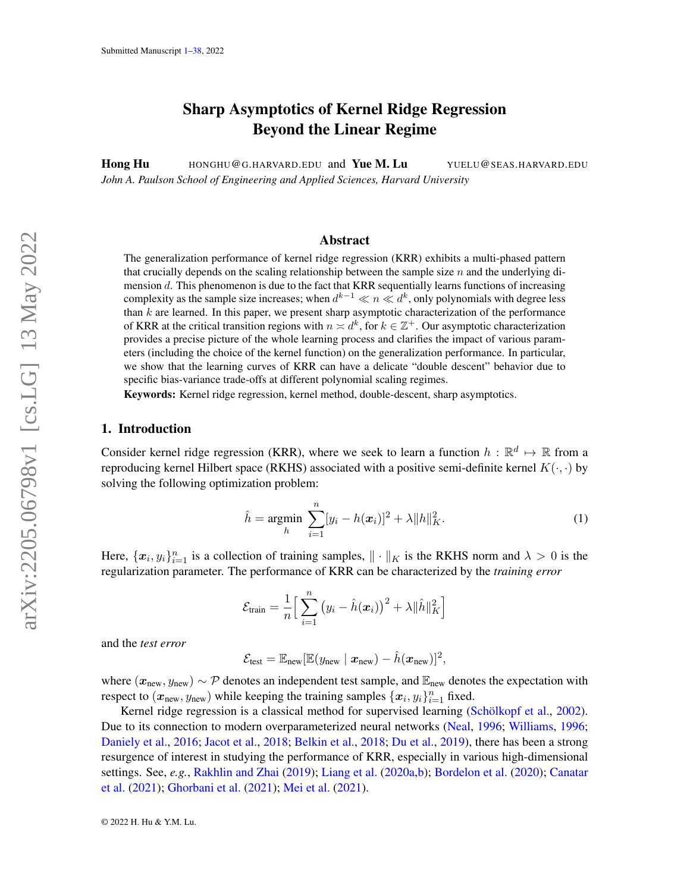# Sharp Asymptotics of Kernel Ridge Regression Beyond the Linear Regime

**Hong Hu** HONGHU@G.HARVARD.EDU and **Yue M. Lu** YUELU@SEAS.HARVARD.EDU

*John A. Paulson School of Engineering and Applied Sciences, Harvard University*

## Abstract

The generalization performance of kernel ridge regression (KRR) exhibits a multi-phased pattern that crucially depends on the scaling relationship between the sample size $n$ and the underlying dimension $d$. This phenomenon is due to the fact that KRR sequentially learns functions of increasing complexity as the sample size increases; when $d^{k-1} \ll n \ll d^k$, only polynomials with degree less than $k$ are learned. In this paper, we present sharp asymptotic characterization of the performance of KRR at the critical transition regions with $n \asymp d^k$, for $k \in \mathbb{Z}^+$. Our asymptotic characterization provides a precise picture of the whole learning process and clarifies the impact of various parameters (including the choice of the kernel function) on the generalization performance. In particular, we show that the learning curves of KRR can have a delicate "double descent" behavior due to specific bias-variance trade-offs at different polynomial scaling regimes.

**Keywords:** Kernel ridge regression, kernel method, double-descent, sharp asymptotics.

## 1. Introduction

Consider kernel ridge regression (KRR), where we seek to learn a function $h : \mathbb{R}^d \mapsto \mathbb{R}$ from a reproducing kernel Hilbert space (RKHS) associated with a positive semi-definite kernel $K(\cdot, \cdot)$ by solving the following optimization problem:

$$\hat{h} = \underset{h}{\operatorname{argmin}} \sum_{i=1}^{n} [y_i - h(\boldsymbol{x}_i)]^2 + \lambda \|h\|_K^2. \tag{1}$$

Here, $\{\boldsymbol{x}_i, y_i\}_{i=1}^n$ is a collection of training samples, $\|\cdot\|_K$ is the RKHS norm and $\lambda > 0$ is the regularization parameter. The performance of KRR can be characterized by the *training error*

$$\mathcal{E}_{\text{train}} = \frac{1}{n}\Big[\sum_{i=1}^{n} \big(y_i - \hat{h}(\boldsymbol{x}_i)\big)^2 + \lambda \|\hat{h}\|_K^2\Big]$$

and the *test error*

$$\mathcal{E}_{\text{test}} = \mathbb{E}_{\text{new}}[\mathbb{E}(y_{\text{new}} \mid \boldsymbol{x}_{\text{new}}) - \hat{h}(\boldsymbol{x}_{\text{new}})]^2,$$

where $(\boldsymbol{x}_{\text{new}}, y_{\text{new}}) \sim \mathcal{P}$ denotes an independent test sample, and $\mathbb{E}_{\text{new}}$ denotes the expectation with respect to $(\boldsymbol{x}_{\text{new}}, y_{\text{new}})$ while keeping the training samples $\{\boldsymbol{x}_i, y_i\}_{i=1}^n$ fixed.

Kernel ridge regression is a classical method for supervised learning (Schölkopf et al., 2002). Due to its connection to modern overparameterized neural networks (Neal, 1996; Williams, 1996; Daniely et al., 2016; Jacot et al., 2018; Belkin et al., 2018; Du et al., 2019), there has been a strong resurgence of interest in studying the performance of KRR, especially in various high-dimensional settings. See, *e.g.*, Rakhlin and Zhai (2019); Liang et al. (2020a,b); Bordelon et al. (2020); Canatar et al. (2021); Ghorbani et al. (2021); Mei et al. (2021).

© 2022 H. Hu & Y.M. Lu.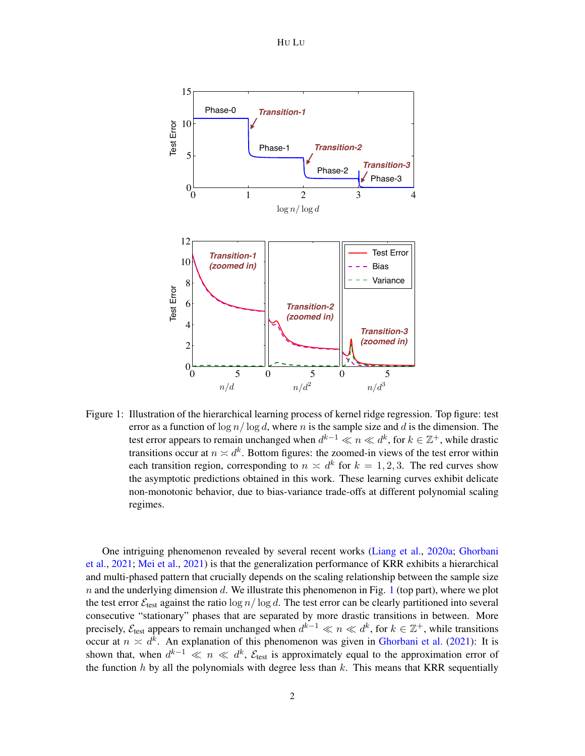Figure 1: Illustration of the hierarchical learning process of kernel ridge regression. Top figure: test error as a function of $\log n/\log d$, where $n$ is the sample size and $d$ is the dimension. The test error appears to remain unchanged when $d^{k-1} \ll n \ll d^k$, for $k \in \mathbb{Z}^+$, while drastic transitions occur at $n \asymp d^k$. Bottom figures: the zoomed-in views of the test error within each transition region, corresponding to $n \asymp d^k$ for $k = 1, 2, 3$. The red curves show the asymptotic predictions obtained in this work. These learning curves exhibit delicate non-monotonic behavior, due to bias-variance trade-offs at different polynomial scaling regimes.

One intriguing phenomenon revealed by several recent works (Liang et al., 2020a; Ghorbani et al., 2021; Mei et al., 2021) is that the generalization performance of KRR exhibits a hierarchical and multi-phased pattern that crucially depends on the scaling relationship between the sample size $n$ and the underlying dimension $d$. We illustrate this phenomenon in Fig. 1 (top part), where we plot the test error $\mathcal{E}_{\text{test}}$ against the ratio $\log n/\log d$. The test error can be clearly partitioned into several consecutive "stationary" phases that are separated by more drastic transitions in between. More precisely, $\mathcal{E}_{\text{test}}$ appears to remain unchanged when $d^{k-1} \ll n \ll d^k$, for $k \in \mathbb{Z}^+$, while transitions occur at $n \asymp d^k$. An explanation of this phenomenon was given in Ghorbani et al. (2021): It is shown that, when $d^{k-1} \ll n \ll d^k$, $\mathcal{E}_{\text{test}}$ is approximately equal to the approximation error of the function $h$ by all the polynomials with degree less than $k$. This means that KRR sequentially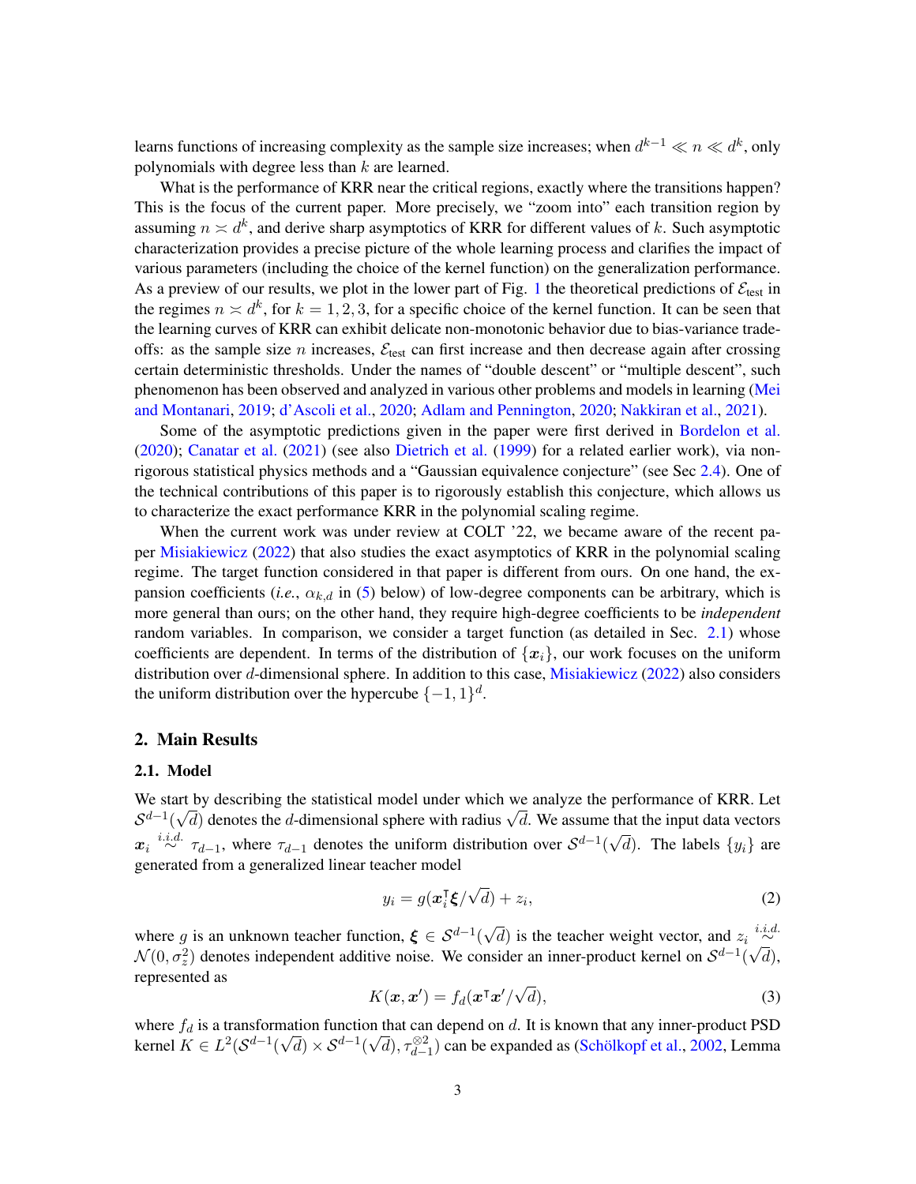learns functions of increasing complexity as the sample size increases; when $d^{k-1} \ll n \ll d^k$, only polynomials with degree less than $k$ are learned.

What is the performance of KRR near the critical regions, exactly where the transitions happen? This is the focus of the current paper. More precisely, we "zoom into" each transition region by assuming $n \asymp d^k$, and derive sharp asymptotics of KRR for different values of $k$. Such asymptotic characterization provides a precise picture of the whole learning process and clarifies the impact of various parameters (including the choice of the kernel function) on the generalization performance. As a preview of our results, we plot in the lower part of Fig. 1 the theoretical predictions of $\mathcal{E}_{\text{test}}$ in the regimes $n \asymp d^k$, for $k = 1, 2, 3$, for a specific choice of the kernel function. It can be seen that the learning curves of KRR can exhibit delicate non-monotonic behavior due to bias-variance trade-offs: as the sample size $n$ increases, $\mathcal{E}_{\text{test}}$ can first increase and then decrease again after crossing certain deterministic thresholds. Under the names of "double descent" or "multiple descent", such phenomenon has been observed and analyzed in various other problems and models in learning (Mei and Montanari, 2019; d'Ascoli et al., 2020; Adlam and Pennington, 2020; Nakkiran et al., 2021).

Some of the asymptotic predictions given in the paper were first derived in Bordelon et al. (2020); Canatar et al. (2021) (see also Dietrich et al. (1999) for a related earlier work), via non-rigorous statistical physics methods and a "Gaussian equivalence conjecture" (see Sec 2.4). One of the technical contributions of this paper is to rigorously establish this conjecture, which allows us to characterize the exact performance KRR in the polynomial scaling regime.

When the current work was under review at COLT '22, we became aware of the recent paper Misiakiewicz (2022) that also studies the exact asymptotics of KRR in the polynomial scaling regime. The target function considered in that paper is different from ours. On one hand, the expansion coefficients (*i.e.*, $\alpha_{k,d}$ in (5) below) of low-degree components can be arbitrary, which is more general than ours; on the other hand, they require high-degree coefficients to be *independent* random variables. In comparison, we consider a target function (as detailed in Sec. 2.1) whose coefficients are dependent. In terms of the distribution of $\{\boldsymbol{x}_i\}$, our work focuses on the uniform distribution over $d$-dimensional sphere. In addition to this case, Misiakiewicz (2022) also considers the uniform distribution over the hypercube $\{-1, 1\}^d$.

## 2. Main Results

### 2.1. Model

We start by describing the statistical model under which we analyze the performance of KRR. Let $\mathcal{S}^{d-1}(\sqrt{d})$ denotes the $d$-dimensional sphere with radius $\sqrt{d}$. We assume that the input data vectors $\boldsymbol{x}_i \overset{i.i.d.}{\sim} \tau_{d-1}$, where $\tau_{d-1}$ denotes the uniform distribution over $\mathcal{S}^{d-1}(\sqrt{d})$. The labels $\{y_i\}$ are generated from a generalized linear teacher model

$$
y_i = g(\boldsymbol{x}_i^\intercal \boldsymbol{\xi}/\sqrt{d}) + z_i, \tag{2}
$$

where $g$ is an unknown teacher function, $\boldsymbol{\xi} \in \mathcal{S}^{d-1}(\sqrt{d})$ is the teacher weight vector, and $z_i \overset{i.i.d.}{\sim} \mathcal{N}(0, \sigma_z^2)$ denotes independent additive noise. We consider an inner-product kernel on $\mathcal{S}^{d-1}(\sqrt{d})$, represented as

$$
K(\boldsymbol{x}, \boldsymbol{x}') = f_d(\boldsymbol{x}^\intercal \boldsymbol{x}'/\sqrt{d}), \tag{3}
$$

where $f_d$ is a transformation function that can depend on $d$. It is known that any inner-product PSD kernel $K \in L^2(\mathcal{S}^{d-1}(\sqrt{d}) \times \mathcal{S}^{d-1}(\sqrt{d}), \tau_{d-1}^{\otimes 2})$ can be expanded as (Schölkopf et al., 2002, Lemma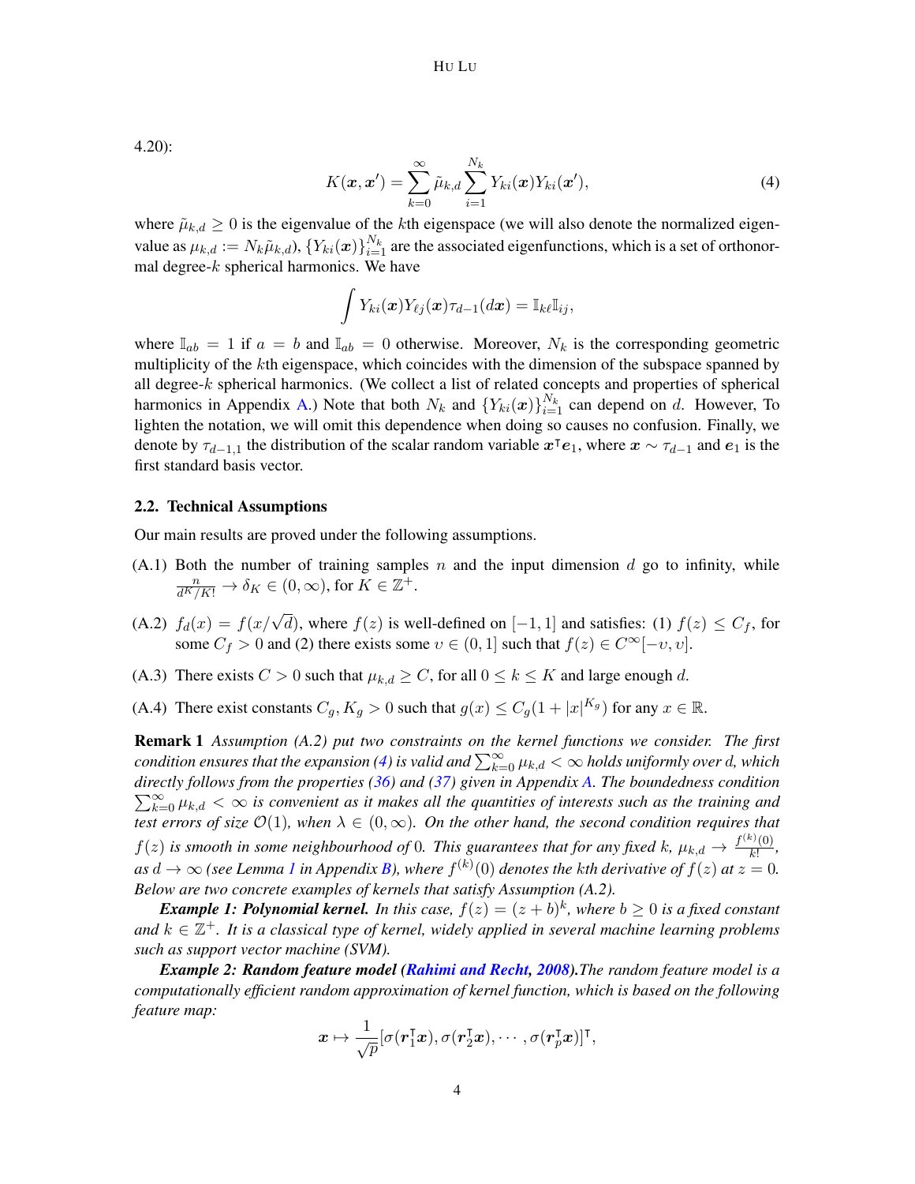4.20):

$$K(\boldsymbol{x}, \boldsymbol{x}') = \sum_{k=0}^{\infty} \tilde{\mu}_{k,d} \sum_{i=1}^{N_k} Y_{ki}(\boldsymbol{x}) Y_{ki}(\boldsymbol{x}'), \tag{4}$$

where $\tilde{\mu}_{k,d} \geq 0$ is the eigenvalue of the $k$th eigenspace (we will also denote the normalized eigenvalue as $\mu_{k,d} := N_k \tilde{\mu}_{k,d}$), $\{Y_{ki}(\boldsymbol{x})\}_{i=1}^{N_k}$ are the associated eigenfunctions, which is a set of orthonormal degree-$k$ spherical harmonics. We have

$$\int Y_{ki}(\boldsymbol{x}) Y_{\ell j}(\boldsymbol{x}) \tau_{d-1}(d\boldsymbol{x}) = \mathbb{I}_{k\ell} \mathbb{I}_{ij},$$

where $\mathbb{I}_{ab} = 1$ if $a = b$ and $\mathbb{I}_{ab} = 0$ otherwise. Moreover, $N_k$ is the corresponding geometric multiplicity of the $k$th eigenspace, which coincides with the dimension of the subspace spanned by all degree-$k$ spherical harmonics. (We collect a list of related concepts and properties of spherical harmonics in Appendix A.) Note that both $N_k$ and $\{Y_{ki}(\boldsymbol{x})\}_{i=1}^{N_k}$ can depend on $d$. However, To lighten the notation, we will omit this dependence when doing so causes no confusion. Finally, we denote by $\tau_{d-1,1}$ the distribution of the scalar random variable $\boldsymbol{x}^\intercal \boldsymbol{e}_1$, where $\boldsymbol{x} \sim \tau_{d-1}$ and $\boldsymbol{e}_1$ is the first standard basis vector.

### 2.2. Technical Assumptions

Our main results are proved under the following assumptions.

- (A.1) Both the number of training samples $n$ and the input dimension $d$ go to infinity, while $\frac{n}{d^K/K!} \to \delta_K \in (0, \infty)$, for $K \in \mathbb{Z}^+$.
- (A.2) $f_d(x) = f(x/\sqrt{d})$, where $f(z)$ is well-defined on $[-1, 1]$ and satisfies: (1) $f(z) \leq C_f$, for some $C_f > 0$ and (2) there exists some $\upsilon \in (0, 1]$ such that $f(z) \in C^\infty[-\upsilon, \upsilon]$.
- (A.3) There exists $C > 0$ such that $\mu_{k,d} \geq C$, for all $0 \leq k \leq K$ and large enough $d$.
- (A.4) There exist constants $C_g, K_g > 0$ such that $g(x) \leq C_g(1 + |x|^{K_g})$ for any $x \in \mathbb{R}$.

**Remark 1** *Assumption (A.2) put two constraints on the kernel functions we consider. The first condition ensures that the expansion (4) is valid and $\sum_{k=0}^{\infty} \mu_{k,d} < \infty$ holds uniformly over $d$, which directly follows from the properties (36) and (37) given in Appendix A. The boundedness condition $\sum_{k=0}^{\infty} \mu_{k,d} < \infty$ is convenient as it makes all the quantities of interests such as the training and test errors of size $\mathcal{O}(1)$, when $\lambda \in (0, \infty)$. On the other hand, the second condition requires that $f(z)$ is smooth in some neighbourhood of $0$. This guarantees that for any fixed $k$, $\mu_{k,d} \to \frac{f^{(k)}(0)}{k!}$, as $d \to \infty$ (see Lemma 1 in Appendix B), where $f^{(k)}(0)$ denotes the $k$th derivative of $f(z)$ at $z = 0$. Below are two concrete examples of kernels that satisfy Assumption (A.2).*

***Example 1: Polynomial kernel.*** *In this case, $f(z) = (z + b)^k$, where $b \geq 0$ is a fixed constant and $k \in \mathbb{Z}^+$. It is a classical type of kernel, widely applied in several machine learning problems such as support vector machine (SVM).*

***Example 2: Random feature model (Rahimi and Recht, 2008).*** *The random feature model is a computationally efficient random approximation of kernel function, which is based on the following feature map:*

$$\boldsymbol{x} \mapsto \frac{1}{\sqrt{p}} [\sigma(\boldsymbol{r}_1^\intercal \boldsymbol{x}), \sigma(\boldsymbol{r}_2^\intercal \boldsymbol{x}), \cdots, \sigma(\boldsymbol{r}_p^\intercal \boldsymbol{x})]^\intercal,$$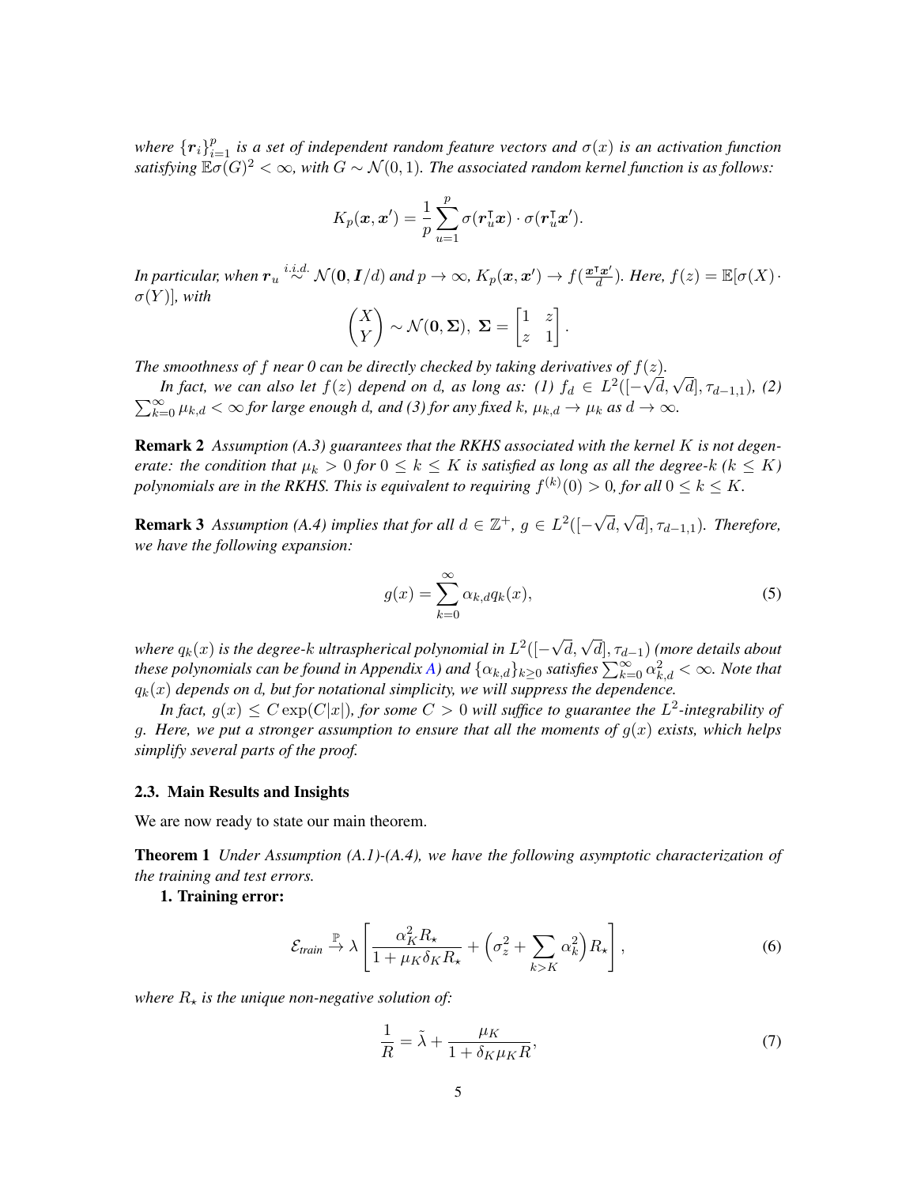*where $\{\boldsymbol{r}_i\}_{i=1}^p$ is a set of independent random feature vectors and $\sigma(x)$ is an activation function satisfying $\mathbb{E}\sigma(G)^2 < \infty$, with $G \sim \mathcal{N}(0,1)$. The associated random kernel function is as follows:*

$$K_p(\boldsymbol{x}, \boldsymbol{x}') = \frac{1}{p} \sum_{u=1}^{p} \sigma(\boldsymbol{r}_u^\intercal \boldsymbol{x}) \cdot \sigma(\boldsymbol{r}_u^\intercal \boldsymbol{x}').$$

*In particular, when $\boldsymbol{r}_u \overset{i.i.d.}{\sim} \mathcal{N}(\boldsymbol{0}, \boldsymbol{I}/d)$ and $p \to \infty$, $K_p(\boldsymbol{x}, \boldsymbol{x}') \to f(\frac{\boldsymbol{x}^\intercal \boldsymbol{x}'}{d})$. Here, $f(z) = \mathbb{E}[\sigma(X) \cdot \sigma(Y)]$, with*

$$\begin{pmatrix} X \\ Y \end{pmatrix} \sim \mathcal{N}(\boldsymbol{0}, \boldsymbol{\Sigma}), \ \boldsymbol{\Sigma} = \begin{bmatrix} 1 & z \\ z & 1 \end{bmatrix}.$$

*The smoothness of $f$ near 0 can be directly checked by taking derivatives of $f(z)$.*

*In fact, we can also let $f(z)$ depend on $d$, as long as: (1) $f_d \in L^2([-\sqrt{d}, \sqrt{d}], \tau_{d-1,1})$, (2) $\sum_{k=0}^{\infty} \mu_{k,d} < \infty$ for large enough $d$, and (3) for any fixed $k$, $\mu_{k,d} \to \mu_k$ as $d \to \infty$.*

**Remark 2** *Assumption (A.3) guarantees that the RKHS associated with the kernel $K$ is not degenerate: the condition that $\mu_k > 0$ for $0 \le k \le K$ is satisfied as long as all the degree-$k$ ($k \le K$) polynomials are in the RKHS. This is equivalent to requiring $f^{(k)}(0) > 0$, for all $0 \le k \le K$.*

**Remark 3** *Assumption (A.4) implies that for all $d \in \mathbb{Z}^+$, $g \in L^2([-\sqrt{d}, \sqrt{d}], \tau_{d-1,1})$. Therefore, we have the following expansion:*

$$g(x) = \sum_{k=0}^{\infty} \alpha_{k,d} q_k(x), \tag{5}$$

*where $q_k(x)$ is the degree-$k$ ultraspherical polynomial in $L^2([-\sqrt{d}, \sqrt{d}], \tau_{d-1})$ (more details about these polynomials can be found in Appendix A) and $\{\alpha_{k,d}\}_{k \ge 0}$ satisfies $\sum_{k=0}^{\infty} \alpha_{k,d}^2 < \infty$. Note that $q_k(x)$ depends on $d$, but for notational simplicity, we will suppress the dependence.*

*In fact, $g(x) \le C \exp(C|x|)$, for some $C > 0$ will suffice to guarantee the $L^2$-integrability of $g$. Here, we put a stronger assumption to ensure that all the moments of $g(x)$ exists, which helps simplify several parts of the proof.*

### 2.3. Main Results and Insights

We are now ready to state our main theorem.

**Theorem 1** *Under Assumption (A.1)-(A.4), we have the following asymptotic characterization of the training and test errors.*

**1. Training error:**

$$\mathcal{E}_{train} \xrightarrow{\mathbb{P}} \lambda \left[ \frac{\alpha_K^2 R_\star}{1 + \mu_K \delta_K R_\star} + \Big( \sigma_z^2 + \sum_{k > K} \alpha_k^2 \Big) R_\star \right], \tag{6}$$

*where $R_\star$ is the unique non-negative solution of:*

$$\frac{1}{R} = \tilde{\lambda} + \frac{\mu_K}{1 + \delta_K \mu_K R}, \tag{7}$$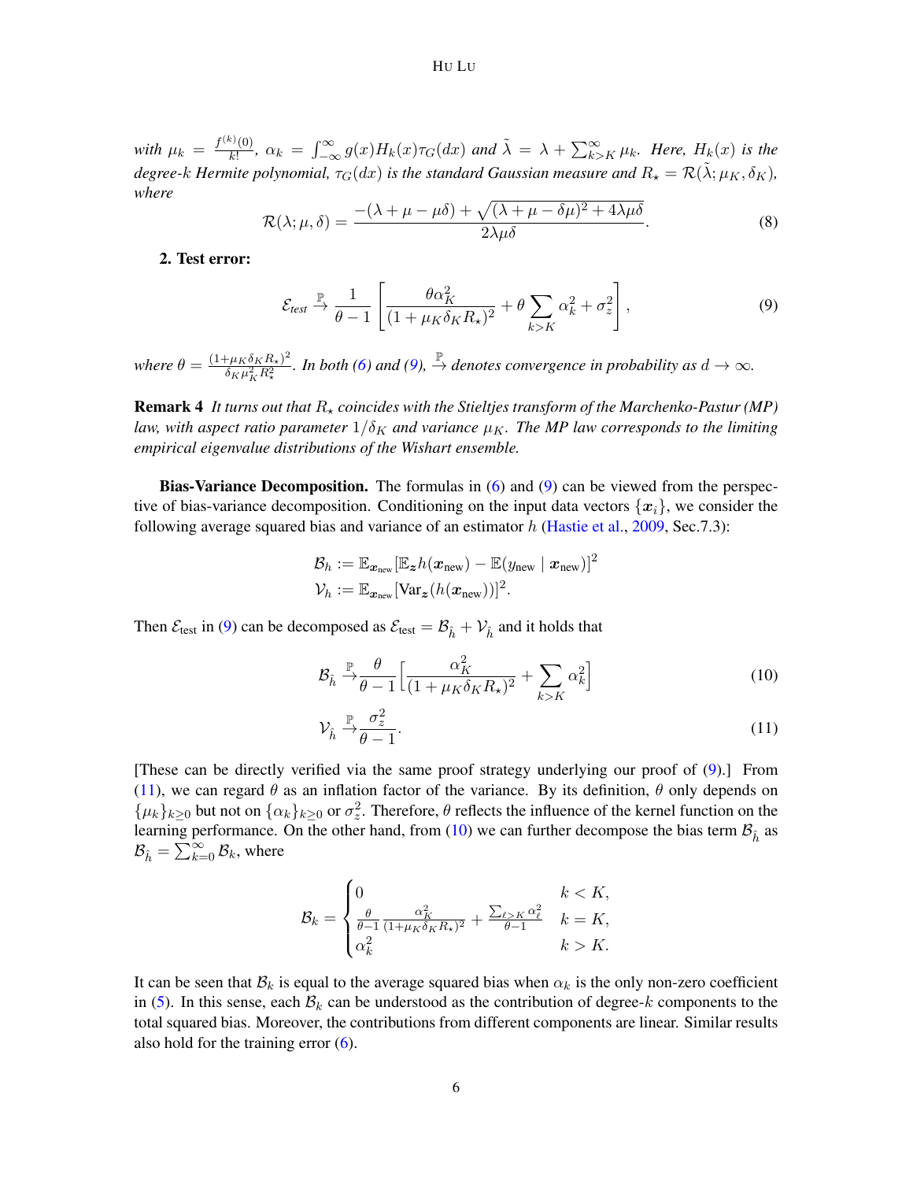*with* $\mu_k = \frac{f^{(k)}(0)}{k!}$*,* $\alpha_k = \int_{-\infty}^{\infty} g(x) H_k(x) \tau_G(dx)$ *and* $\tilde{\lambda} = \lambda + \sum_{k>K}^{\infty} \mu_k$*. Here,* $H_k(x)$ *is the degree-*$k$ *Hermite polynomial,* $\tau_G(dx)$ *is the standard Gaussian measure and* $R_\star = \mathcal{R}(\tilde{\lambda}; \mu_K, \delta_K)$*, where*

$$\mathcal{R}(\lambda; \mu, \delta) = \frac{-(\lambda + \mu - \mu\delta) + \sqrt{(\lambda + \mu - \delta\mu)^2 + 4\lambda\mu\delta}}{2\lambda\mu\delta}. \tag{8}$$

**2. Test error:**

$$\mathcal{E}_{test} \xrightarrow{\mathbb{P}} \frac{1}{\theta - 1}\left[\frac{\theta \alpha_K^2}{(1 + \mu_K \delta_K R_\star)^2} + \theta \sum_{k>K} \alpha_k^2 + \sigma_z^2\right], \tag{9}$$

*where* $\theta = \frac{(1+\mu_K \delta_K R_\star)^2}{\delta_K \mu_K^2 R_\star^2}$*. In both (6) and (9),* $\xrightarrow{\mathbb{P}}$ *denotes convergence in probability as* $d \to \infty$*.*

**Remark 4** *It turns out that* $R_\star$ *coincides with the Stieltjes transform of the Marchenko-Pastur (MP) law, with aspect ratio parameter* $1/\delta_K$ *and variance* $\mu_K$*. The MP law corresponds to the limiting empirical eigenvalue distributions of the Wishart ensemble.*

**Bias-Variance Decomposition.** The formulas in (6) and (9) can be viewed from the perspective of bias-variance decomposition. Conditioning on the input data vectors $\{\boldsymbol{x}_i\}$, we consider the following average squared bias and variance of an estimator $h$ (Hastie et al., 2009, Sec.7.3):

$$\mathcal{B}_h := \mathbb{E}_{\boldsymbol{x}_{\text{new}}}[\mathbb{E}_{\boldsymbol{z}} h(\boldsymbol{x}_{\text{new}}) - \mathbb{E}(y_{\text{new}} \mid \boldsymbol{x}_{\text{new}})]^2$$
$$\mathcal{V}_h := \mathbb{E}_{\boldsymbol{x}_{\text{new}}}[\text{Var}_{\boldsymbol{z}}(h(\boldsymbol{x}_{\text{new}}))]^2.$$

Then $\mathcal{E}_{\text{test}}$ in (9) can be decomposed as $\mathcal{E}_{\text{test}} = \mathcal{B}_{\hat{h}} + \mathcal{V}_{\hat{h}}$ and it holds that

$$\mathcal{B}_{\hat{h}} \xrightarrow{\mathbb{P}} \frac{\theta}{\theta - 1}\Big[\frac{\alpha_K^2}{(1 + \mu_K \delta_K R_\star)^2} + \sum_{k>K} \alpha_k^2\Big] \tag{10}$$

$$\mathcal{V}_{\hat{h}} \xrightarrow{\mathbb{P}} \frac{\sigma_z^2}{\theta - 1}. \tag{11}$$

[These can be directly verified via the same proof strategy underlying our proof of (9).] From (11), we can regard $\theta$ as an inflation factor of the variance. By its definition, $\theta$ only depends on $\{\mu_k\}_{k\geq 0}$ but not on $\{\alpha_k\}_{k\geq 0}$ or $\sigma_z^2$. Therefore, $\theta$ reflects the influence of the kernel function on the learning performance. On the other hand, from (10) we can further decompose the bias term $\mathcal{B}_{\hat{h}}$ as $\mathcal{B}_{\hat{h}} = \sum_{k=0}^{\infty} \mathcal{B}_k$, where

$$\mathcal{B}_k = \begin{cases} 0 & k < K, \\ \frac{\theta}{\theta - 1} \frac{\alpha_K^2}{(1+\mu_K \delta_K R_\star)^2} + \frac{\sum_{\ell > K} \alpha_\ell^2}{\theta - 1} & k = K, \\ \alpha_k^2 & k > K. \end{cases}$$

It can be seen that $\mathcal{B}_k$ is equal to the average squared bias when $\alpha_k$ is the only non-zero coefficient in (5). In this sense, each $\mathcal{B}_k$ can be understood as the contribution of degree-$k$ components to the total squared bias. Moreover, the contributions from different components are linear. Similar results also hold for the training error (6).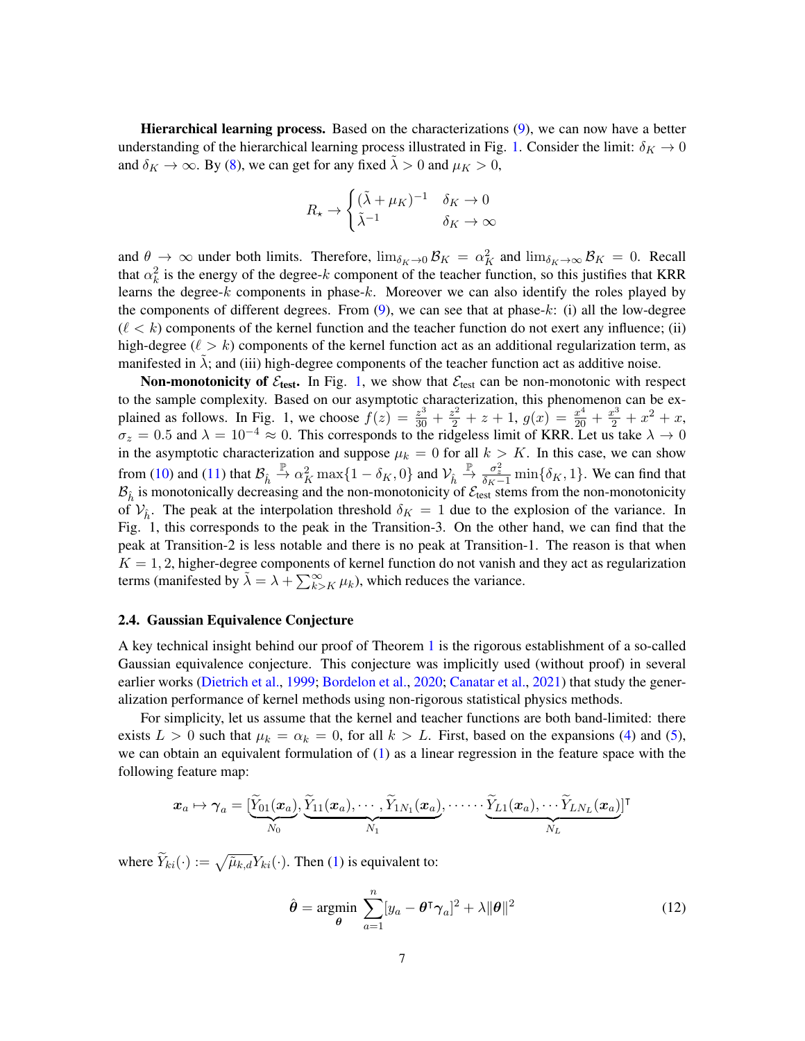**Hierarchical learning process.** Based on the characterizations (9), we can now have a better understanding of the hierarchical learning process illustrated in Fig. 1. Consider the limit: $\delta_K \to 0$ and $\delta_K \to \infty$. By (8), we can get for any fixed $\tilde{\lambda} > 0$ and $\mu_K > 0$,

$$R_\star \to \begin{cases} (\tilde{\lambda} + \mu_K)^{-1} & \delta_K \to 0 \\ \tilde{\lambda}^{-1} & \delta_K \to \infty \end{cases}$$

and $\theta \to \infty$ under both limits. Therefore, $\lim_{\delta_K \to 0} \mathcal{B}_K = \alpha_K^2$ and $\lim_{\delta_K \to \infty} \mathcal{B}_K = 0$. Recall that $\alpha_k^2$ is the energy of the degree-$k$ component of the teacher function, so this justifies that KRR learns the degree-$k$ components in phase-$k$. Moreover we can also identify the roles played by the components of different degrees. From (9), we can see that at phase-$k$: (i) all the low-degree ($\ell < k$) components of the kernel function and the teacher function do not exert any influence; (ii) high-degree ($\ell > k$) components of the kernel function act as an additional regularization term, as manifested in $\tilde{\lambda}$; and (iii) high-degree components of the teacher function act as additive noise.

**Non-monotonicity of $\mathcal{E}_{\text{test}}$.** In Fig. 1, we show that $\mathcal{E}_{\text{test}}$ can be non-monotonic with respect to the sample complexity. Based on our asymptotic characterization, this phenomenon can be explained as follows. In Fig. 1, we choose $f(z) = \frac{z^3}{30} + \frac{z^2}{2} + z + 1$, $g(x) = \frac{x^4}{20} + \frac{x^3}{2} + x^2 + x$, $\sigma_z = 0.5$ and $\lambda = 10^{-4} \approx 0$. This corresponds to the ridgeless limit of KRR. Let us take $\lambda \to 0$ in the asymptotic characterization and suppose $\mu_k = 0$ for all $k > K$. In this case, we can show from (10) and (11) that $\mathcal{B}_{\hat{h}} \xrightarrow{\mathbb{P}} \alpha_K^2 \max\{1 - \delta_K, 0\}$ and $\mathcal{V}_{\hat{h}} \xrightarrow{\mathbb{P}} \frac{\sigma_z^2}{\delta_K - 1} \min\{\delta_K, 1\}$. We can find that $\mathcal{B}_{\hat{h}}$ is monotonically decreasing and the non-monotonicity of $\mathcal{E}_{\text{test}}$ stems from the non-monotonicity of $\mathcal{V}_{\hat{h}}$. The peak at the interpolation threshold $\delta_K = 1$ due to the explosion of the variance. In Fig. 1, this corresponds to the peak in the Transition-3. On the other hand, we can find that the peak at Transition-2 is less notable and there is no peak at Transition-1. The reason is that when $K = 1, 2$, higher-degree components of kernel function do not vanish and they act as regularization terms (manifested by $\tilde{\lambda} = \lambda + \sum_{k>K}^{\infty} \mu_k$), which reduces the variance.

### 2.4. Gaussian Equivalence Conjecture

A key technical insight behind our proof of Theorem 1 is the rigorous establishment of a so-called Gaussian equivalence conjecture. This conjecture was implicitly used (without proof) in several earlier works (Dietrich et al., 1999; Bordelon et al., 2020; Canatar et al., 2021) that study the generalization performance of kernel methods using non-rigorous statistical physics methods.

For simplicity, let us assume that the kernel and teacher functions are both band-limited: there exists $L > 0$ such that $\mu_k = \alpha_k = 0$, for all $k > L$. First, based on the expansions (4) and (5), we can obtain an equivalent formulation of (1) as a linear regression in the feature space with the following feature map:

$$\boldsymbol{x}_a \mapsto \boldsymbol{\gamma}_a = [\underbrace{\widetilde{Y}_{01}(\boldsymbol{x}_a)}_{N_0}, \underbrace{\widetilde{Y}_{11}(\boldsymbol{x}_a), \cdots, \widetilde{Y}_{1N_1}(\boldsymbol{x}_a)}_{N_1}, \cdots \cdots \underbrace{\widetilde{Y}_{L1}(\boldsymbol{x}_a), \cdots \widetilde{Y}_{LN_L}(\boldsymbol{x}_a)}_{N_L}]^\intercal$$

where $\widetilde{Y}_{ki}(\cdot) := \sqrt{\tilde{\mu}_{k,d}} Y_{ki}(\cdot)$. Then (1) is equivalent to:

$$\hat{\boldsymbol{\theta}} = \underset{\boldsymbol{\theta}}{\operatorname{argmin}} \sum_{a=1}^{n} [y_a - \boldsymbol{\theta}^\intercal \boldsymbol{\gamma}_a]^2 + \lambda \|\boldsymbol{\theta}\|^2 \tag{12}$$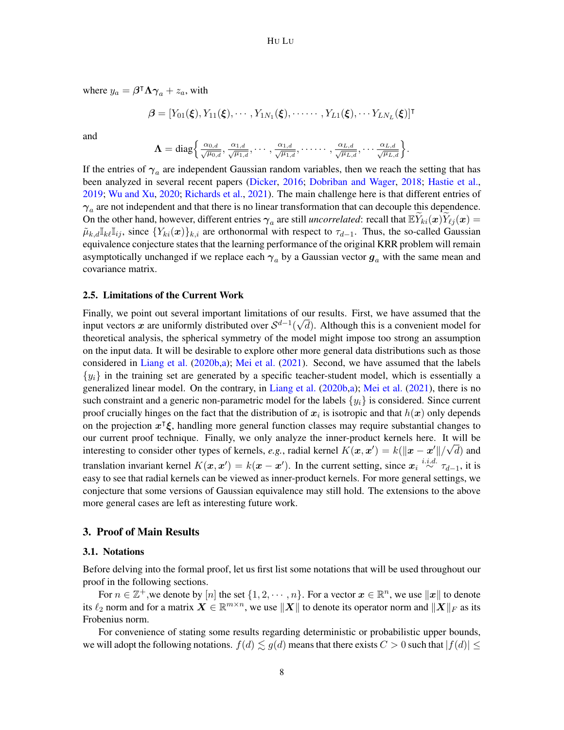where $y_a = \boldsymbol{\beta}^\intercal \boldsymbol{\Lambda} \boldsymbol{\gamma}_a + z_a$, with

$$\boldsymbol{\beta} = [Y_{01}(\boldsymbol{\xi}), Y_{11}(\boldsymbol{\xi}), \cdots, Y_{1N_1}(\boldsymbol{\xi}), \cdots\cdots, Y_{L1}(\boldsymbol{\xi}), \cdots Y_{LN_L}(\boldsymbol{\xi})]^\intercal$$

and

$$\boldsymbol{\Lambda} = \operatorname{diag}\Big\{ \tfrac{\alpha_{0,d}}{\sqrt{\mu_{0,d}}}, \tfrac{\alpha_{1,d}}{\sqrt{\mu_{1,d}}}, \cdots, \tfrac{\alpha_{1,d}}{\sqrt{\mu_{1,d}}}, \cdots\cdots, \tfrac{\alpha_{L,d}}{\sqrt{\mu_{L,d}}}, \cdots \tfrac{\alpha_{L,d}}{\sqrt{\mu_{L,d}}} \Big\}.$$

If the entries of $\boldsymbol{\gamma}_a$ are independent Gaussian random variables, then we reach the setting that has been analyzed in several recent papers (Dicker, 2016; Dobriban and Wager, 2018; Hastie et al., 2019; Wu and Xu, 2020; Richards et al., 2021). The main challenge here is that different entries of $\boldsymbol{\gamma}_a$ are not independent and that there is no linear transformation that can decouple this dependence. On the other hand, however, different entries $\boldsymbol{\gamma}_a$ are still *uncorrelated*: recall that $\mathbb{E}\widetilde{Y}_{ki}(\boldsymbol{x})\widetilde{Y}_{\ell j}(\boldsymbol{x}) = \tilde{\mu}_{k,d}\mathbb{I}_{k\ell}\mathbb{I}_{ij}$, since $\{Y_{ki}(\boldsymbol{x})\}_{k,i}$ are orthonormal with respect to $\tau_{d-1}$. Thus, the so-called Gaussian equivalence conjecture states that the learning performance of the original KRR problem will remain asymptotically unchanged if we replace each $\boldsymbol{\gamma}_a$ by a Gaussian vector $\boldsymbol{g}_a$ with the same mean and covariance matrix.

### 2.5. Limitations of the Current Work

Finally, we point out several important limitations of our results. First, we have assumed that the input vectors $\boldsymbol{x}$ are uniformly distributed over $\mathcal{S}^{d-1}(\sqrt{d})$. Although this is a convenient model for theoretical analysis, the spherical symmetry of the model might impose too strong an assumption on the input data. It will be desirable to explore other more general data distributions such as those considered in Liang et al. (2020b,a); Mei et al. (2021). Second, we have assumed that the labels $\{y_i\}$ in the training set are generated by a specific teacher-student model, which is essentially a generalized linear model. On the contrary, in Liang et al. (2020b,a); Mei et al. (2021), there is no such constraint and a generic non-parametric model for the labels $\{y_i\}$ is considered. Since current proof crucially hinges on the fact that the distribution of $\boldsymbol{x}_i$ is isotropic and that $h(\boldsymbol{x})$ only depends on the projection $\boldsymbol{x}^\intercal\boldsymbol{\xi}$, handling more general function classes may require substantial changes to our current proof technique. Finally, we only analyze the inner-product kernels here. It will be interesting to consider other types of kernels, *e.g.*, radial kernel $K(\boldsymbol{x}, \boldsymbol{x}') = k(\|\boldsymbol{x} - \boldsymbol{x}'\|/\sqrt{d})$ and translation invariant kernel $K(\boldsymbol{x}, \boldsymbol{x}') = k(\boldsymbol{x} - \boldsymbol{x}')$. In the current setting, since $\boldsymbol{x}_i \overset{i.i.d.}{\sim} \tau_{d-1}$, it is easy to see that radial kernels can be viewed as inner-product kernels. For more general settings, we conjecture that some versions of Gaussian equivalence may still hold. The extensions to the above more general cases are left as interesting future work.

## 3. Proof of Main Results

### 3.1. Notations

Before delving into the formal proof, let us first list some notations that will be used throughout our proof in the following sections.

For $n \in \mathbb{Z}^+$,we denote by $[n]$ the set $\{1, 2, \cdots, n\}$. For a vector $\boldsymbol{x} \in \mathbb{R}^n$, we use $\|\boldsymbol{x}\|$ to denote its $\ell_2$ norm and for a matrix $\boldsymbol{X} \in \mathbb{R}^{m\times n}$, we use $\|\boldsymbol{X}\|$ to denote its operator norm and $\|\boldsymbol{X}\|_F$ as its Frobenius norm.

For convenience of stating some results regarding deterministic or probabilistic upper bounds, we will adopt the following notations. $f(d) \lesssim g(d)$ means that there exists $C > 0$ such that $|f(d)| \leq$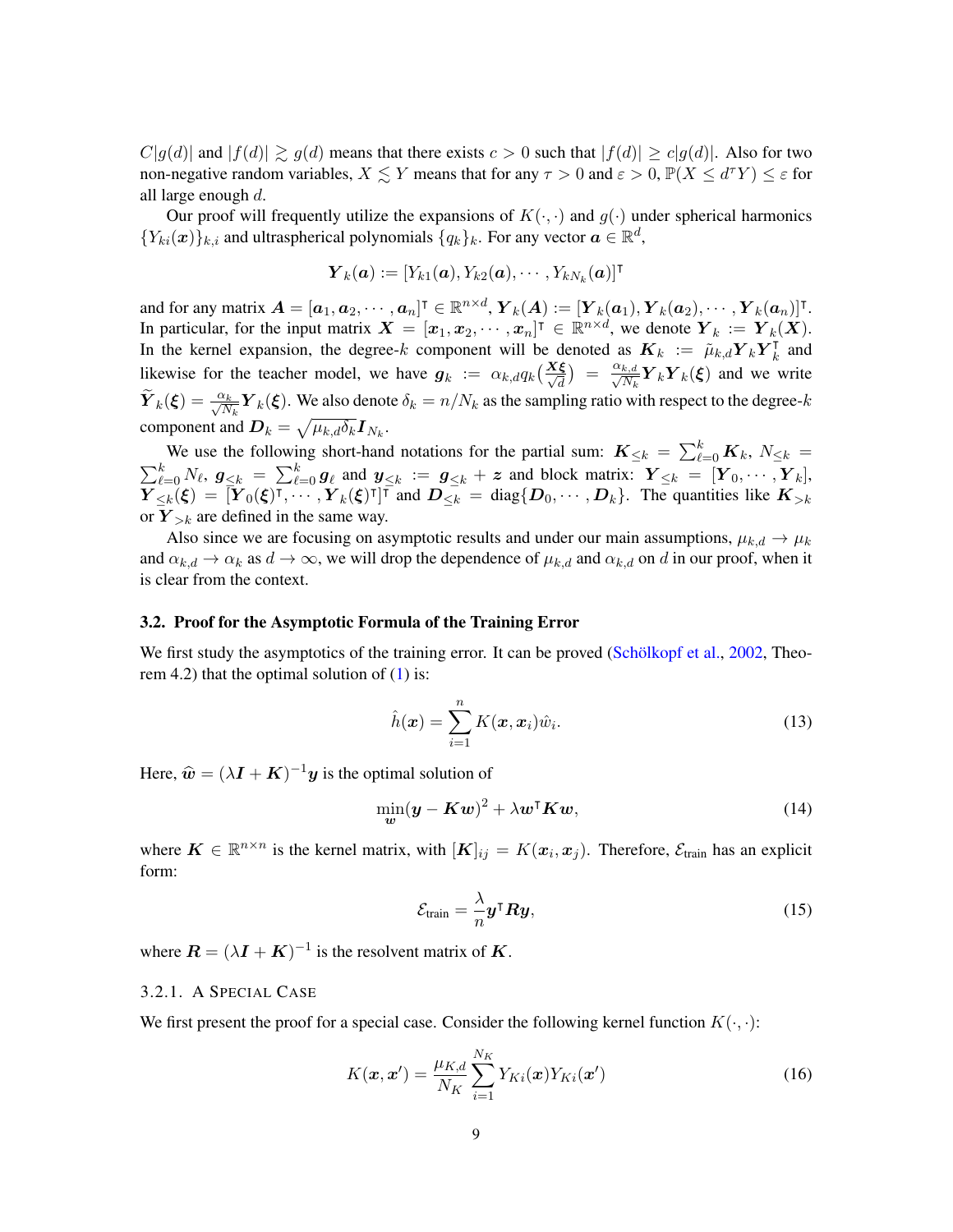$C|g(d)|$ and $|f(d)| \gtrsim g(d)$ means that there exists $c > 0$ such that $|f(d)| \geq c|g(d)|$. Also for two non-negative random variables, $X \lesssim Y$ means that for any $\tau > 0$ and $\varepsilon > 0$, $\mathbb{P}(X \leq d^\tau Y) \leq \varepsilon$ for all large enough $d$.

Our proof will frequently utilize the expansions of $K(\cdot,\cdot)$ and $g(\cdot)$ under spherical harmonics $\{Y_{ki}(\boldsymbol{x})\}_{k,i}$ and ultraspherical polynomials $\{q_k\}_k$. For any vector $\boldsymbol{a} \in \mathbb{R}^d$,

$$\boldsymbol{Y}_k(\boldsymbol{a}) := [Y_{k1}(\boldsymbol{a}), Y_{k2}(\boldsymbol{a}), \cdots, Y_{kN_k}(\boldsymbol{a})]^\intercal$$

and for any matrix $\boldsymbol{A} = [\boldsymbol{a}_1, \boldsymbol{a}_2, \cdots, \boldsymbol{a}_n]^\intercal \in \mathbb{R}^{n\times d}$, $\boldsymbol{Y}_k(\boldsymbol{A}) := [\boldsymbol{Y}_k(\boldsymbol{a}_1), \boldsymbol{Y}_k(\boldsymbol{a}_2), \cdots, \boldsymbol{Y}_k(\boldsymbol{a}_n)]^\intercal$. In particular, for the input matrix $\boldsymbol{X} = [\boldsymbol{x}_1, \boldsymbol{x}_2, \cdots, \boldsymbol{x}_n]^\intercal \in \mathbb{R}^{n\times d}$, we denote $\boldsymbol{Y}_k := \boldsymbol{Y}_k(\boldsymbol{X})$. In the kernel expansion, the degree-$k$ component will be denoted as $\boldsymbol{K}_k := \tilde{\mu}_{k,d}\boldsymbol{Y}_k\boldsymbol{Y}_k^\intercal$ and likewise for the teacher model, we have $\boldsymbol{g}_k := \alpha_{k,d}q_k\big(\frac{\boldsymbol{X}\boldsymbol{\xi}}{\sqrt{d}}\big) = \frac{\alpha_{k,d}}{\sqrt{N_k}}\boldsymbol{Y}_k\boldsymbol{Y}_k(\boldsymbol{\xi})$ and we write $\widetilde{\boldsymbol{Y}}_k(\boldsymbol{\xi}) = \frac{\alpha_k}{\sqrt{N_k}}\boldsymbol{Y}_k(\boldsymbol{\xi})$. We also denote $\delta_k = n/N_k$ as the sampling ratio with respect to the degree-$k$ component and $\boldsymbol{D}_k = \sqrt{\mu_{k,d}\delta_k}\boldsymbol{I}_{N_k}$.

We use the following short-hand notations for the partial sum: $\boldsymbol{K}_{\leq k} = \sum_{\ell=0}^k \boldsymbol{K}_k$, $N_{\leq k} = \sum_{\ell=0}^k N_\ell$, $\boldsymbol{g}_{\leq k} = \sum_{\ell=0}^k \boldsymbol{g}_\ell$ and $\boldsymbol{y}_{\leq k} := \boldsymbol{g}_{\leq k} + \boldsymbol{z}$ and block matrix: $\boldsymbol{Y}_{\leq k} = [\boldsymbol{Y}_0, \cdots, \boldsymbol{Y}_k]$, $\boldsymbol{Y}_{\leq k}(\boldsymbol{\xi}) = [\boldsymbol{Y}_0(\boldsymbol{\xi})^\intercal, \cdots, \boldsymbol{Y}_k(\boldsymbol{\xi})^\intercal]^\intercal$ and $\boldsymbol{D}_{\leq k} = \mathrm{diag}\{\boldsymbol{D}_0, \cdots, \boldsymbol{D}_k\}$. The quantities like $\boldsymbol{K}_{>k}$ or $\boldsymbol{Y}_{>k}$ are defined in the same way.

Also since we are focusing on asymptotic results and under our main assumptions, $\mu_{k,d} \to \mu_k$ and $\alpha_{k,d} \to \alpha_k$ as $d \to \infty$, we will drop the dependence of $\mu_{k,d}$ and $\alpha_{k,d}$ on $d$ in our proof, when it is clear from the context.

### 3.2. Proof for the Asymptotic Formula of the Training Error

We first study the asymptotics of the training error. It can be proved (Schölkopf et al., 2002, Theorem 4.2) that the optimal solution of (1) is:

$$\hat{h}(\boldsymbol{x}) = \sum_{i=1}^n K(\boldsymbol{x}, \boldsymbol{x}_i)\hat{w}_i. \tag{13}$$

Here, $\widehat{\boldsymbol{w}} = (\lambda\boldsymbol{I} + \boldsymbol{K})^{-1}\boldsymbol{y}$ is the optimal solution of

$$\min_{\boldsymbol{w}} (\boldsymbol{y} - \boldsymbol{K}\boldsymbol{w})^2 + \lambda\boldsymbol{w}^\intercal\boldsymbol{K}\boldsymbol{w}, \tag{14}$$

where $\boldsymbol{K} \in \mathbb{R}^{n\times n}$ is the kernel matrix, with $[\boldsymbol{K}]_{ij} = K(\boldsymbol{x}_i, \boldsymbol{x}_j)$. Therefore, $\mathcal{E}_{\text{train}}$ has an explicit form:

$$\mathcal{E}_{\text{train}} = \frac{\lambda}{n}\boldsymbol{y}^\intercal\boldsymbol{R}\boldsymbol{y}, \tag{15}$$

where $\boldsymbol{R} = (\lambda\boldsymbol{I} + \boldsymbol{K})^{-1}$ is the resolvent matrix of $\boldsymbol{K}$.

#### 3.2.1. A Special Case

We first present the proof for a special case. Consider the following kernel function $K(\cdot,\cdot)$:

$$K(\boldsymbol{x}, \boldsymbol{x}') = \frac{\mu_{K,d}}{N_K}\sum_{i=1}^{N_K} Y_{Ki}(\boldsymbol{x})Y_{Ki}(\boldsymbol{x}') \tag{16}$$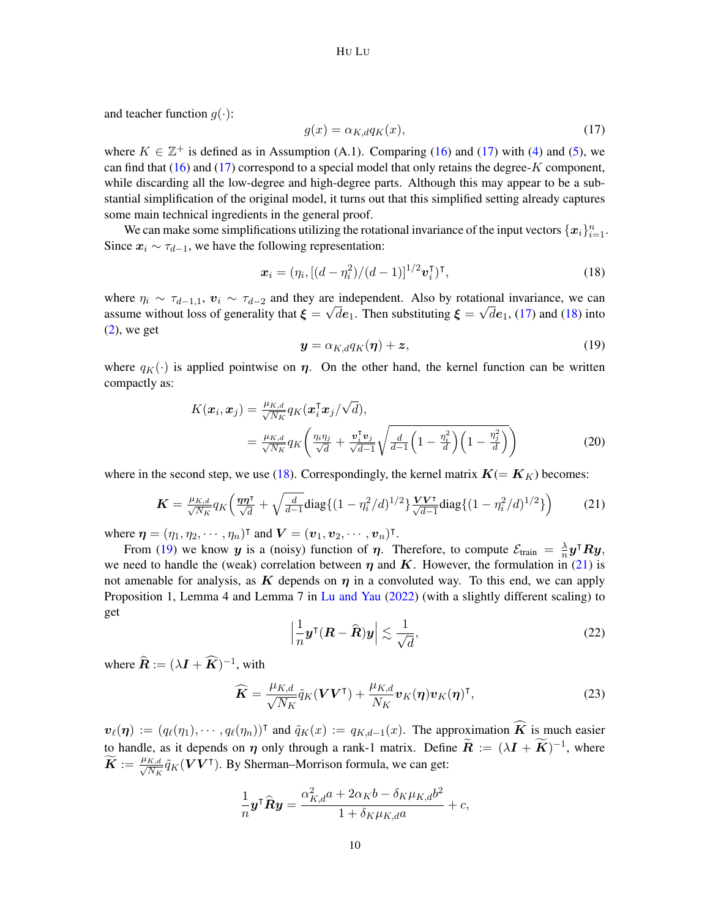and teacher function $g(\cdot)$:

$$g(x) = \alpha_{K,d} q_K(x), \tag{17}$$

where $K \in \mathbb{Z}^+$ is defined as in Assumption (A.1). Comparing (16) and (17) with (4) and (5), we can find that (16) and (17) correspond to a special model that only retains the degree-$K$ component, while discarding all the low-degree and high-degree parts. Although this may appear to be a substantial simplification of the original model, it turns out that this simplified setting already captures some main technical ingredients in the general proof.

We can make some simplifications utilizing the rotational invariance of the input vectors $\{\boldsymbol{x}_i\}_{i=1}^n$. Since $\boldsymbol{x}_i \sim \tau_{d-1}$, we have the following representation:

$$\boldsymbol{x}_i = (\eta_i, [(d-\eta_i^2)/(d-1)]^{1/2} \boldsymbol{v}_i^\intercal)^\intercal, \tag{18}$$

where $\eta_i \sim \tau_{d-1,1}$, $\boldsymbol{v}_i \sim \tau_{d-2}$ and they are independent. Also by rotational invariance, we can assume without loss of generality that $\boldsymbol{\xi} = \sqrt{d}\boldsymbol{e}_1$. Then substituting $\boldsymbol{\xi} = \sqrt{d}\boldsymbol{e}_1$, (17) and (18) into (2), we get

$$\boldsymbol{y} = \alpha_{K,d} q_K(\boldsymbol{\eta}) + \boldsymbol{z}, \tag{19}$$

where $q_K(\cdot)$ is applied pointwise on $\boldsymbol{\eta}$. On the other hand, the kernel function can be written compactly as:

$$\begin{aligned}
K(\boldsymbol{x}_i, \boldsymbol{x}_j) &= \tfrac{\mu_{K,d}}{\sqrt{N_K}} q_K(\boldsymbol{x}_i^\intercal \boldsymbol{x}_j/\sqrt{d}), \\
&= \tfrac{\mu_{K,d}}{\sqrt{N_K}} q_K\left( \tfrac{\eta_i \eta_j}{\sqrt{d}} + \tfrac{\boldsymbol{v}_i^\intercal \boldsymbol{v}_j}{\sqrt{d-1}} \sqrt{\tfrac{d}{d-1}\left(1 - \tfrac{\eta_i^2}{d}\right)\left(1 - \tfrac{\eta_j^2}{d}\right)} \right)
\end{aligned} \tag{20}$$

where in the second step, we use (18). Correspondingly, the kernel matrix $\boldsymbol{K} (= \boldsymbol{K}_K)$ becomes:

$$\boldsymbol{K} = \tfrac{\mu_{K,d}}{\sqrt{N_K}} q_K\Big( \tfrac{\boldsymbol{\eta}\boldsymbol{\eta}^\intercal}{\sqrt{d}} + \sqrt{\tfrac{d}{d-1}} \mathrm{diag}\{(1-\eta_i^2/d)^{1/2}\} \tfrac{\boldsymbol{V}\boldsymbol{V}^\intercal}{\sqrt{d-1}} \mathrm{diag}\{(1-\eta_i^2/d)^{1/2}\} \Big) \tag{21}$$

where $\boldsymbol{\eta} = (\eta_1, \eta_2, \cdots, \eta_n)^\intercal$ and $\boldsymbol{V} = (\boldsymbol{v}_1, \boldsymbol{v}_2, \cdots, \boldsymbol{v}_n)^\intercal$.

From (19) we know $\boldsymbol{y}$ is a (noisy) function of $\boldsymbol{\eta}$. Therefore, to compute $\mathcal{E}_{\text{train}} = \frac{\lambda}{n} \boldsymbol{y}^\intercal \boldsymbol{R} \boldsymbol{y}$, we need to handle the (weak) correlation between $\boldsymbol{\eta}$ and $\boldsymbol{K}$. However, the formulation in (21) is not amenable for analysis, as $\boldsymbol{K}$ depends on $\boldsymbol{\eta}$ in a convoluted way. To this end, we can apply Proposition 1, Lemma 4 and Lemma 7 in Lu and Yau (2022) (with a slightly different scaling) to get

$$\Big| \frac{1}{n} \boldsymbol{y}^\intercal (\boldsymbol{R} - \widehat{\boldsymbol{R}}) \boldsymbol{y} \Big| \lesssim \frac{1}{\sqrt{d}}, \tag{22}$$

where $\widehat{\boldsymbol{R}} := (\lambda \boldsymbol{I} + \widehat{\boldsymbol{K}})^{-1}$, with

$$\widehat{\boldsymbol{K}} = \frac{\mu_{K,d}}{\sqrt{N_K}} \tilde{q}_K(\boldsymbol{V}\boldsymbol{V}^\intercal) + \frac{\mu_{K,d}}{N_K} \boldsymbol{v}_K(\boldsymbol{\eta}) \boldsymbol{v}_K(\boldsymbol{\eta})^\intercal, \tag{23}$$

$\boldsymbol{v}_\ell(\boldsymbol{\eta}) := (q_\ell(\eta_1), \cdots, q_\ell(\eta_n))^\intercal$ and $\tilde{q}_K(x) := q_{K,d-1}(x)$. The approximation $\widehat{\boldsymbol{K}}$ is much easier to handle, as it depends on $\boldsymbol{\eta}$ only through a rank-1 matrix. Define $\widetilde{\boldsymbol{R}} := (\lambda \boldsymbol{I} + \widetilde{\boldsymbol{K}})^{-1}$, where $\widetilde{\boldsymbol{K}} := \frac{\mu_{K,d}}{\sqrt{N_K}} \tilde{q}_K(\boldsymbol{V}\boldsymbol{V}^\intercal)$. By Sherman–Morrison formula, we can get:

$$\frac{1}{n} \boldsymbol{y}^\intercal \widehat{\boldsymbol{R}} \boldsymbol{y} = \frac{\alpha_{K,d}^2 a + 2\alpha_K b - \delta_K \mu_{K,d} b^2}{1 + \delta_K \mu_{K,d} a} + c,$$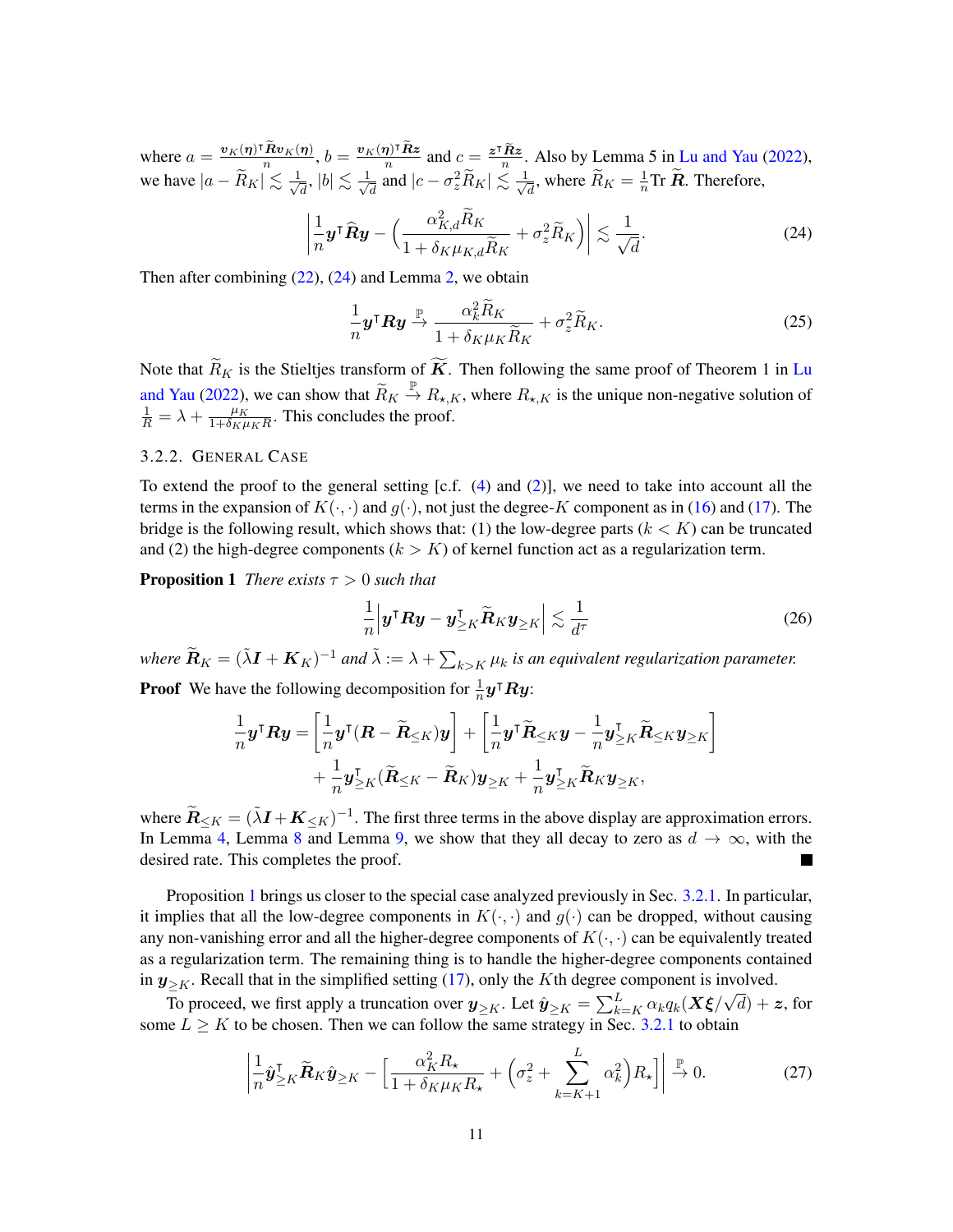where $a = \frac{\boldsymbol{v}_K(\boldsymbol{\eta})^\intercal \widetilde{\boldsymbol{R}} \boldsymbol{v}_K(\boldsymbol{\eta})}{n}$, $b = \frac{\boldsymbol{v}_K(\boldsymbol{\eta})^\intercal \widetilde{\boldsymbol{R}} \boldsymbol{z}}{n}$ and $c = \frac{\boldsymbol{z}^\intercal \widetilde{\boldsymbol{R}} \boldsymbol{z}}{n}$. Also by Lemma 5 in Lu and Yau (2022), we have $|a - \widetilde{R}_K| \lesssim \frac{1}{\sqrt{d}}$, $|b| \lesssim \frac{1}{\sqrt{d}}$ and $|c - \sigma_z^2 \widetilde{R}_K| \lesssim \frac{1}{\sqrt{d}}$, where $\widetilde{R}_K = \frac{1}{n} \mathrm{Tr}\, \widetilde{\boldsymbol{R}}$. Therefore,

$$\left| \frac{1}{n} \boldsymbol{y}^\intercal \widehat{\boldsymbol{R}} \boldsymbol{y} - \Big( \frac{\alpha_{K,d}^2 \widetilde{R}_K}{1 + \delta_K \mu_{K,d} \widetilde{R}_K} + \sigma_z^2 \widetilde{R}_K \Big) \right| \lesssim \frac{1}{\sqrt{d}}. \tag{24}$$

Then after combining (22), (24) and Lemma 2, we obtain

$$\frac{1}{n} \boldsymbol{y}^\intercal \boldsymbol{R} \boldsymbol{y} \xrightarrow{\mathbb{P}} \frac{\alpha_k^2 \widetilde{R}_K}{1 + \delta_K \mu_K \widetilde{R}_K} + \sigma_z^2 \widetilde{R}_K. \tag{25}$$

Note that $\widetilde{R}_K$ is the Stieltjes transform of $\widetilde{\boldsymbol{K}}$. Then following the same proof of Theorem 1 in Lu and Yau (2022), we can show that $\widetilde{R}_K \xrightarrow{\mathbb{P}} R_{\star,K}$, where $R_{\star,K}$ is the unique non-negative solution of $\frac{1}{R} = \lambda + \frac{\mu_K}{1 + \delta_K \mu_K R}$. This concludes the proof.

### 3.2.2. General Case

To extend the proof to the general setting [c.f. (4) and (2)], we need to take into account all the terms in the expansion of $K(\cdot, \cdot)$ and $g(\cdot)$, not just the degree-$K$ component as in (16) and (17). The bridge is the following result, which shows that: (1) the low-degree parts ($k < K$) can be truncated and (2) the high-degree components ($k > K$) of kernel function act as a regularization term.

**Proposition 1** *There exists $\tau > 0$ such that*

$$\frac{1}{n} \left| \boldsymbol{y}^\intercal \boldsymbol{R} \boldsymbol{y} - \boldsymbol{y}_{\geq K}^\intercal \widetilde{\boldsymbol{R}}_K \boldsymbol{y}_{\geq K} \right| \lesssim \frac{1}{d^\tau} \tag{26}$$

*where $\widetilde{\boldsymbol{R}}_K = (\tilde{\lambda} \boldsymbol{I} + \boldsymbol{K}_K)^{-1}$ and $\tilde{\lambda} := \lambda + \sum_{k > K} \mu_k$ is an equivalent regularization parameter.*

**Proof** We have the following decomposition for $\frac{1}{n} \boldsymbol{y}^\intercal \boldsymbol{R} \boldsymbol{y}$:

$$\begin{aligned} \frac{1}{n} \boldsymbol{y}^\intercal \boldsymbol{R} \boldsymbol{y} = &\left[ \frac{1}{n} \boldsymbol{y}^\intercal (\boldsymbol{R} - \widetilde{\boldsymbol{R}}_{\leq K}) \boldsymbol{y} \right] + \left[ \frac{1}{n} \boldsymbol{y}^\intercal \widetilde{\boldsymbol{R}}_{\leq K} \boldsymbol{y} - \frac{1}{n} \boldsymbol{y}_{\geq K}^\intercal \widetilde{\boldsymbol{R}}_{\leq K} \boldsymbol{y}_{\geq K} \right] \\ &+ \frac{1}{n} \boldsymbol{y}_{\geq K}^\intercal (\widetilde{\boldsymbol{R}}_{\leq K} - \widetilde{\boldsymbol{R}}_K) \boldsymbol{y}_{\geq K} + \frac{1}{n} \boldsymbol{y}_{\geq K}^\intercal \widetilde{\boldsymbol{R}}_K \boldsymbol{y}_{\geq K}, \end{aligned}$$

where $\widetilde{\boldsymbol{R}}_{\leq K} = (\tilde{\lambda} \boldsymbol{I} + \boldsymbol{K}_{\leq K})^{-1}$. The first three terms in the above display are approximation errors. In Lemma 4, Lemma 8 and Lemma 9, we show that they all decay to zero as $d \to \infty$, with the desired rate. This completes the proof. ∎

Proposition 1 brings us closer to the special case analyzed previously in Sec. 3.2.1. In particular, it implies that all the low-degree components in $K(\cdot, \cdot)$ and $g(\cdot)$ can be dropped, without causing any non-vanishing error and all the higher-degree components of $K(\cdot, \cdot)$ can be equivalently treated as a regularization term. The remaining thing is to handle the higher-degree components contained in $\boldsymbol{y}_{\geq K}$. Recall that in the simplified setting (17), only the $K$th degree component is involved.

To proceed, we first apply a truncation over $\boldsymbol{y}_{\geq K}$. Let $\hat{\boldsymbol{y}}_{\geq K} = \sum_{k=K}^{L} \alpha_k q_k(\boldsymbol{X} \boldsymbol{\xi} / \sqrt{d}) + \boldsymbol{z}$, for some $L \geq K$ to be chosen. Then we can follow the same strategy in Sec. 3.2.1 to obtain

$$\left| \frac{1}{n} \hat{\boldsymbol{y}}_{\geq K}^\intercal \widetilde{\boldsymbol{R}}_K \hat{\boldsymbol{y}}_{\geq K} - \left[ \frac{\alpha_K^2 R_\star}{1 + \delta_K \mu_K R_\star} + \Big( \sigma_z^2 + \sum_{k=K+1}^{L} \alpha_k^2 \Big) R_\star \right] \right| \xrightarrow{\mathbb{P}} 0. \tag{27}$$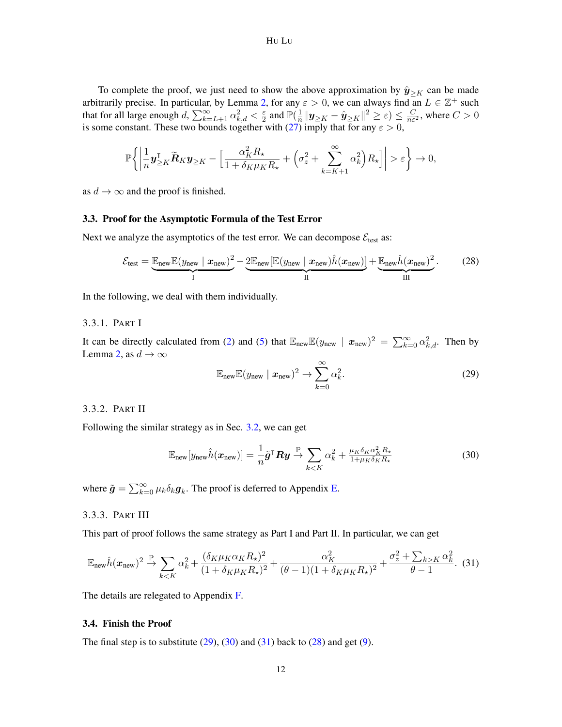To complete the proof, we just need to show the above approximation by $\hat{\boldsymbol{y}}_{\geq K}$ can be made arbitrarily precise. In particular, by Lemma 2, for any $\varepsilon > 0$, we can always find an $L \in \mathbb{Z}^+$ such that for all large enough $d$, $\sum_{k=L+1}^{\infty} \alpha_{k,d}^2 < \frac{\varepsilon}{2}$ and $\mathbb{P}(\frac{1}{n}\|\boldsymbol{y}_{\geq K} - \hat{\boldsymbol{y}}_{\geq K}\|^2 \geq \varepsilon) \leq \frac{C}{n\varepsilon^2}$, where $C > 0$ is some constant. These two bounds together with (27) imply that for any $\varepsilon > 0$,

$$\mathbb{P}\left\{\left|\frac{1}{n}\boldsymbol{y}_{\geq K}^{\mathsf{T}}\widetilde{\boldsymbol{R}}_K \boldsymbol{y}_{\geq K} - \left[\frac{\alpha_K^2 R_\star}{1+\delta_K \mu_K R_\star} + \left(\sigma_z^2 + \sum_{k=K+1}^{\infty} \alpha_k^2\right) R_\star\right]\right| > \varepsilon\right\} \to 0,$$

as $d \to \infty$ and the proof is finished.

### 3.3. Proof for the Asymptotic Formula of the Test Error

Next we analyze the asymptotics of the test error. We can decompose $\mathcal{E}_{\text{test}}$ as:

$$\mathcal{E}_{\text{test}} = \underbrace{\mathbb{E}_{\text{new}}\mathbb{E}(y_{\text{new}} \mid \boldsymbol{x}_{\text{new}})^2}_{\text{I}} - \underbrace{2\mathbb{E}_{\text{new}}[\mathbb{E}(y_{\text{new}} \mid \boldsymbol{x}_{\text{new}})\hat{h}(\boldsymbol{x}_{\text{new}})]}_{\text{II}} + \underbrace{\mathbb{E}_{\text{new}}\hat{h}(\boldsymbol{x}_{\text{new}})^2}_{\text{III}}. \tag{28}$$

In the following, we deal with them individually.

#### 3.3.1. Part I

It can be directly calculated from (2) and (5) that $\mathbb{E}_{\text{new}}\mathbb{E}(y_{\text{new}} \mid \boldsymbol{x}_{\text{new}})^2 = \sum_{k=0}^{\infty} \alpha_{k,d}^2$. Then by Lemma 2, as $d \to \infty$

$$\mathbb{E}_{\text{new}}\mathbb{E}(y_{\text{new}} \mid \boldsymbol{x}_{\text{new}})^2 \to \sum_{k=0}^{\infty} \alpha_k^2. \tag{29}$$

#### 3.3.2. Part II

Following the similar strategy as in Sec. 3.2, we can get

$$\mathbb{E}_{\text{new}}[y_{\text{new}}\hat{h}(\boldsymbol{x}_{\text{new}})] = \frac{1}{n}\tilde{\boldsymbol{g}}^{\mathsf{T}}\boldsymbol{R}\boldsymbol{y} \xrightarrow{\mathbb{P}} \sum_{k<K} \alpha_k^2 + \frac{\mu_K \delta_K \alpha_K^2 R_\star}{1+\mu_K \delta_K R_\star} \tag{30}$$

where $\tilde{\boldsymbol{g}} = \sum_{k=0}^{\infty} \mu_k \delta_k \boldsymbol{g}_k$. The proof is deferred to Appendix E.

#### 3.3.3. Part III

This part of proof follows the same strategy as Part I and Part II. In particular, we can get

$$\mathbb{E}_{\text{new}}\hat{h}(\boldsymbol{x}_{\text{new}})^2 \xrightarrow{\mathbb{P}} \sum_{k<K} \alpha_k^2 + \frac{(\delta_K \mu_K \alpha_K R_\star)^2}{(1+\delta_K \mu_K R_\star)^2} + \frac{\alpha_K^2}{(\theta-1)(1+\delta_K \mu_K R_\star)^2} + \frac{\sigma_z^2 + \sum_{k>K} \alpha_k^2}{\theta - 1}. \tag{31}$$

The details are relegated to Appendix F.

### 3.4. Finish the Proof

The final step is to substitute (29), (30) and (31) back to (28) and get (9).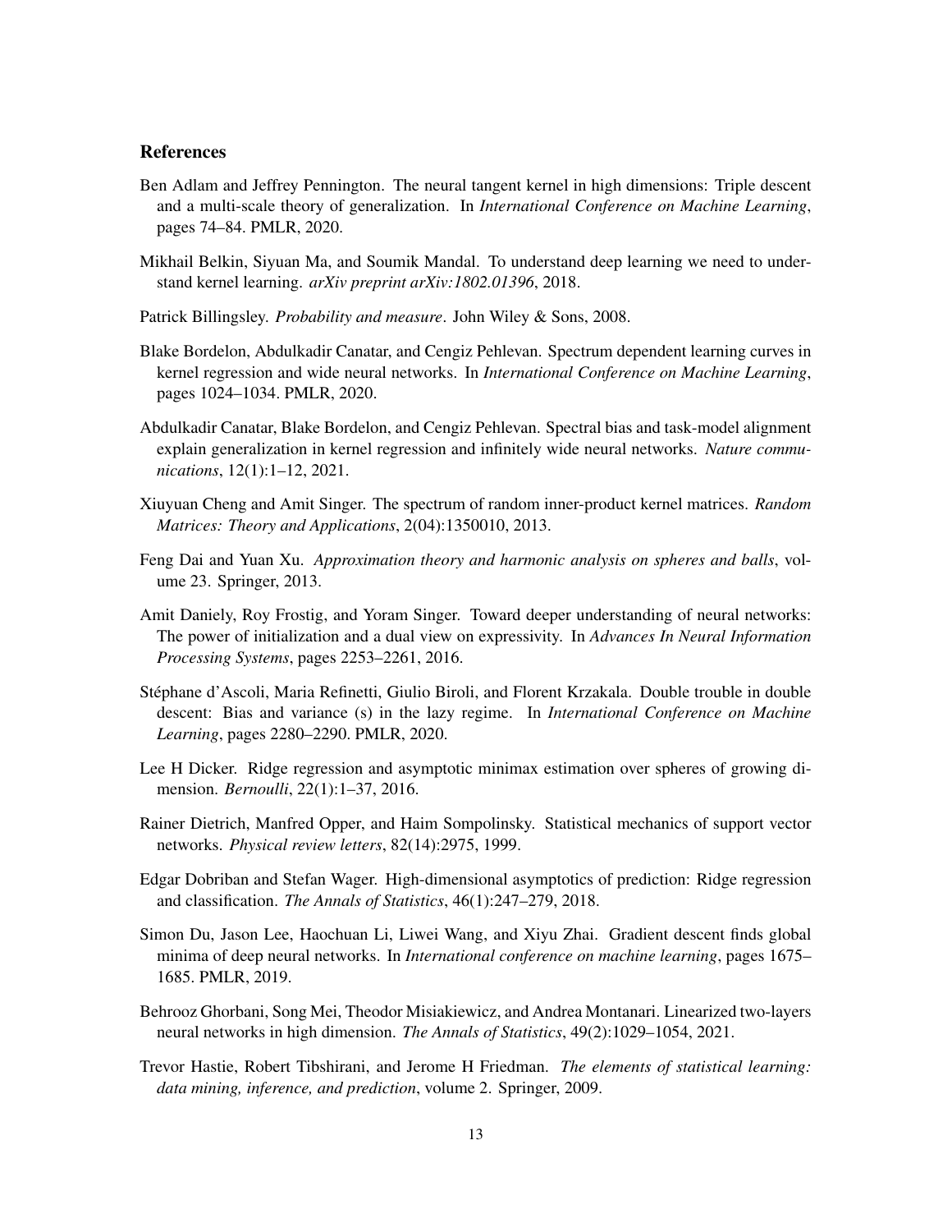## References

Ben Adlam and Jeffrey Pennington. The neural tangent kernel in high dimensions: Triple descent and a multi-scale theory of generalization. In *International Conference on Machine Learning*, pages 74–84. PMLR, 2020.

Mikhail Belkin, Siyuan Ma, and Soumik Mandal. To understand deep learning we need to understand kernel learning. *arXiv preprint arXiv:1802.01396*, 2018.

Patrick Billingsley. *Probability and measure*. John Wiley & Sons, 2008.

Blake Bordelon, Abdulkadir Canatar, and Cengiz Pehlevan. Spectrum dependent learning curves in kernel regression and wide neural networks. In *International Conference on Machine Learning*, pages 1024–1034. PMLR, 2020.

Abdulkadir Canatar, Blake Bordelon, and Cengiz Pehlevan. Spectral bias and task-model alignment explain generalization in kernel regression and infinitely wide neural networks. *Nature communications*, 12(1):1–12, 2021.

Xiuyuan Cheng and Amit Singer. The spectrum of random inner-product kernel matrices. *Random Matrices: Theory and Applications*, 2(04):1350010, 2013.

Feng Dai and Yuan Xu. *Approximation theory and harmonic analysis on spheres and balls*, volume 23. Springer, 2013.

Amit Daniely, Roy Frostig, and Yoram Singer. Toward deeper understanding of neural networks: The power of initialization and a dual view on expressivity. In *Advances In Neural Information Processing Systems*, pages 2253–2261, 2016.

Stéphane d'Ascoli, Maria Refinetti, Giulio Biroli, and Florent Krzakala. Double trouble in double descent: Bias and variance (s) in the lazy regime. In *International Conference on Machine Learning*, pages 2280–2290. PMLR, 2020.

Lee H Dicker. Ridge regression and asymptotic minimax estimation over spheres of growing dimension. *Bernoulli*, 22(1):1–37, 2016.

Rainer Dietrich, Manfred Opper, and Haim Sompolinsky. Statistical mechanics of support vector networks. *Physical review letters*, 82(14):2975, 1999.

Edgar Dobriban and Stefan Wager. High-dimensional asymptotics of prediction: Ridge regression and classification. *The Annals of Statistics*, 46(1):247–279, 2018.

Simon Du, Jason Lee, Haochuan Li, Liwei Wang, and Xiyu Zhai. Gradient descent finds global minima of deep neural networks. In *International conference on machine learning*, pages 1675–1685. PMLR, 2019.

Behrooz Ghorbani, Song Mei, Theodor Misiakiewicz, and Andrea Montanari. Linearized two-layers neural networks in high dimension. *The Annals of Statistics*, 49(2):1029–1054, 2021.

Trevor Hastie, Robert Tibshirani, and Jerome H Friedman. *The elements of statistical learning: data mining, inference, and prediction*, volume 2. Springer, 2009.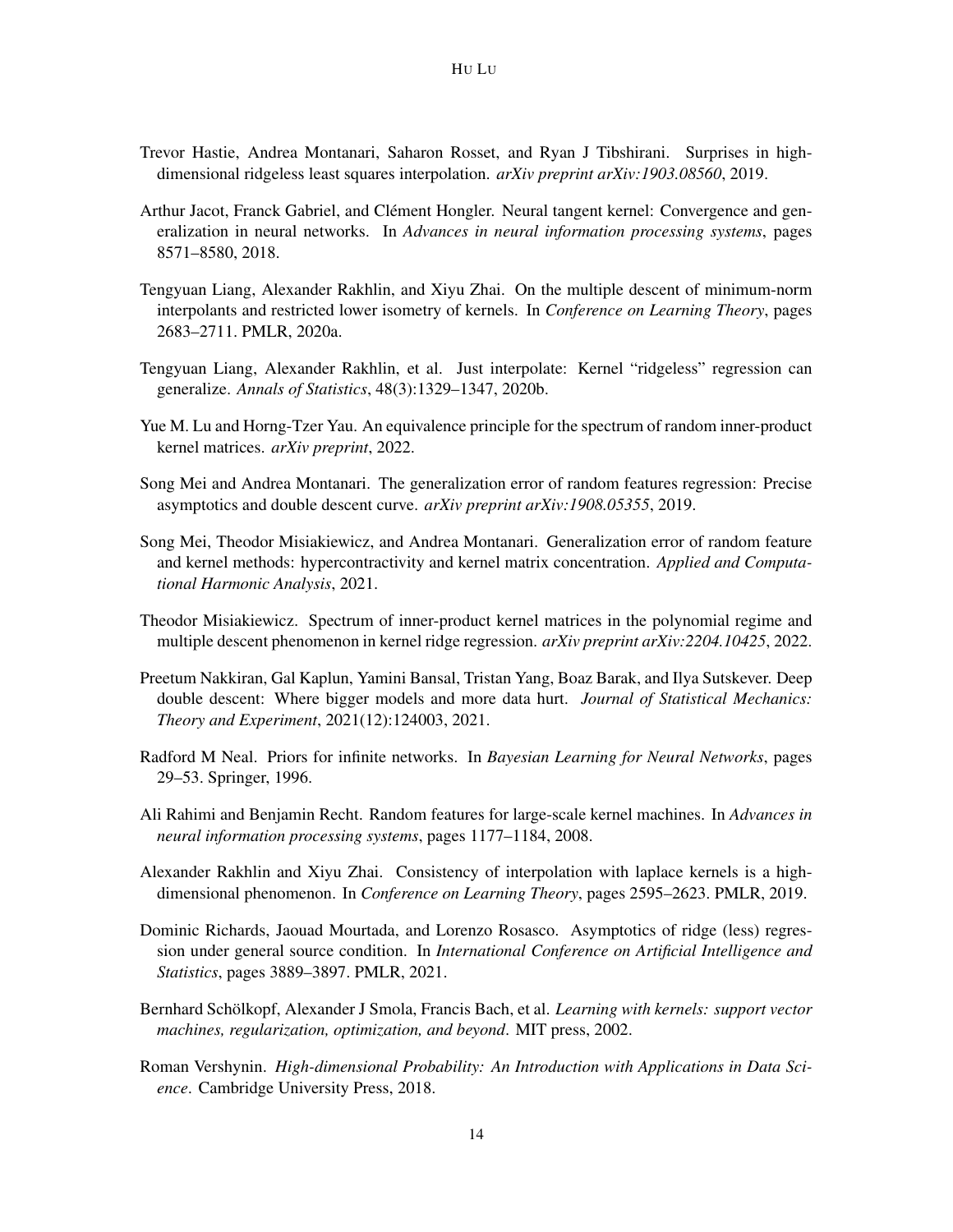Trevor Hastie, Andrea Montanari, Saharon Rosset, and Ryan J Tibshirani. Surprises in high-dimensional ridgeless least squares interpolation. *arXiv preprint arXiv:1903.08560*, 2019.

Arthur Jacot, Franck Gabriel, and Clément Hongler. Neural tangent kernel: Convergence and generalization in neural networks. In *Advances in neural information processing systems*, pages 8571–8580, 2018.

Tengyuan Liang, Alexander Rakhlin, and Xiyu Zhai. On the multiple descent of minimum-norm interpolants and restricted lower isometry of kernels. In *Conference on Learning Theory*, pages 2683–2711. PMLR, 2020a.

Tengyuan Liang, Alexander Rakhlin, et al. Just interpolate: Kernel "ridgeless" regression can generalize. *Annals of Statistics*, 48(3):1329–1347, 2020b.

Yue M. Lu and Horng-Tzer Yau. An equivalence principle for the spectrum of random inner-product kernel matrices. *arXiv preprint*, 2022.

Song Mei and Andrea Montanari. The generalization error of random features regression: Precise asymptotics and double descent curve. *arXiv preprint arXiv:1908.05355*, 2019.

Song Mei, Theodor Misiakiewicz, and Andrea Montanari. Generalization error of random feature and kernel methods: hypercontractivity and kernel matrix concentration. *Applied and Computational Harmonic Analysis*, 2021.

Theodor Misiakiewicz. Spectrum of inner-product kernel matrices in the polynomial regime and multiple descent phenomenon in kernel ridge regression. *arXiv preprint arXiv:2204.10425*, 2022.

Preetum Nakkiran, Gal Kaplun, Yamini Bansal, Tristan Yang, Boaz Barak, and Ilya Sutskever. Deep double descent: Where bigger models and more data hurt. *Journal of Statistical Mechanics: Theory and Experiment*, 2021(12):124003, 2021.

Radford M Neal. Priors for infinite networks. In *Bayesian Learning for Neural Networks*, pages 29–53. Springer, 1996.

Ali Rahimi and Benjamin Recht. Random features for large-scale kernel machines. In *Advances in neural information processing systems*, pages 1177–1184, 2008.

Alexander Rakhlin and Xiyu Zhai. Consistency of interpolation with laplace kernels is a high-dimensional phenomenon. In *Conference on Learning Theory*, pages 2595–2623. PMLR, 2019.

Dominic Richards, Jaouad Mourtada, and Lorenzo Rosasco. Asymptotics of ridge (less) regression under general source condition. In *International Conference on Artificial Intelligence and Statistics*, pages 3889–3897. PMLR, 2021.

Bernhard Schölkopf, Alexander J Smola, Francis Bach, et al. *Learning with kernels: support vector machines, regularization, optimization, and beyond*. MIT press, 2002.

Roman Vershynin. *High-dimensional Probability: An Introduction with Applications in Data Science*. Cambridge University Press, 2018.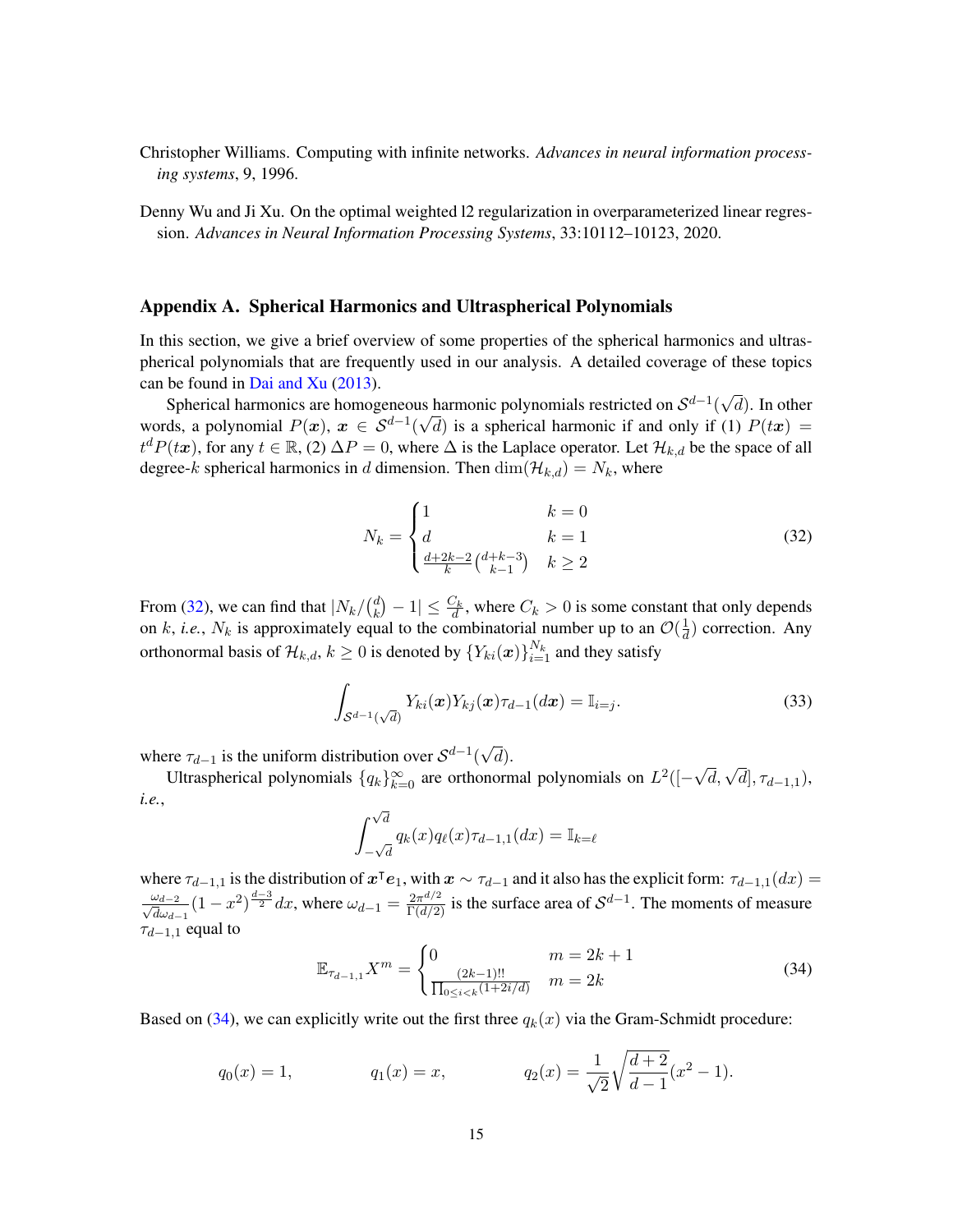Christopher Williams. Computing with infinite networks. *Advances in neural information processing systems*, 9, 1996.

Denny Wu and Ji Xu. On the optimal weighted l2 regularization in overparameterized linear regression. *Advances in Neural Information Processing Systems*, 33:10112–10123, 2020.

## Appendix A. Spherical Harmonics and Ultraspherical Polynomials

In this section, we give a brief overview of some properties of the spherical harmonics and ultraspherical polynomials that are frequently used in our analysis. A detailed coverage of these topics can be found in Dai and Xu (2013).

Spherical harmonics are homogeneous harmonic polynomials restricted on $\mathcal{S}^{d-1}(\sqrt{d})$. In other words, a polynomial $P(\boldsymbol{x})$, $\boldsymbol{x} \in \mathcal{S}^{d-1}(\sqrt{d})$ is a spherical harmonic if and only if (1) $P(t\boldsymbol{x}) = t^d P(t\boldsymbol{x})$, for any $t \in \mathbb{R}$, (2) $\Delta P = 0$, where $\Delta$ is the Laplace operator. Let $\mathcal{H}_{k,d}$ be the space of all degree-$k$ spherical harmonics in $d$ dimension. Then $\dim(\mathcal{H}_{k,d}) = N_k$, where

$$
N_k = \begin{cases} 1 & k = 0 \\ d & k = 1 \\ \frac{d+2k-2}{k}\binom{d+k-3}{k-1} & k \geq 2 \end{cases} \tag{32}
$$

From (32), we can find that $|N_k/\binom{d}{k} - 1| \leq \frac{C_k}{d}$, where $C_k > 0$ is some constant that only depends on $k$, *i.e.*, $N_k$ is approximately equal to the combinatorial number up to an $\mathcal{O}(\frac{1}{d})$ correction. Any orthonormal basis of $\mathcal{H}_{k,d}$, $k \geq 0$ is denoted by $\{Y_{ki}(\boldsymbol{x})\}_{i=1}^{N_k}$ and they satisfy

$$
\int_{\mathcal{S}^{d-1}(\sqrt{d})} Y_{ki}(\boldsymbol{x}) Y_{kj}(\boldsymbol{x}) \tau_{d-1}(d\boldsymbol{x}) = \mathbb{I}_{i=j}. \tag{33}
$$

where $\tau_{d-1}$ is the uniform distribution over $\mathcal{S}^{d-1}(\sqrt{d})$.

Ultraspherical polynomials $\{q_k\}_{k=0}^{\infty}$ are orthonormal polynomials on $L^2([-\sqrt{d}, \sqrt{d}], \tau_{d-1,1})$, *i.e.*,

$$
\int_{-\sqrt{d}}^{\sqrt{d}} q_k(x) q_\ell(x) \tau_{d-1,1}(dx) = \mathbb{I}_{k=\ell}
$$

where $\tau_{d-1,1}$ is the distribution of $\boldsymbol{x}^\intercal \boldsymbol{e}_1$, with $\boldsymbol{x} \sim \tau_{d-1}$ and it also has the explicit form: $\tau_{d-1,1}(dx) = \frac{\omega_{d-2}}{\sqrt{d}\omega_{d-1}}(1-x^2)^{\frac{d-3}{2}} dx$, where $\omega_{d-1} = \frac{2\pi^{d/2}}{\Gamma(d/2)}$ is the surface area of $\mathcal{S}^{d-1}$. The moments of measure $\tau_{d-1,1}$ equal to

$$
\mathbb{E}_{\tau_{d-1,1}} X^m = \begin{cases} 0 & m = 2k+1 \\ \frac{(2k-1)!!}{\prod_{0 \leq i < k}(1+2i/d)} & m = 2k \end{cases} \tag{34}
$$

Based on (34), we can explicitly write out the first three $q_k(x)$ via the Gram-Schmidt procedure:

$$
q_0(x) = 1, \qquad q_1(x) = x, \qquad q_2(x) = \frac{1}{\sqrt{2}}\sqrt{\frac{d+2}{d-1}}(x^2 - 1).
$$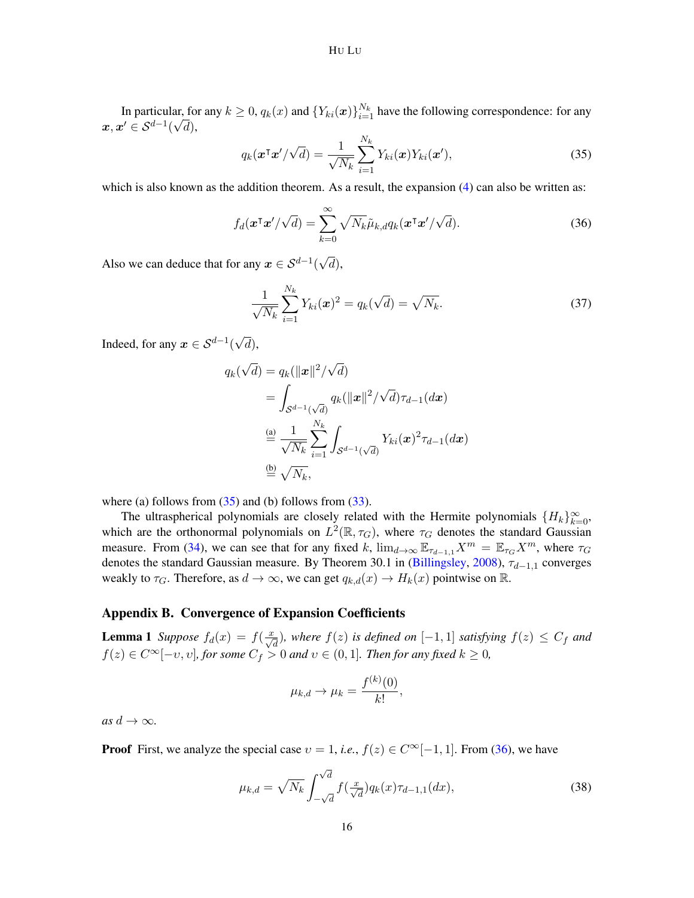In particular, for any $k \geq 0$, $q_k(x)$ and $\{Y_{ki}(\boldsymbol{x})\}_{i=1}^{N_k}$ have the following correspondence: for any $\boldsymbol{x}, \boldsymbol{x}' \in \mathcal{S}^{d-1}(\sqrt{d})$,

$$q_k(\boldsymbol{x}^\intercal \boldsymbol{x}'/\sqrt{d}) = \frac{1}{\sqrt{N_k}} \sum_{i=1}^{N_k} Y_{ki}(\boldsymbol{x}) Y_{ki}(\boldsymbol{x}'), \tag{35}$$

which is also known as the addition theorem. As a result, the expansion (4) can also be written as:

$$f_d(\boldsymbol{x}^\intercal \boldsymbol{x}'/\sqrt{d}) = \sum_{k=0}^{\infty} \sqrt{N_k} \tilde{\mu}_{k,d} q_k(\boldsymbol{x}^\intercal \boldsymbol{x}'/\sqrt{d}). \tag{36}$$

Also we can deduce that for any $\boldsymbol{x} \in \mathcal{S}^{d-1}(\sqrt{d})$,

$$\frac{1}{\sqrt{N_k}} \sum_{i=1}^{N_k} Y_{ki}(\boldsymbol{x})^2 = q_k(\sqrt{d}) = \sqrt{N_k}. \tag{37}$$

Indeed, for any $\boldsymbol{x} \in \mathcal{S}^{d-1}(\sqrt{d})$,

$$\begin{aligned}
q_k(\sqrt{d}) &= q_k(\|\boldsymbol{x}\|^2/\sqrt{d}) \\
&= \int_{\mathcal{S}^{d-1}(\sqrt{d})} q_k(\|\boldsymbol{x}\|^2/\sqrt{d}) \tau_{d-1}(d\boldsymbol{x}) \\
&\overset{\text{(a)}}{=} \frac{1}{\sqrt{N_k}} \sum_{i=1}^{N_k} \int_{\mathcal{S}^{d-1}(\sqrt{d})} Y_{ki}(\boldsymbol{x})^2 \tau_{d-1}(d\boldsymbol{x}) \\
&\overset{\text{(b)}}{=} \sqrt{N_k},
\end{aligned}$$

where (a) follows from (35) and (b) follows from (33).

The ultraspherical polynomials are closely related with the Hermite polynomials $\{H_k\}_{k=0}^{\infty}$, which are the orthonormal polynomials on $L^2(\mathbb{R}, \tau_G)$, where $\tau_G$ denotes the standard Gaussian measure. From (34), we can see that for any fixed $k$, $\lim_{d\to\infty} \mathbb{E}_{\tau_{d-1,1}} X^m = \mathbb{E}_{\tau_G} X^m$, where $\tau_G$ denotes the standard Gaussian measure. By Theorem 30.1 in (Billingsley, 2008), $\tau_{d-1,1}$ converges weakly to $\tau_G$. Therefore, as $d \to \infty$, we can get $q_{k,d}(x) \to H_k(x)$ pointwise on $\mathbb{R}$.

## Appendix B. Convergence of Expansion Coefficients

**Lemma 1** *Suppose $f_d(x) = f(\frac{x}{\sqrt{d}})$, where $f(z)$ is defined on $[-1, 1]$ satisfying $f(z) \leq C_f$ and $f(z) \in C^\infty[-\upsilon, \upsilon]$, for some $C_f > 0$ and $\upsilon \in (0, 1]$. Then for any fixed $k \geq 0$,*

$$\mu_{k,d} \to \mu_k = \frac{f^{(k)}(0)}{k!},$$

*as $d \to \infty$.*

**Proof** First, we analyze the special case $\upsilon = 1$, *i.e.*, $f(z) \in C^\infty[-1, 1]$. From (36), we have

$$\mu_{k,d} = \sqrt{N_k} \int_{-\sqrt{d}}^{\sqrt{d}} f(\tfrac{x}{\sqrt{d}}) q_k(x) \tau_{d-1,1}(dx), \tag{38}$$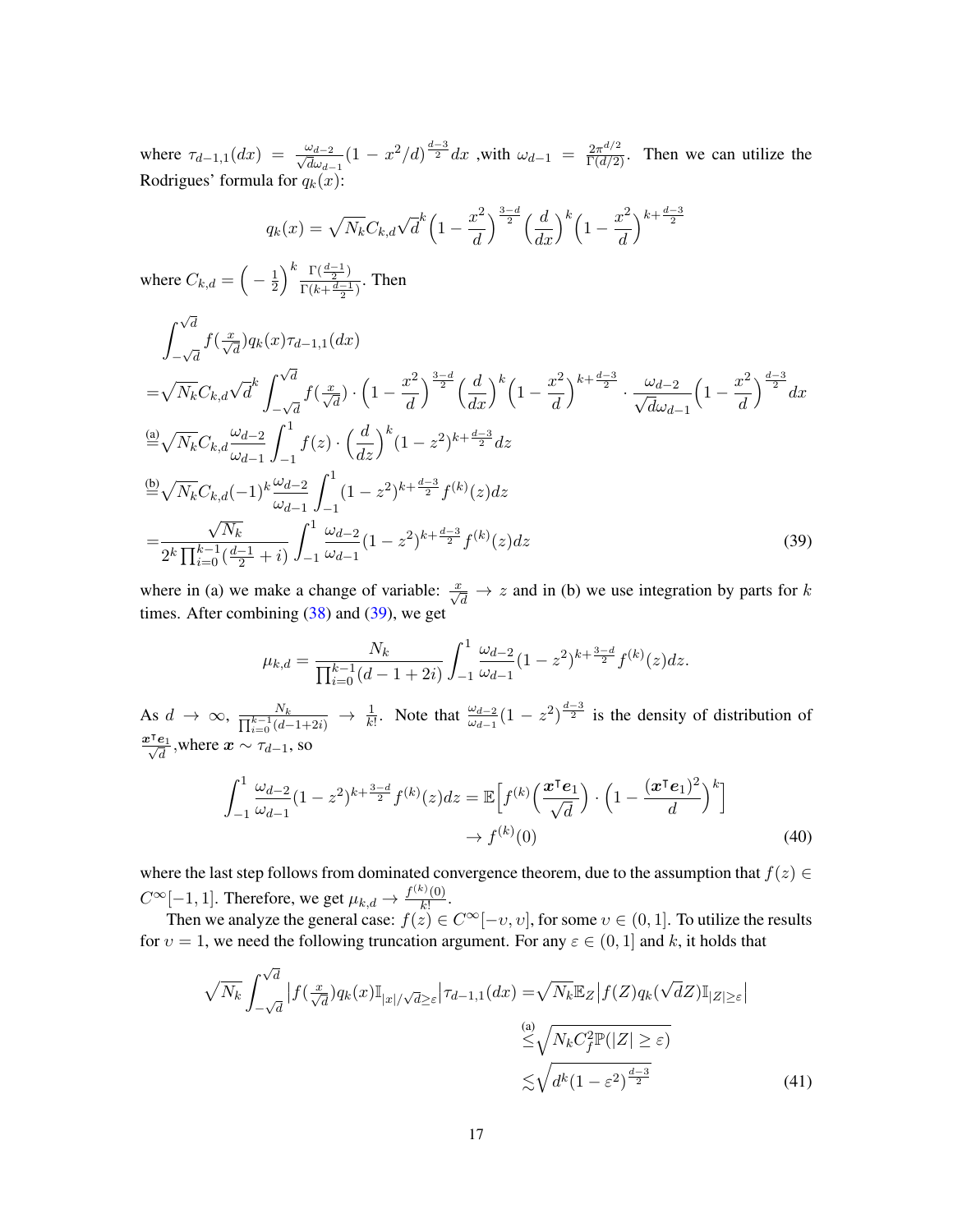where $\tau_{d-1,1}(dx) = \frac{\omega_{d-2}}{\sqrt{d}\omega_{d-1}}(1 - x^2/d)^{\frac{d-3}{2}}dx$ ,with $\omega_{d-1} = \frac{2\pi^{d/2}}{\Gamma(d/2)}$. Then we can utilize the Rodrigues' formula for $q_k(x)$:

$$
q_k(x) = \sqrt{N_k}C_{k,d}\sqrt{d}^k\Big(1 - \frac{x^2}{d}\Big)^{\frac{3-d}{2}}\Big(\frac{d}{dx}\Big)^k\Big(1 - \frac{x^2}{d}\Big)^{k+\frac{d-3}{2}}
$$

where $C_{k,d} = \Big(-\frac{1}{2}\Big)^k\frac{\Gamma(\frac{d-1}{2})}{\Gamma(k+\frac{d-1}{2})}$. Then

$$
\begin{aligned}
&\int_{-\sqrt{d}}^{\sqrt{d}} f(\tfrac{x}{\sqrt{d}})q_k(x)\tau_{d-1,1}(dx)\\
=&\sqrt{N_k}C_{k,d}\sqrt{d}^k\int_{-\sqrt{d}}^{\sqrt{d}} f(\tfrac{x}{\sqrt{d}})\cdot\Big(1 - \frac{x^2}{d}\Big)^{\frac{3-d}{2}}\Big(\frac{d}{dx}\Big)^k\Big(1 - \frac{x^2}{d}\Big)^{k+\frac{d-3}{2}}\cdot\frac{\omega_{d-2}}{\sqrt{d}\omega_{d-1}}\Big(1 - \frac{x^2}{d}\Big)^{\frac{d-3}{2}}dx\\
\overset{\text{(a)}}{=}&\sqrt{N_k}C_{k,d}\frac{\omega_{d-2}}{\omega_{d-1}}\int_{-1}^{1} f(z)\cdot\Big(\frac{d}{dz}\Big)^k(1-z^2)^{k+\frac{d-3}{2}}dz\\
\overset{\text{(b)}}{=}&\sqrt{N_k}C_{k,d}(-1)^k\frac{\omega_{d-2}}{\omega_{d-1}}\int_{-1}^{1}(1-z^2)^{k+\frac{d-3}{2}}f^{(k)}(z)dz\\
=&\frac{\sqrt{N_k}}{2^k\prod_{i=0}^{k-1}(\frac{d-1}{2}+i)}\int_{-1}^{1}\frac{\omega_{d-2}}{\omega_{d-1}}(1-z^2)^{k+\frac{d-3}{2}}f^{(k)}(z)dz
\end{aligned}
\tag{39}
$$

where in (a) we make a change of variable: $\frac{x}{\sqrt{d}} \to z$ and in (b) we use integration by parts for $k$ times. After combining (38) and (39), we get

$$
\mu_{k,d} = \frac{N_k}{\prod_{i=0}^{k-1}(d-1+2i)}\int_{-1}^{1}\frac{\omega_{d-2}}{\omega_{d-1}}(1-z^2)^{k+\frac{3-d}{2}}f^{(k)}(z)dz.
$$

As $d \to \infty$, $\frac{N_k}{\prod_{i=0}^{k-1}(d-1+2i)} \to \frac{1}{k!}$. Note that $\frac{\omega_{d-2}}{\omega_{d-1}}(1-z^2)^{\frac{d-3}{2}}$ is the density of distribution of $\frac{\boldsymbol{x}^\intercal\boldsymbol{e}_1}{\sqrt{d}}$ ,where $\boldsymbol{x} \sim \tau_{d-1}$, so

$$
\begin{aligned}
\int_{-1}^{1}\frac{\omega_{d-2}}{\omega_{d-1}}(1-z^2)^{k+\frac{3-d}{2}}f^{(k)}(z)dz &= \mathbb{E}\Big[f^{(k)}\Big(\frac{\boldsymbol{x}^\intercal\boldsymbol{e}_1}{\sqrt{d}}\Big)\cdot\Big(1 - \frac{(\boldsymbol{x}^\intercal\boldsymbol{e}_1)^2}{d}\Big)^k\Big]\\
&\to f^{(k)}(0)
\end{aligned}
\tag{40}
$$

where the last step follows from dominated convergence theorem, due to the assumption that $f(z) \in C^\infty[-1,1]$. Therefore, we get $\mu_{k,d} \to \frac{f^{(k)}(0)}{k!}$.

Then we analyze the general case: $f(z) \in C^\infty[-\upsilon,\upsilon]$, for some $\upsilon \in (0,1]$. To utilize the results for $\upsilon = 1$, we need the following truncation argument. For any $\varepsilon \in (0,1]$ and $k$, it holds that

$$
\begin{aligned}
\sqrt{N_k}\int_{-\sqrt{d}}^{\sqrt{d}}\big|f(\tfrac{x}{\sqrt{d}})q_k(x)\mathbb{I}_{|x|/\sqrt{d}\geq\varepsilon}\big|\tau_{d-1,1}(dx) =& \sqrt{N_k}\mathbb{E}_Z\big|f(Z)q_k(\sqrt{d}Z)\mathbb{I}_{|Z|\geq\varepsilon}\big|\\
\overset{\text{(a)}}{\leq}&\sqrt{N_kC_f^2\mathbb{P}(|Z|\geq\varepsilon)}\\
\lesssim&\sqrt{d^k(1-\varepsilon^2)^{\frac{d-3}{2}}}
\end{aligned}
\tag{41}
$$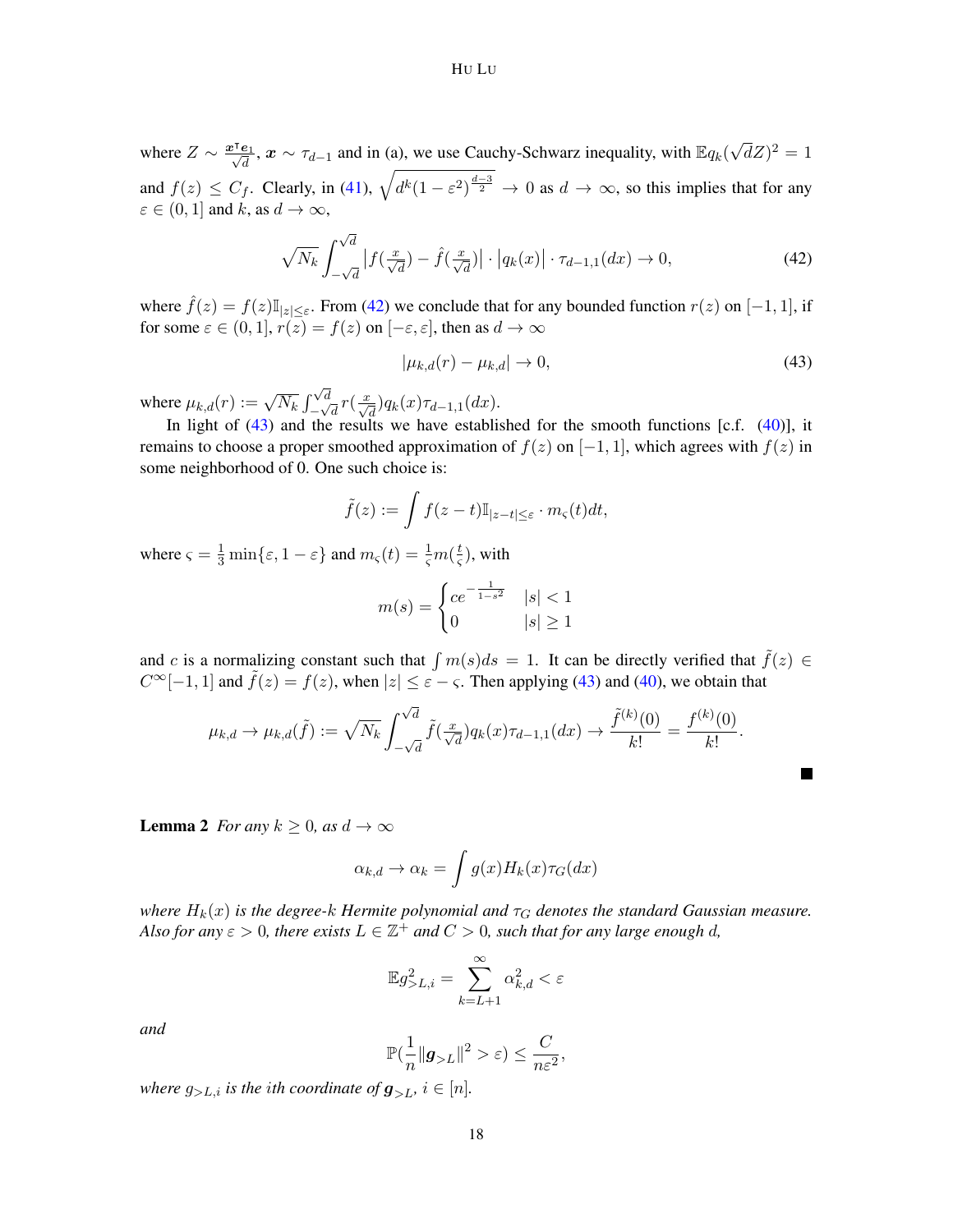where $Z \sim \frac{\boldsymbol{x}^\intercal \boldsymbol{e}_1}{\sqrt{d}}$, $\boldsymbol{x} \sim \tau_{d-1}$ and in (a), we use Cauchy-Schwarz inequality, with $\mathbb{E}q_k(\sqrt{d}Z)^2 = 1$ and $f(z) \leq C_f$. Clearly, in (41), $\sqrt{d^k(1-\varepsilon^2)^{\frac{d-3}{2}}} \to 0$ as $d \to \infty$, so this implies that for any $\varepsilon \in (0,1]$ and $k$, as $d \to \infty$,

$$\sqrt{N_k}\int_{-\sqrt{d}}^{\sqrt{d}} \left|f(\tfrac{x}{\sqrt{d}}) - \hat{f}(\tfrac{x}{\sqrt{d}})\right| \cdot \left|q_k(x)\right| \cdot \tau_{d-1,1}(dx) \to 0, \tag{42}$$

where $\hat{f}(z) = f(z)\mathbb{I}_{|z|\leq\varepsilon}$. From (42) we conclude that for any bounded function $r(z)$ on $[-1,1]$, if for some $\varepsilon \in (0,1]$, $r(z) = f(z)$ on $[-\varepsilon, \varepsilon]$, then as $d \to \infty$

$$|\mu_{k,d}(r) - \mu_{k,d}| \to 0, \tag{43}$$

where $\mu_{k,d}(r) := \sqrt{N_k}\int_{-\sqrt{d}}^{\sqrt{d}} r(\frac{x}{\sqrt{d}})q_k(x)\tau_{d-1,1}(dx)$.

In light of (43) and the results we have established for the smooth functions [c.f. (40)], it remains to choose a proper smoothed approximation of $f(z)$ on $[-1,1]$, which agrees with $f(z)$ in some neighborhood of 0. One such choice is:

$$\tilde{f}(z) := \int f(z-t)\mathbb{I}_{|z-t|\leq\varepsilon} \cdot m_\varsigma(t)dt,$$

where $\varsigma = \frac{1}{3}\min\{\varepsilon, 1-\varepsilon\}$ and $m_\varsigma(t) = \frac{1}{\varsigma}m(\frac{t}{\varsigma})$, with

$$m(s) = \begin{cases} ce^{-\frac{1}{1-s^2}} & |s| < 1 \\ 0 & |s| \geq 1 \end{cases}$$

and $c$ is a normalizing constant such that $\int m(s)ds = 1$. It can be directly verified that $\tilde{f}(z) \in C^\infty[-1,1]$ and $\tilde{f}(z) = f(z)$, when $|z| \leq \varepsilon - \varsigma$. Then applying (43) and (40), we obtain that

$$\mu_{k,d} \to \mu_{k,d}(\tilde{f}) := \sqrt{N_k}\int_{-\sqrt{d}}^{\sqrt{d}} \tilde{f}(\tfrac{x}{\sqrt{d}})q_k(x)\tau_{d-1,1}(dx) \to \frac{\tilde{f}^{(k)}(0)}{k!} = \frac{f^{(k)}(0)}{k!}.$$

∎

**Lemma 2** *For any $k \geq 0$, as $d \to \infty$*

$$\alpha_{k,d} \to \alpha_k = \int g(x)H_k(x)\tau_G(dx)$$

*where $H_k(x)$ is the degree-$k$ Hermite polynomial and $\tau_G$ denotes the standard Gaussian measure. Also for any $\varepsilon > 0$, there exists $L \in \mathbb{Z}^+$ and $C > 0$, such that for any large enough $d$,*

$$\mathbb{E}g_{>L,i}^2 = \sum_{k=L+1}^{\infty} \alpha_{k,d}^2 < \varepsilon$$

*and*

$$\mathbb{P}(\frac{1}{n}\|\boldsymbol{g}_{>L}\|^2 > \varepsilon) \leq \frac{C}{n\varepsilon^2},$$

*where $g_{>L,i}$ is the $i$th coordinate of $\boldsymbol{g}_{>L}$, $i \in [n]$.*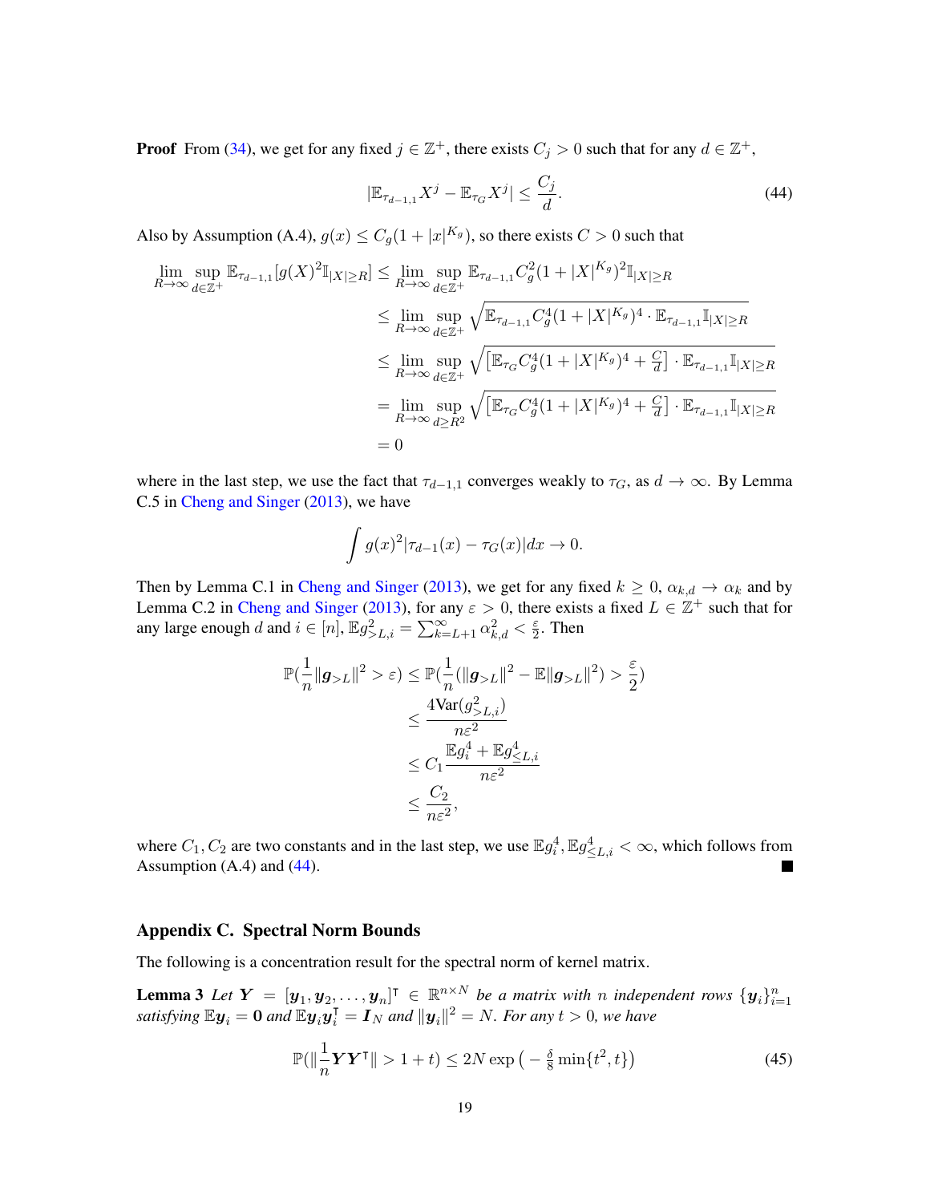**Proof** From (34), we get for any fixed $j \in \mathbb{Z}^+$, there exists $C_j > 0$ such that for any $d \in \mathbb{Z}^+$,

$$
|\mathbb{E}_{\tau_{d-1,1}} X^j - \mathbb{E}_{\tau_G} X^j| \leq \frac{C_j}{d}. \tag{44}
$$

Also by Assumption (A.4), $g(x) \leq C_g(1 + |x|^{K_g})$, so there exists $C > 0$ such that

$$
\begin{aligned}
\lim_{R\to\infty} \sup_{d\in\mathbb{Z}^+} \mathbb{E}_{\tau_{d-1,1}}[g(X)^2 \mathbb{I}_{|X|\geq R}] &\leq \lim_{R\to\infty} \sup_{d\in\mathbb{Z}^+} \mathbb{E}_{\tau_{d-1,1}} C_g^2 (1 + |X|^{K_g})^2 \mathbb{I}_{|X|\geq R} \\
&\leq \lim_{R\to\infty} \sup_{d\in\mathbb{Z}^+} \sqrt{\mathbb{E}_{\tau_{d-1,1}} C_g^4 (1 + |X|^{K_g})^4 \cdot \mathbb{E}_{\tau_{d-1,1}} \mathbb{I}_{|X|\geq R}} \\
&\leq \lim_{R\to\infty} \sup_{d\in\mathbb{Z}^+} \sqrt{\left[\mathbb{E}_{\tau_G} C_g^4 (1 + |X|^{K_g})^4 + \tfrac{C}{d}\right] \cdot \mathbb{E}_{\tau_{d-1,1}} \mathbb{I}_{|X|\geq R}} \\
&= \lim_{R\to\infty} \sup_{d\geq R^2} \sqrt{\left[\mathbb{E}_{\tau_G} C_g^4 (1 + |X|^{K_g})^4 + \tfrac{C}{d}\right] \cdot \mathbb{E}_{\tau_{d-1,1}} \mathbb{I}_{|X|\geq R}} \\
&= 0
\end{aligned}
$$

where in the last step, we use the fact that $\tau_{d-1,1}$ converges weakly to $\tau_G$, as $d \to \infty$. By Lemma C.5 in Cheng and Singer (2013), we have

$$
\int g(x)^2 |\tau_{d-1}(x) - \tau_G(x)| dx \to 0.
$$

Then by Lemma C.1 in Cheng and Singer (2013), we get for any fixed $k \geq 0$, $\alpha_{k,d} \to \alpha_k$ and by Lemma C.2 in Cheng and Singer (2013), for any $\varepsilon > 0$, there exists a fixed $L \in \mathbb{Z}^+$ such that for any large enough $d$ and $i \in [n]$, $\mathbb{E}g_{>L,i}^2 = \sum_{k=L+1}^{\infty} \alpha_{k,d}^2 < \frac{\varepsilon}{2}$. Then

$$
\begin{aligned}
\mathbb{P}\left(\frac{1}{n}\|\boldsymbol{g}_{>L}\|^2 > \varepsilon\right) &\leq \mathbb{P}\left(\frac{1}{n}(\|\boldsymbol{g}_{>L}\|^2 - \mathbb{E}\|\boldsymbol{g}_{>L}\|^2) > \frac{\varepsilon}{2}\right) \\
&\leq \frac{4\text{Var}(g_{>L,i}^2)}{n\varepsilon^2} \\
&\leq C_1 \frac{\mathbb{E}g_i^4 + \mathbb{E}g_{\leq L,i}^4}{n\varepsilon^2} \\
&\leq \frac{C_2}{n\varepsilon^2},
\end{aligned}
$$

where $C_1, C_2$ are two constants and in the last step, we use $\mathbb{E}g_i^4, \mathbb{E}g_{\leq L,i}^4 < \infty$, which follows from Assumption (A.4) and (44). ■

## Appendix C. Spectral Norm Bounds

The following is a concentration result for the spectral norm of kernel matrix.

**Lemma 3** *Let $\boldsymbol{Y} = [\boldsymbol{y}_1, \boldsymbol{y}_2, \ldots, \boldsymbol{y}_n]^\intercal \in \mathbb{R}^{n\times N}$ be a matrix with $n$ independent rows $\{\boldsymbol{y}_i\}_{i=1}^n$ satisfying $\mathbb{E}\boldsymbol{y}_i = \boldsymbol{0}$ and $\mathbb{E}\boldsymbol{y}_i\boldsymbol{y}_i^\intercal = \boldsymbol{I}_N$ and $\|\boldsymbol{y}_i\|^2 = N$. For any $t > 0$, we have*

$$
\mathbb{P}\left(\left\|\frac{1}{n}\boldsymbol{Y}\boldsymbol{Y}^\intercal\right\| > 1 + t\right) \leq 2N \exp\left(-\tfrac{\delta}{8}\min\{t^2, t\}\right) \tag{45}
$$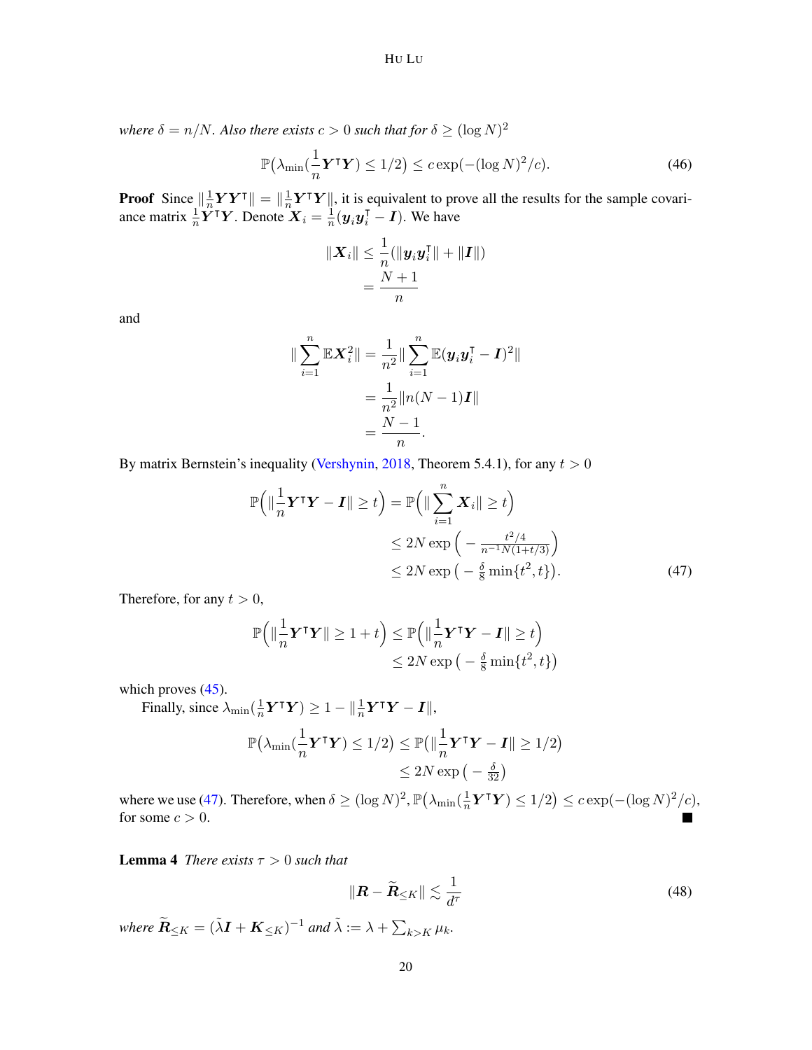*where $\delta = n/N$. Also there exists $c > 0$ such that for $\delta \geq (\log N)^2$*

$$\mathbb{P}\big(\lambda_{\min}(\frac{1}{n}\boldsymbol{Y}^\intercal \boldsymbol{Y}) \leq 1/2\big) \leq c\exp(-(\log N)^2/c). \tag{46}$$

**Proof** Since $\|\frac{1}{n}\boldsymbol{Y}\boldsymbol{Y}^\intercal\| = \|\frac{1}{n}\boldsymbol{Y}^\intercal\boldsymbol{Y}\|$, it is equivalent to prove all the results for the sample covariance matrix $\frac{1}{n}\boldsymbol{Y}^\intercal\boldsymbol{Y}$. Denote $\boldsymbol{X}_i = \frac{1}{n}(\boldsymbol{y}_i\boldsymbol{y}_i^\intercal - \boldsymbol{I})$. We have

$$\begin{aligned}\|\boldsymbol{X}_i\| &\leq \frac{1}{n}(\|\boldsymbol{y}_i\boldsymbol{y}_i^\intercal\| + \|\boldsymbol{I}\|)\\ &= \frac{N+1}{n}\end{aligned}$$

and

$$\begin{aligned}\|\sum_{i=1}^n \mathbb{E}\boldsymbol{X}_i^2\| &= \frac{1}{n^2}\|\sum_{i=1}^n \mathbb{E}(\boldsymbol{y}_i\boldsymbol{y}_i^\intercal - \boldsymbol{I})^2\|\\ &= \frac{1}{n^2}\|n(N-1)\boldsymbol{I}\|\\ &= \frac{N-1}{n}.\end{aligned}$$

By matrix Bernstein's inequality (Vershynin, 2018, Theorem 5.4.1), for any $t > 0$

$$\begin{aligned}\mathbb{P}\Big(\|\frac{1}{n}\boldsymbol{Y}^\intercal\boldsymbol{Y} - \boldsymbol{I}\| \geq t\Big) &= \mathbb{P}\Big(\|\sum_{i=1}^n \boldsymbol{X}_i\| \geq t\Big)\\ &\leq 2N\exp\Big(-\tfrac{t^2/4}{n^{-1}N(1+t/3)}\Big)\\ &\leq 2N\exp\big(-\tfrac{\delta}{8}\min\{t^2, t\}\big).\end{aligned} \tag{47}$$

Therefore, for any $t > 0$,

$$\begin{aligned}\mathbb{P}\Big(\|\frac{1}{n}\boldsymbol{Y}^\intercal\boldsymbol{Y}\| \geq 1+t\Big) &\leq \mathbb{P}\Big(\|\frac{1}{n}\boldsymbol{Y}^\intercal\boldsymbol{Y} - \boldsymbol{I}\| \geq t\Big)\\ &\leq 2N\exp\big(-\tfrac{\delta}{8}\min\{t^2, t\}\big)\end{aligned}$$

which proves (45).

Finally, since $\lambda_{\min}(\frac{1}{n}\boldsymbol{Y}^\intercal\boldsymbol{Y}) \geq 1 - \|\frac{1}{n}\boldsymbol{Y}^\intercal\boldsymbol{Y} - \boldsymbol{I}\|$,

$$\begin{aligned}\mathbb{P}\big(\lambda_{\min}(\frac{1}{n}\boldsymbol{Y}^\intercal\boldsymbol{Y}) \leq 1/2\big) &\leq \mathbb{P}\big(\|\frac{1}{n}\boldsymbol{Y}^\intercal\boldsymbol{Y} - \boldsymbol{I}\| \geq 1/2\big)\\ &\leq 2N\exp\big(-\tfrac{\delta}{32}\big)\end{aligned}$$

where we use (47). Therefore, when $\delta \geq (\log N)^2$, $\mathbb{P}\big(\lambda_{\min}(\frac{1}{n}\boldsymbol{Y}^\intercal\boldsymbol{Y}) \leq 1/2\big) \leq c\exp(-(\log N)^2/c)$, for some $c > 0$. ∎

**Lemma 4** *There exists $\tau > 0$ such that*

$$\|\boldsymbol{R} - \widetilde{\boldsymbol{R}}_{\leq K}\| \lesssim \frac{1}{d^\tau} \tag{48}$$

*where $\widetilde{\boldsymbol{R}}_{\leq K} = (\tilde{\lambda}\boldsymbol{I} + \boldsymbol{K}_{\leq K})^{-1}$ and $\tilde{\lambda} := \lambda + \sum_{k>K}\mu_k$.*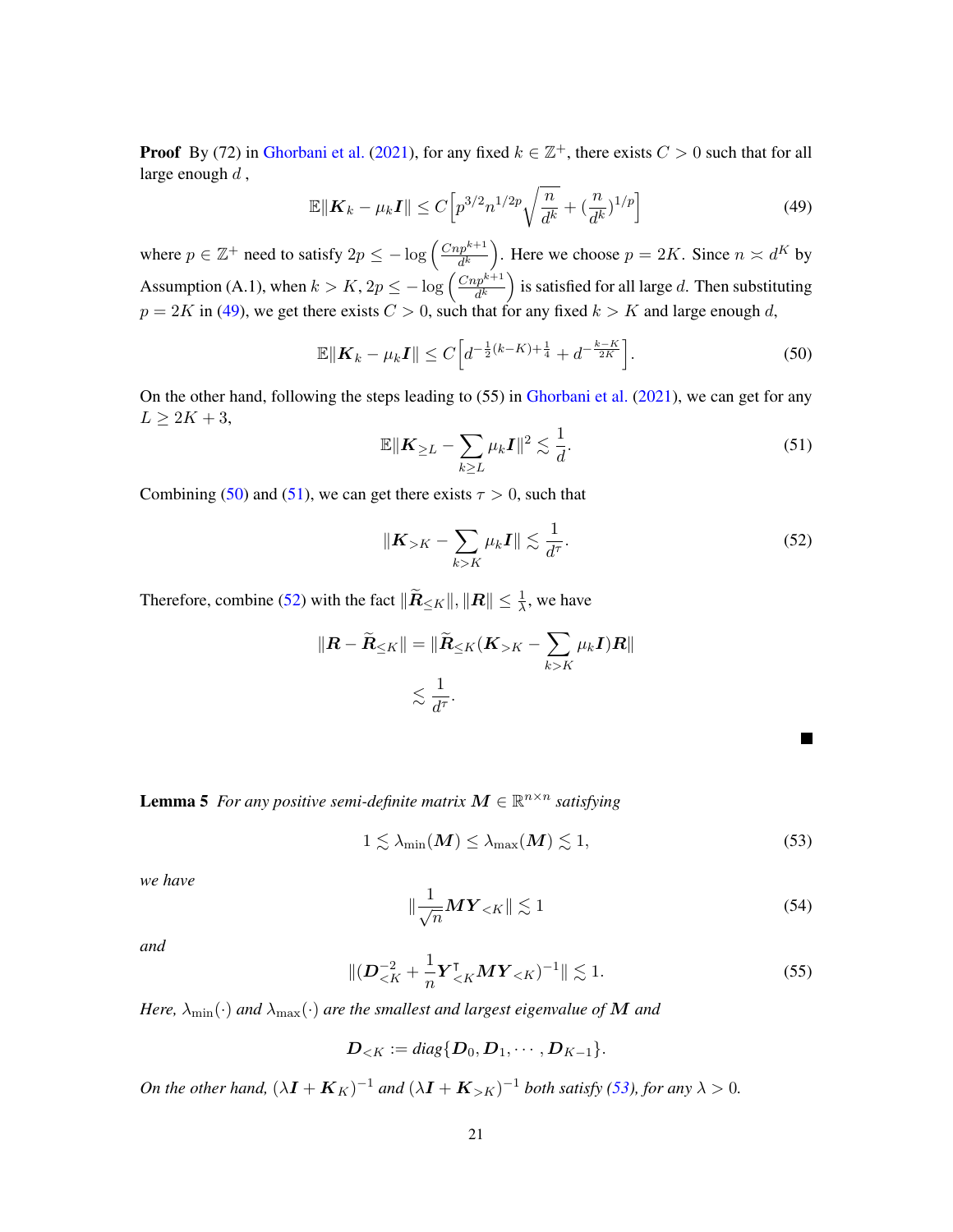**Proof** By (72) in Ghorbani et al. (2021), for any fixed $k \in \mathbb{Z}^+$, there exists $C > 0$ such that for all large enough $d$ ,

$$\mathbb{E}\|\boldsymbol{K}_k - \mu_k \boldsymbol{I}\| \leq C\Big[p^{3/2} n^{1/2p} \sqrt{\frac{n}{d^k}} + (\frac{n}{d^k})^{1/p}\Big] \tag{49}$$

where $p \in \mathbb{Z}^+$ need to satisfy $2p \leq -\log\left(\frac{Cnp^{k+1}}{d^k}\right)$. Here we choose $p = 2K$. Since $n \asymp d^K$ by Assumption (A.1), when $k > K$, $2p \leq -\log\left(\frac{Cnp^{k+1}}{d^k}\right)$ is satisfied for all large $d$. Then substituting $p = 2K$ in (49), we get there exists $C > 0$, such that for any fixed $k > K$ and large enough $d$,

$$\mathbb{E}\|\boldsymbol{K}_k - \mu_k \boldsymbol{I}\| \leq C\Big[d^{-\frac{1}{2}(k-K)+\frac{1}{4}} + d^{-\frac{k-K}{2K}}\Big]. \tag{50}$$

On the other hand, following the steps leading to (55) in Ghorbani et al. (2021), we can get for any $L \geq 2K + 3$,

$$\mathbb{E}\|\boldsymbol{K}_{\geq L} - \sum_{k \geq L} \mu_k \boldsymbol{I}\|^2 \lesssim \frac{1}{d}. \tag{51}$$

Combining (50) and (51), we can get there exists $\tau > 0$, such that

$$\|\boldsymbol{K}_{>K} - \sum_{k>K} \mu_k \boldsymbol{I}\| \lesssim \frac{1}{d^\tau}. \tag{52}$$

Therefore, combine (52) with the fact $\|\widetilde{\boldsymbol{R}}_{\leq K}\|, \|\boldsymbol{R}\| \leq \frac{1}{\lambda}$, we have

$$\begin{aligned}
\|\boldsymbol{R} - \widetilde{\boldsymbol{R}}_{\leq K}\| &= \|\widetilde{\boldsymbol{R}}_{\leq K}(\boldsymbol{K}_{>K} - \sum_{k>K} \mu_k \boldsymbol{I})\boldsymbol{R}\| \\
&\lesssim \frac{1}{d^\tau}.
\end{aligned}$$

■

**Lemma 5** *For any positive semi-definite matrix $\boldsymbol{M} \in \mathbb{R}^{n \times n}$ satisfying*

$$1 \lesssim \lambda_{\min}(\boldsymbol{M}) \leq \lambda_{\max}(\boldsymbol{M}) \lesssim 1, \tag{53}$$

*we have*

$$\|\frac{1}{\sqrt{n}}\boldsymbol{M}\boldsymbol{Y}_{<K}\| \lesssim 1 \tag{54}$$

*and*

$$\|(\boldsymbol{D}_{<K}^{-2} + \frac{1}{n}\boldsymbol{Y}_{<K}^\intercal \boldsymbol{M}\boldsymbol{Y}_{<K})^{-1}\| \lesssim 1. \tag{55}$$

*Here, $\lambda_{\min}(\cdot)$ and $\lambda_{\max}(\cdot)$ are the smallest and largest eigenvalue of $\boldsymbol{M}$ and*

$$\boldsymbol{D}_{<K} := diag\{\boldsymbol{D}_0, \boldsymbol{D}_1, \cdots, \boldsymbol{D}_{K-1}\}.$$

*On the other hand, $(\lambda \boldsymbol{I} + \boldsymbol{K}_K)^{-1}$ and $(\lambda \boldsymbol{I} + \boldsymbol{K}_{>K})^{-1}$ both satisfy (53), for any $\lambda > 0$.*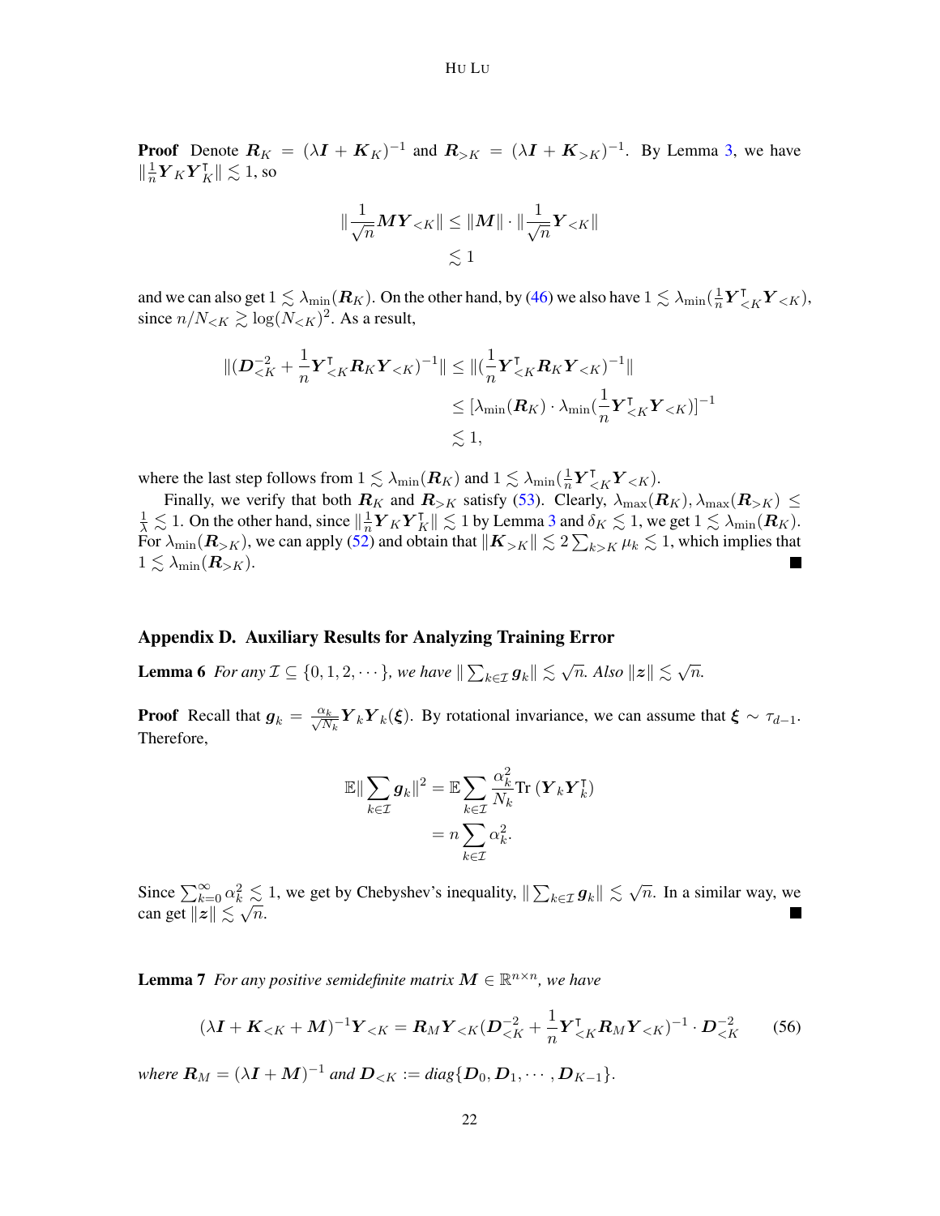**Proof** Denote $\boldsymbol{R}_K = (\lambda \boldsymbol{I} + \boldsymbol{K}_K)^{-1}$ and $\boldsymbol{R}_{>K} = (\lambda \boldsymbol{I} + \boldsymbol{K}_{>K})^{-1}$. By Lemma 3, we have $\|\frac{1}{n}\boldsymbol{Y}_K\boldsymbol{Y}_K^\intercal\| \lesssim 1$, so

$$
\begin{aligned}
\|\frac{1}{\sqrt{n}}\boldsymbol{M}\boldsymbol{Y}_{<K}\| &\leq \|\boldsymbol{M}\| \cdot \|\frac{1}{\sqrt{n}}\boldsymbol{Y}_{<K}\| \\
&\lesssim 1
\end{aligned}
$$

and we can also get $1 \lesssim \lambda_{\min}(\boldsymbol{R}_K)$. On the other hand, by (46) we also have $1 \lesssim \lambda_{\min}(\frac{1}{n}\boldsymbol{Y}_{<K}^\intercal \boldsymbol{Y}_{<K})$, since $n/N_{<K} \gtrsim \log(N_{<K})^2$. As a result,

$$
\begin{aligned}
\|(\boldsymbol{D}_{<K}^{-2} + \frac{1}{n}\boldsymbol{Y}_{<K}^\intercal \boldsymbol{R}_K \boldsymbol{Y}_{<K})^{-1}\| &\leq \|(\frac{1}{n}\boldsymbol{Y}_{<K}^\intercal \boldsymbol{R}_K \boldsymbol{Y}_{<K})^{-1}\| \\
&\leq [\lambda_{\min}(\boldsymbol{R}_K) \cdot \lambda_{\min}(\frac{1}{n}\boldsymbol{Y}_{<K}^\intercal \boldsymbol{Y}_{<K})]^{-1} \\
&\lesssim 1,
\end{aligned}
$$

where the last step follows from $1 \lesssim \lambda_{\min}(\boldsymbol{R}_K)$ and $1 \lesssim \lambda_{\min}(\frac{1}{n}\boldsymbol{Y}_{<K}^\intercal \boldsymbol{Y}_{<K})$.

Finally, we verify that both $\boldsymbol{R}_K$ and $\boldsymbol{R}_{>K}$ satisfy (53). Clearly, $\lambda_{\max}(\boldsymbol{R}_K), \lambda_{\max}(\boldsymbol{R}_{>K}) \leq \frac{1}{\lambda} \lesssim 1$. On the other hand, since $\|\frac{1}{n}\boldsymbol{Y}_K\boldsymbol{Y}_K^\intercal\| \lesssim 1$ by Lemma 3 and $\delta_K \lesssim 1$, we get $1 \lesssim \lambda_{\min}(\boldsymbol{R}_K)$. For $\lambda_{\min}(\boldsymbol{R}_{>K})$, we can apply (52) and obtain that $\|\boldsymbol{K}_{>K}\| \lesssim 2\sum_{k>K}\mu_k \lesssim 1$, which implies that $1 \lesssim \lambda_{\min}(\boldsymbol{R}_{>K})$. ■

## Appendix D. Auxiliary Results for Analyzing Training Error

**Lemma 6** *For any $\mathcal{I} \subseteq \{0, 1, 2, \cdots\}$, we have $\|\sum_{k\in\mathcal{I}} \boldsymbol{g}_k\| \lesssim \sqrt{n}$. Also $\|\boldsymbol{z}\| \lesssim \sqrt{n}$.*

**Proof** Recall that $\boldsymbol{g}_k = \frac{\alpha_k}{\sqrt{N_k}}\boldsymbol{Y}_k\boldsymbol{Y}_k(\boldsymbol{\xi})$. By rotational invariance, we can assume that $\boldsymbol{\xi} \sim \tau_{d-1}$. Therefore,

$$
\begin{aligned}
\mathbb{E}\|\sum_{k\in\mathcal{I}} \boldsymbol{g}_k\|^2 &= \mathbb{E}\sum_{k\in\mathcal{I}} \frac{\alpha_k^2}{N_k}\mathrm{Tr}\,(\boldsymbol{Y}_k\boldsymbol{Y}_k^\intercal) \\
&= n\sum_{k\in\mathcal{I}} \alpha_k^2.
\end{aligned}
$$

Since $\sum_{k=0}^{\infty}\alpha_k^2 \lesssim 1$, we get by Chebyshev's inequality, $\|\sum_{k\in\mathcal{I}} \boldsymbol{g}_k\| \lesssim \sqrt{n}$. In a similar way, we can get $\|\boldsymbol{z}\| \lesssim \sqrt{n}$. ■

**Lemma 7** *For any positive semidefinite matrix $\boldsymbol{M} \in \mathbb{R}^{n\times n}$, we have*

$$
(\lambda \boldsymbol{I} + \boldsymbol{K}_{<K} + \boldsymbol{M})^{-1}\boldsymbol{Y}_{<K} = \boldsymbol{R}_M\boldsymbol{Y}_{<K}(\boldsymbol{D}_{<K}^{-2} + \frac{1}{n}\boldsymbol{Y}_{<K}^\intercal \boldsymbol{R}_M \boldsymbol{Y}_{<K})^{-1} \cdot \boldsymbol{D}_{<K}^{-2} \tag{56}
$$

*where $\boldsymbol{R}_M = (\lambda \boldsymbol{I} + \boldsymbol{M})^{-1}$ and $\boldsymbol{D}_{<K} := \mathrm{diag}\{\boldsymbol{D}_0, \boldsymbol{D}_1, \cdots, \boldsymbol{D}_{K-1}\}$.*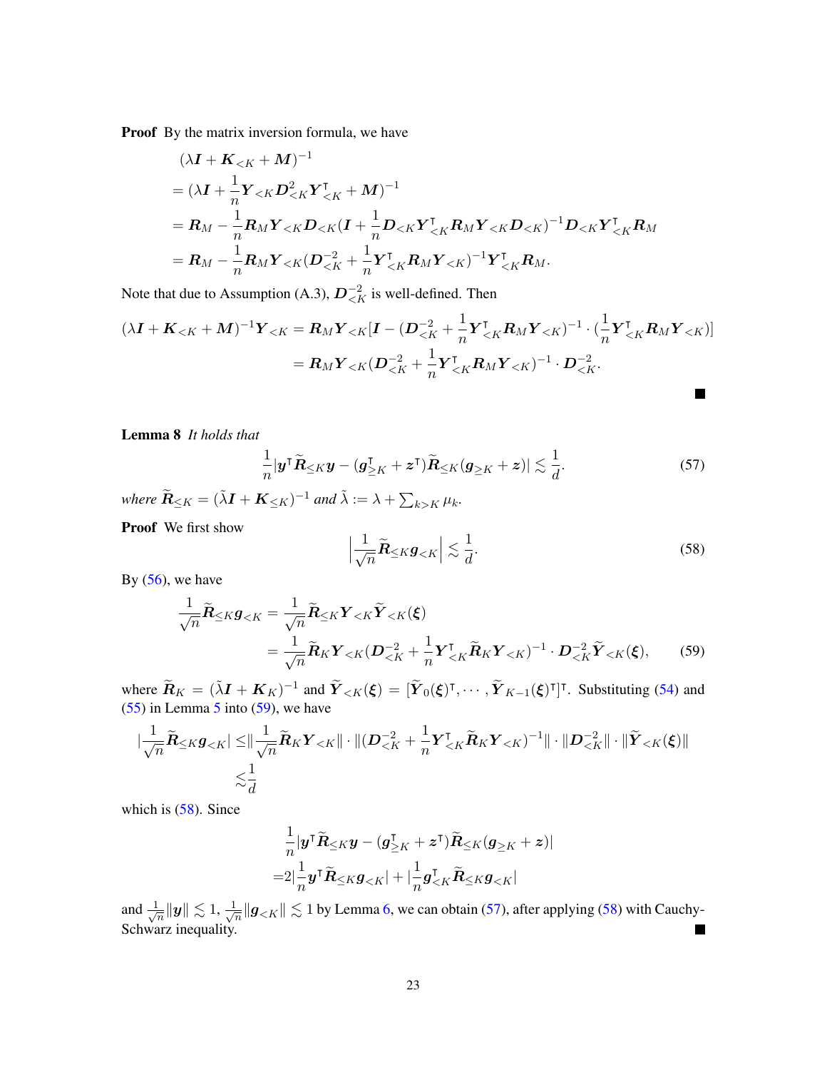**Proof** By the matrix inversion formula, we have

$$
\begin{aligned}
&(\lambda \boldsymbol{I} + \boldsymbol{K}_{<K} + \boldsymbol{M})^{-1} \\
&= (\lambda \boldsymbol{I} + \frac{1}{n}\boldsymbol{Y}_{<K}\boldsymbol{D}_{<K}^2\boldsymbol{Y}_{<K}^\intercal + \boldsymbol{M})^{-1} \\
&= \boldsymbol{R}_M - \frac{1}{n}\boldsymbol{R}_M\boldsymbol{Y}_{<K}\boldsymbol{D}_{<K}(\boldsymbol{I} + \frac{1}{n}\boldsymbol{D}_{<K}\boldsymbol{Y}_{<K}^\intercal\boldsymbol{R}_M\boldsymbol{Y}_{<K}\boldsymbol{D}_{<K})^{-1}\boldsymbol{D}_{<K}\boldsymbol{Y}_{<K}^\intercal\boldsymbol{R}_M \\
&= \boldsymbol{R}_M - \frac{1}{n}\boldsymbol{R}_M\boldsymbol{Y}_{<K}(\boldsymbol{D}_{<K}^{-2} + \frac{1}{n}\boldsymbol{Y}_{<K}^\intercal\boldsymbol{R}_M\boldsymbol{Y}_{<K})^{-1}\boldsymbol{Y}_{<K}^\intercal\boldsymbol{R}_M.
\end{aligned}
$$

Note that due to Assumption (A.3), $\boldsymbol{D}_{<K}^{-2}$ is well-defined. Then

$$
\begin{aligned}
(\lambda \boldsymbol{I} + \boldsymbol{K}_{<K} + \boldsymbol{M})^{-1}\boldsymbol{Y}_{<K} &= \boldsymbol{R}_M\boldsymbol{Y}_{<K}[\boldsymbol{I} - (\boldsymbol{D}_{<K}^{-2} + \frac{1}{n}\boldsymbol{Y}_{<K}^\intercal\boldsymbol{R}_M\boldsymbol{Y}_{<K})^{-1} \cdot (\frac{1}{n}\boldsymbol{Y}_{<K}^\intercal\boldsymbol{R}_M\boldsymbol{Y}_{<K})] \\
&= \boldsymbol{R}_M\boldsymbol{Y}_{<K}(\boldsymbol{D}_{<K}^{-2} + \frac{1}{n}\boldsymbol{Y}_{<K}^\intercal\boldsymbol{R}_M\boldsymbol{Y}_{<K})^{-1} \cdot \boldsymbol{D}_{<K}^{-2}.
\end{aligned}
$$

■

**Lemma 8** *It holds that*

$$
\frac{1}{n}|\boldsymbol{y}^\intercal\widetilde{\boldsymbol{R}}_{\leq K}\boldsymbol{y} - (\boldsymbol{g}_{\geq K}^\intercal + \boldsymbol{z}^\intercal)\widetilde{\boldsymbol{R}}_{\leq K}(\boldsymbol{g}_{\geq K} + \boldsymbol{z})| \lesssim \frac{1}{d}. \tag{57}
$$

*where* $\widetilde{\boldsymbol{R}}_{\leq K} = (\tilde{\lambda}\boldsymbol{I} + \boldsymbol{K}_{\leq K})^{-1}$ *and* $\tilde{\lambda} := \lambda + \sum_{k>K}\mu_k$.

**Proof** We first show

$$
\left|\frac{1}{\sqrt{n}}\widetilde{\boldsymbol{R}}_{\leq K}\boldsymbol{g}_{<K}\right| \lesssim \frac{1}{d}. \tag{58}
$$

By (56), we have

$$
\begin{aligned}
\frac{1}{\sqrt{n}}\widetilde{\boldsymbol{R}}_{\leq K}\boldsymbol{g}_{<K} &= \frac{1}{\sqrt{n}}\widetilde{\boldsymbol{R}}_{\leq K}\boldsymbol{Y}_{<K}\widetilde{\boldsymbol{Y}}_{<K}(\boldsymbol{\xi}) \\
&= \frac{1}{\sqrt{n}}\widetilde{\boldsymbol{R}}_K\boldsymbol{Y}_{<K}(\boldsymbol{D}_{<K}^{-2} + \frac{1}{n}\boldsymbol{Y}_{<K}^\intercal\widetilde{\boldsymbol{R}}_K\boldsymbol{Y}_{<K})^{-1} \cdot \boldsymbol{D}_{<K}^{-2}\widetilde{\boldsymbol{Y}}_{<K}(\boldsymbol{\xi}),
\end{aligned} \tag{59}
$$

where $\widetilde{\boldsymbol{R}}_K = (\tilde{\lambda}\boldsymbol{I} + \boldsymbol{K}_K)^{-1}$ and $\widetilde{\boldsymbol{Y}}_{<K}(\boldsymbol{\xi}) = [\widetilde{\boldsymbol{Y}}_0(\boldsymbol{\xi})^\intercal, \cdots, \widetilde{\boldsymbol{Y}}_{K-1}(\boldsymbol{\xi})^\intercal]^\intercal$. Substituting (54) and (55) in Lemma 5 into (59), we have

$$
\begin{aligned}
|\frac{1}{\sqrt{n}}\widetilde{\boldsymbol{R}}_{\leq K}\boldsymbol{g}_{<K}| \leq &\|\frac{1}{\sqrt{n}}\widetilde{\boldsymbol{R}}_K\boldsymbol{Y}_{<K}\| \cdot \|(\boldsymbol{D}_{<K}^{-2} + \frac{1}{n}\boldsymbol{Y}_{<K}^\intercal\widetilde{\boldsymbol{R}}_K\boldsymbol{Y}_{<K})^{-1}\| \cdot \|\boldsymbol{D}_{<K}^{-2}\| \cdot \|\widetilde{\boldsymbol{Y}}_{<K}(\boldsymbol{\xi})\| \\
\lesssim &\frac{1}{d}
\end{aligned}
$$

which is (58). Since

$$
\begin{aligned}
&\frac{1}{n}|\boldsymbol{y}^\intercal\widetilde{\boldsymbol{R}}_{\leq K}\boldsymbol{y} - (\boldsymbol{g}_{\geq K}^\intercal + \boldsymbol{z}^\intercal)\widetilde{\boldsymbol{R}}_{\leq K}(\boldsymbol{g}_{\geq K} + \boldsymbol{z})| \\
=&2|\frac{1}{n}\boldsymbol{y}^\intercal\widetilde{\boldsymbol{R}}_{\leq K}\boldsymbol{g}_{<K}| + |\frac{1}{n}\boldsymbol{g}_{<K}^\intercal\widetilde{\boldsymbol{R}}_{\leq K}\boldsymbol{g}_{<K}|
\end{aligned}
$$

and $\frac{1}{\sqrt{n}}\|\boldsymbol{y}\| \lesssim 1$, $\frac{1}{\sqrt{n}}\|\boldsymbol{g}_{<K}\| \lesssim 1$ by Lemma 6, we can obtain (57), after applying (58) with Cauchy-Schwarz inequality. ■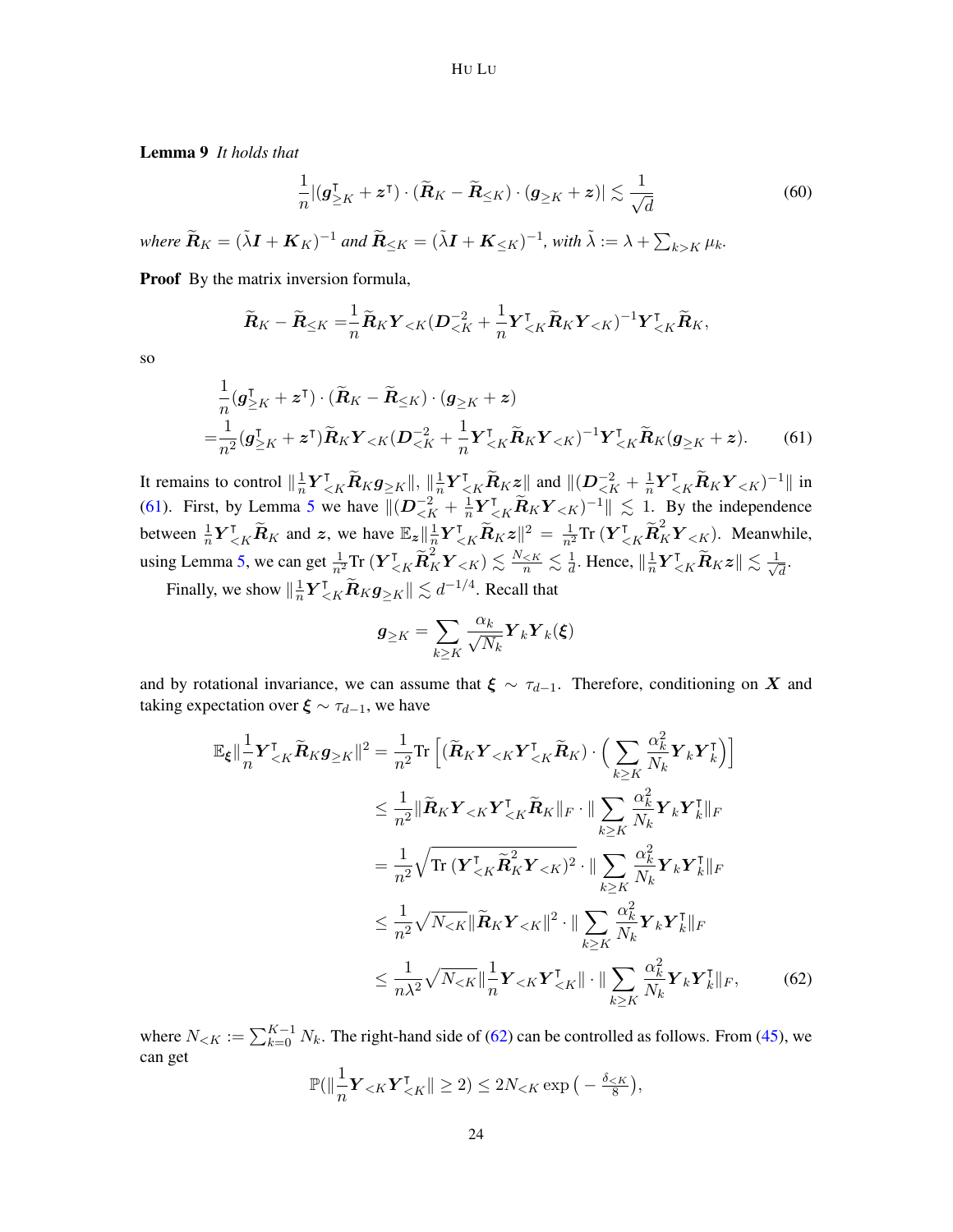**Lemma 9** *It holds that*

$$\frac{1}{n}|(\boldsymbol{g}_{\geq K}^{\intercal} + \boldsymbol{z}^{\intercal}) \cdot (\widetilde{\boldsymbol{R}}_K - \widetilde{\boldsymbol{R}}_{\leq K}) \cdot (\boldsymbol{g}_{\geq K} + \boldsymbol{z})| \lesssim \frac{1}{\sqrt{d}} \tag{60}$$

*where* $\widetilde{\boldsymbol{R}}_K = (\tilde{\lambda}\boldsymbol{I} + \boldsymbol{K}_K)^{-1}$ *and* $\widetilde{\boldsymbol{R}}_{\leq K} = (\tilde{\lambda}\boldsymbol{I} + \boldsymbol{K}_{\leq K})^{-1}$*, with* $\tilde{\lambda} := \lambda + \sum_{k>K} \mu_k$*.*

**Proof** By the matrix inversion formula,

$$\widetilde{\boldsymbol{R}}_K - \widetilde{\boldsymbol{R}}_{\leq K} = \frac{1}{n}\widetilde{\boldsymbol{R}}_K \boldsymbol{Y}_{<K}(\boldsymbol{D}_{<K}^{-2} + \frac{1}{n}\boldsymbol{Y}_{<K}^{\intercal}\widetilde{\boldsymbol{R}}_K\boldsymbol{Y}_{<K})^{-1}\boldsymbol{Y}_{<K}^{\intercal}\widetilde{\boldsymbol{R}}_K,$$

so

$$\begin{aligned}
&\frac{1}{n}(\boldsymbol{g}_{\geq K}^{\intercal} + \boldsymbol{z}^{\intercal}) \cdot (\widetilde{\boldsymbol{R}}_K - \widetilde{\boldsymbol{R}}_{\leq K}) \cdot (\boldsymbol{g}_{\geq K} + \boldsymbol{z}) \\
=& \frac{1}{n^2}(\boldsymbol{g}_{\geq K}^{\intercal} + \boldsymbol{z}^{\intercal})\widetilde{\boldsymbol{R}}_K \boldsymbol{Y}_{<K}(\boldsymbol{D}_{<K}^{-2} + \frac{1}{n}\boldsymbol{Y}_{<K}^{\intercal}\widetilde{\boldsymbol{R}}_K\boldsymbol{Y}_{<K})^{-1}\boldsymbol{Y}_{<K}^{\intercal}\widetilde{\boldsymbol{R}}_K(\boldsymbol{g}_{\geq K} + \boldsymbol{z}).
\end{aligned} \tag{61}$$

It remains to control $\|\frac{1}{n}\boldsymbol{Y}_{<K}^{\intercal}\widetilde{\boldsymbol{R}}_K\boldsymbol{g}_{\geq K}\|$, $\|\frac{1}{n}\boldsymbol{Y}_{<K}^{\intercal}\widetilde{\boldsymbol{R}}_K\boldsymbol{z}\|$ and $\|(\boldsymbol{D}_{<K}^{-2} + \frac{1}{n}\boldsymbol{Y}_{<K}^{\intercal}\widetilde{\boldsymbol{R}}_K\boldsymbol{Y}_{<K})^{-1}\|$ in (61). First, by Lemma 5 we have $\|(\boldsymbol{D}_{<K}^{-2} + \frac{1}{n}\boldsymbol{Y}_{<K}^{\intercal}\widetilde{\boldsymbol{R}}_K\boldsymbol{Y}_{<K})^{-1}\| \lesssim 1$. By the independence between $\frac{1}{n}\boldsymbol{Y}_{<K}^{\intercal}\widetilde{\boldsymbol{R}}_K$ and $\boldsymbol{z}$, we have $\mathbb{E}_{\boldsymbol{z}}\|\frac{1}{n}\boldsymbol{Y}_{<K}^{\intercal}\widetilde{\boldsymbol{R}}_K\boldsymbol{z}\|^2 = \frac{1}{n^2}\mathrm{Tr}\,(\boldsymbol{Y}_{<K}^{\intercal}\widetilde{\boldsymbol{R}}_K^2\boldsymbol{Y}_{<K})$. Meanwhile, using Lemma 5, we can get $\frac{1}{n^2}\mathrm{Tr}\,(\boldsymbol{Y}_{<K}^{\intercal}\widetilde{\boldsymbol{R}}_K^2\boldsymbol{Y}_{<K}) \lesssim \frac{N_{<K}}{n} \lesssim \frac{1}{d}$. Hence, $\|\frac{1}{n}\boldsymbol{Y}_{<K}^{\intercal}\widetilde{\boldsymbol{R}}_K\boldsymbol{z}\| \lesssim \frac{1}{\sqrt{d}}$.

Finally, we show $\|\frac{1}{n}\boldsymbol{Y}_{<K}^{\intercal}\widetilde{\boldsymbol{R}}_K\boldsymbol{g}_{\geq K}\| \lesssim d^{-1/4}$. Recall that

$$\boldsymbol{g}_{\geq K} = \sum_{k \geq K} \frac{\alpha_k}{\sqrt{N_k}}\boldsymbol{Y}_k\boldsymbol{Y}_k(\boldsymbol{\xi})$$

and by rotational invariance, we can assume that $\boldsymbol{\xi} \sim \tau_{d-1}$. Therefore, conditioning on $\boldsymbol{X}$ and taking expectation over $\boldsymbol{\xi} \sim \tau_{d-1}$, we have

$$\begin{aligned}
\mathbb{E}_{\boldsymbol{\xi}}\|\frac{1}{n}\boldsymbol{Y}_{<K}^{\intercal}\widetilde{\boldsymbol{R}}_K\boldsymbol{g}_{\geq K}\|^2 &= \frac{1}{n^2}\mathrm{Tr}\left[(\widetilde{\boldsymbol{R}}_K\boldsymbol{Y}_{<K}\boldsymbol{Y}_{<K}^{\intercal}\widetilde{\boldsymbol{R}}_K) \cdot \Big(\sum_{k \geq K}\frac{\alpha_k^2}{N_k}\boldsymbol{Y}_k\boldsymbol{Y}_k^{\intercal}\Big)\right] \\
&\leq \frac{1}{n^2}\|\widetilde{\boldsymbol{R}}_K\boldsymbol{Y}_{<K}\boldsymbol{Y}_{<K}^{\intercal}\widetilde{\boldsymbol{R}}_K\|_F \cdot \|\sum_{k \geq K}\frac{\alpha_k^2}{N_k}\boldsymbol{Y}_k\boldsymbol{Y}_k^{\intercal}\|_F \\
&= \frac{1}{n^2}\sqrt{\mathrm{Tr}\,(\boldsymbol{Y}_{<K}^{\intercal}\widetilde{\boldsymbol{R}}_K^2\boldsymbol{Y}_{<K})^2} \cdot \|\sum_{k \geq K}\frac{\alpha_k^2}{N_k}\boldsymbol{Y}_k\boldsymbol{Y}_k^{\intercal}\|_F \\
&\leq \frac{1}{n^2}\sqrt{N_{<K}}\|\widetilde{\boldsymbol{R}}_K\boldsymbol{Y}_{<K}\|^2 \cdot \|\sum_{k \geq K}\frac{\alpha_k^2}{N_k}\boldsymbol{Y}_k\boldsymbol{Y}_k^{\intercal}\|_F \\
&\leq \frac{1}{n\lambda^2}\sqrt{N_{<K}}\|\frac{1}{n}\boldsymbol{Y}_{<K}\boldsymbol{Y}_{<K}^{\intercal}\| \cdot \|\sum_{k \geq K}\frac{\alpha_k^2}{N_k}\boldsymbol{Y}_k\boldsymbol{Y}_k^{\intercal}\|_F,
\end{aligned} \tag{62}$$

where $N_{<K} := \sum_{k=0}^{K-1} N_k$. The right-hand side of (62) can be controlled as follows. From (45), we can get

$$\mathbb{P}(\|\frac{1}{n}\boldsymbol{Y}_{<K}\boldsymbol{Y}_{<K}^{\intercal}\| \geq 2) \leq 2N_{<K}\exp\big(-\tfrac{\delta_{<K}}{8}\big),$$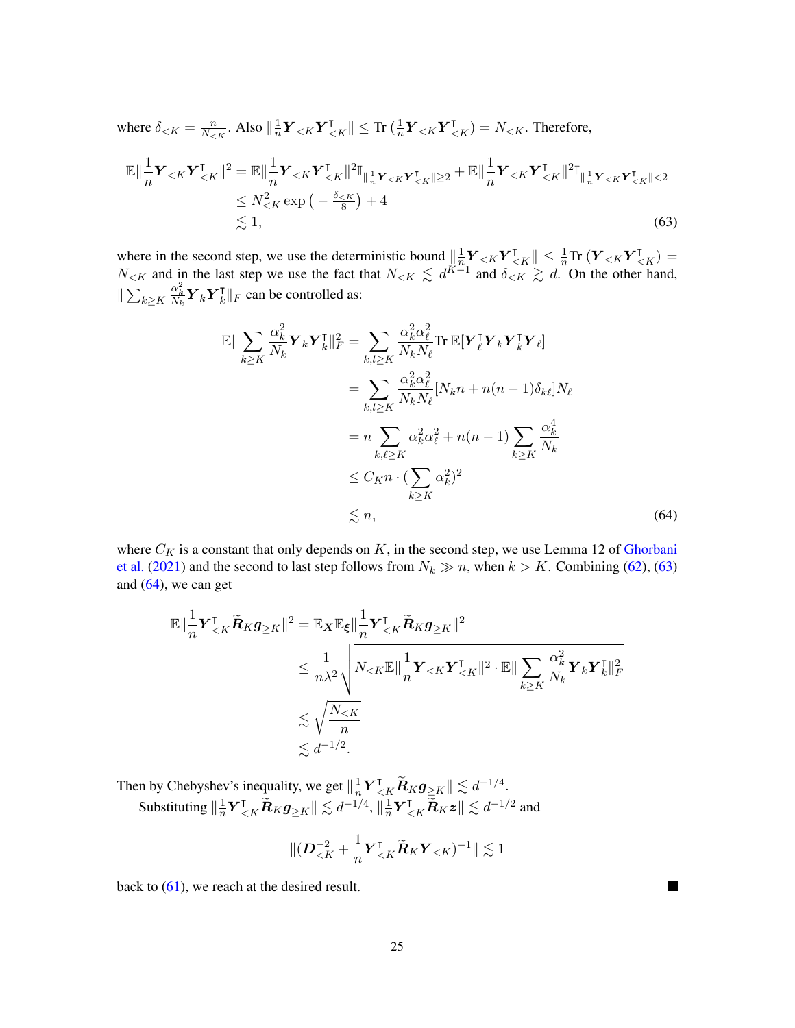where $\delta_{<K} = \frac{n}{N_{<K}}$. Also $\|\frac{1}{n}\boldsymbol{Y}_{<K}\boldsymbol{Y}_{<K}^\intercal\| \le \text{Tr}\,(\frac{1}{n}\boldsymbol{Y}_{<K}\boldsymbol{Y}_{<K}^\intercal) = N_{<K}$. Therefore,

$$
\begin{aligned}
\mathbb{E}\|\frac{1}{n}\boldsymbol{Y}_{<K}\boldsymbol{Y}_{<K}^\intercal\|^2 &= \mathbb{E}\|\frac{1}{n}\boldsymbol{Y}_{<K}\boldsymbol{Y}_{<K}^\intercal\|^2\mathbb{I}_{\|\frac{1}{n}\boldsymbol{Y}_{<K}\boldsymbol{Y}_{<K}^\intercal\|\ge 2} + \mathbb{E}\|\frac{1}{n}\boldsymbol{Y}_{<K}\boldsymbol{Y}_{<K}^\intercal\|^2\mathbb{I}_{\|\frac{1}{n}\boldsymbol{Y}_{<K}\boldsymbol{Y}_{<K}^\intercal\|<2} \\
&\le N_{<K}^2 \exp\left(-\tfrac{\delta_{<K}}{8}\right) + 4 \\
&\lesssim 1,
\end{aligned}
\tag{63}
$$

where in the second step, we use the deterministic bound $\|\frac{1}{n}\boldsymbol{Y}_{<K}\boldsymbol{Y}_{<K}^\intercal\| \le \frac{1}{n}\text{Tr}\,(\boldsymbol{Y}_{<K}\boldsymbol{Y}_{<K}^\intercal) = N_{<K}$ and in the last step we use the fact that $N_{<K} \lesssim d^{K-1}$ and $\delta_{<K} \gtrsim d$. On the other hand, $\|\sum_{k\ge K}\frac{\alpha_k^2}{N_k}\boldsymbol{Y}_k\boldsymbol{Y}_k^\intercal\|_F$ can be controlled as:

$$
\begin{aligned}
\mathbb{E}\|\sum_{k\ge K}\frac{\alpha_k^2}{N_k}\boldsymbol{Y}_k\boldsymbol{Y}_k^\intercal\|_F^2 &= \sum_{k,l\ge K}\frac{\alpha_k^2\alpha_\ell^2}{N_kN_\ell}\text{Tr}\;\mathbb{E}[\boldsymbol{Y}_\ell^\intercal\boldsymbol{Y}_k\boldsymbol{Y}_k^\intercal\boldsymbol{Y}_\ell] \\
&= \sum_{k,l\ge K}\frac{\alpha_k^2\alpha_\ell^2}{N_kN_\ell}[N_kn + n(n-1)\delta_{k\ell}]N_\ell \\
&= n\sum_{k,\ell\ge K}\alpha_k^2\alpha_\ell^2 + n(n-1)\sum_{k\ge K}\frac{\alpha_k^4}{N_k} \\
&\le C_Kn\cdot(\sum_{k\ge K}\alpha_k^2)^2 \\
&\lesssim n,
\end{aligned}
\tag{64}
$$

where $C_K$ is a constant that only depends on $K$, in the second step, we use Lemma 12 of Ghorbani et al. (2021) and the second to last step follows from $N_k \gg n$, when $k > K$. Combining (62), (63) and (64), we can get

$$
\begin{aligned}
\mathbb{E}\|\frac{1}{n}\boldsymbol{Y}_{<K}^\intercal\widetilde{\boldsymbol{R}}_K\boldsymbol{g}_{\ge K}\|^2 &= \mathbb{E}_{\boldsymbol{X}}\mathbb{E}_{\boldsymbol{\xi}}\|\frac{1}{n}\boldsymbol{Y}_{<K}^\intercal\widetilde{\boldsymbol{R}}_K\boldsymbol{g}_{\ge K}\|^2 \\
&\le \frac{1}{n\lambda^2}\sqrt{N_{<K}\mathbb{E}\|\frac{1}{n}\boldsymbol{Y}_{<K}\boldsymbol{Y}_{<K}^\intercal\|^2\cdot\mathbb{E}\|\sum_{k\ge K}\frac{\alpha_k^2}{N_k}\boldsymbol{Y}_k\boldsymbol{Y}_k^\intercal\|_F^2} \\
&\lesssim \sqrt{\frac{N_{<K}}{n}} \\
&\lesssim d^{-1/2}.
\end{aligned}
$$

Then by Chebyshev's inequality, we get $\|\frac{1}{n}\boldsymbol{Y}_{<K}^\intercal\widetilde{\boldsymbol{R}}_K\boldsymbol{g}_{\ge K}\| \lesssim d^{-1/4}$.

Substituting $\|\frac{1}{n}\boldsymbol{Y}_{<K}^\intercal\widetilde{\boldsymbol{R}}_K\boldsymbol{g}_{\ge K}\| \lesssim d^{-1/4}$, $\|\frac{1}{n}\boldsymbol{Y}_{<K}^\intercal\widetilde{\boldsymbol{R}}_K\boldsymbol{z}\| \lesssim d^{-1/2}$ and

$$
\|(\boldsymbol{D}_{<K}^{-2} + \frac{1}{n}\boldsymbol{Y}_{<K}^\intercal\widetilde{\boldsymbol{R}}_K\boldsymbol{Y}_{<K})^{-1}\| \lesssim 1
$$

back to (61), we reach at the desired result. ∎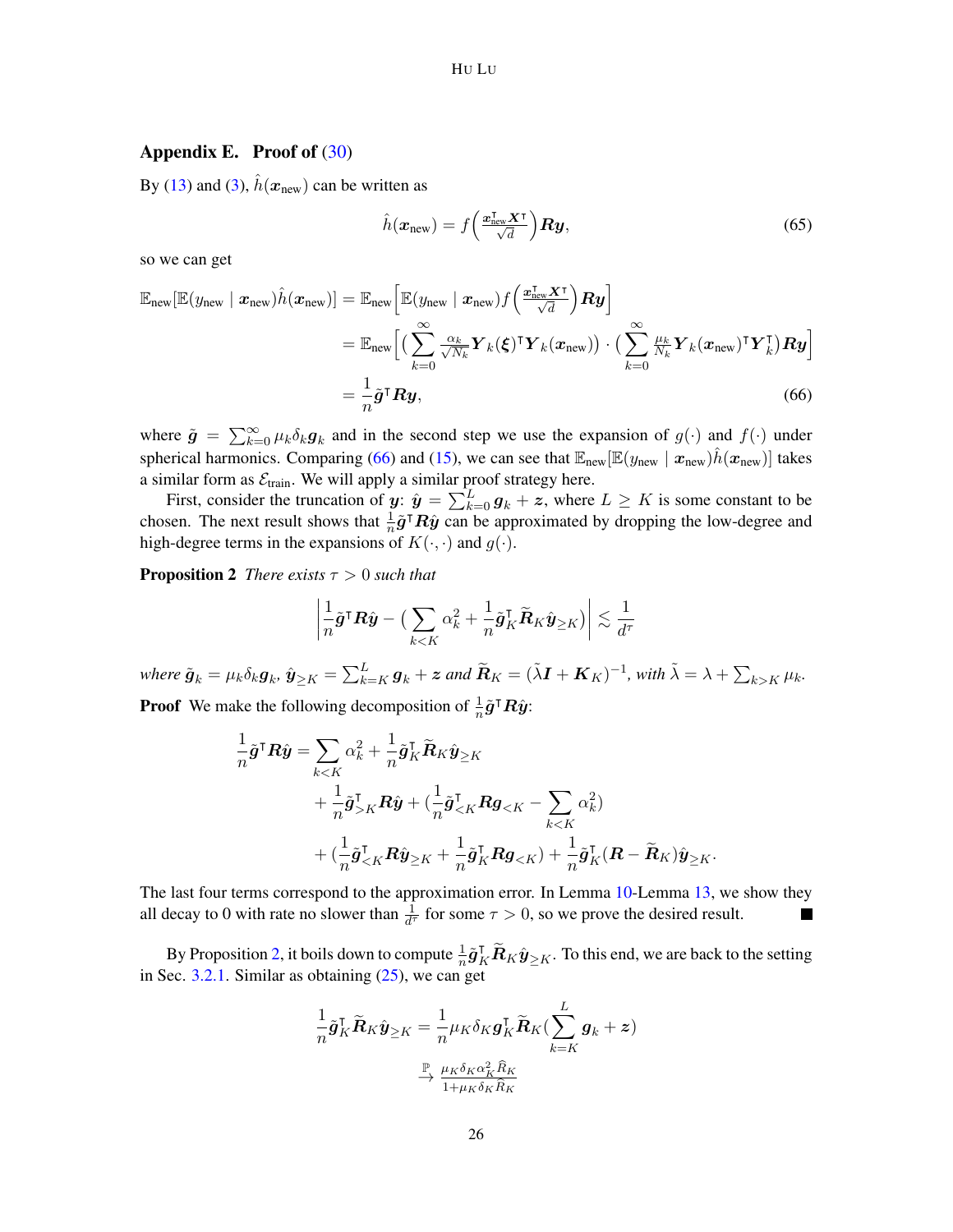## Appendix E. Proof of (30)

By (13) and (3), $\hat{h}(\boldsymbol{x}_{\text{new}})$ can be written as

$$\hat{h}(\boldsymbol{x}_{\text{new}}) = f\Big(\tfrac{\boldsymbol{x}_{\text{new}}^\intercal \boldsymbol{X}^\intercal}{\sqrt{d}}\Big)\boldsymbol{R}\boldsymbol{y}, \tag{65}$$

so we can get

$$\begin{aligned}
\mathbb{E}_{\text{new}}[\mathbb{E}(y_{\text{new}} \mid \boldsymbol{x}_{\text{new}})\hat{h}(\boldsymbol{x}_{\text{new}})] &= \mathbb{E}_{\text{new}}\Big[\mathbb{E}(y_{\text{new}} \mid \boldsymbol{x}_{\text{new}}) f\Big(\tfrac{\boldsymbol{x}_{\text{new}}^\intercal \boldsymbol{X}^\intercal}{\sqrt{d}}\Big)\boldsymbol{R}\boldsymbol{y}\Big] \\
&= \mathbb{E}_{\text{new}}\Big[\big(\sum_{k=0}^{\infty} \tfrac{\alpha_k}{\sqrt{N_k}} \boldsymbol{Y}_k(\boldsymbol{\xi})^\intercal \boldsymbol{Y}_k(\boldsymbol{x}_{\text{new}})\big) \cdot \big(\sum_{k=0}^{\infty} \tfrac{\mu_k}{N_k} \boldsymbol{Y}_k(\boldsymbol{x}_{\text{new}})^\intercal \boldsymbol{Y}_k^\intercal\big)\boldsymbol{R}\boldsymbol{y}\Big] \\
&= \frac{1}{n}\tilde{\boldsymbol{g}}^\intercal \boldsymbol{R}\boldsymbol{y},
\end{aligned} \tag{66}$$

where $\tilde{\boldsymbol{g}} = \sum_{k=0}^{\infty} \mu_k \delta_k \boldsymbol{g}_k$ and in the second step we use the expansion of $g(\cdot)$ and $f(\cdot)$ under spherical harmonics. Comparing (66) and (15), we can see that $\mathbb{E}_{\text{new}}[\mathbb{E}(y_{\text{new}} \mid \boldsymbol{x}_{\text{new}})\hat{h}(\boldsymbol{x}_{\text{new}})]$ takes a similar form as $\mathcal{E}_{\text{train}}$. We will apply a similar proof strategy here.

First, consider the truncation of $\boldsymbol{y}$: $\hat{\boldsymbol{y}} = \sum_{k=0}^{L} \boldsymbol{g}_k + \boldsymbol{z}$, where $L \geq K$ is some constant to be chosen. The next result shows that $\frac{1}{n}\tilde{\boldsymbol{g}}^\intercal \boldsymbol{R}\hat{\boldsymbol{y}}$ can be approximated by dropping the low-degree and high-degree terms in the expansions of $K(\cdot,\cdot)$ and $g(\cdot)$.

**Proposition 2** *There exists $\tau > 0$ such that*

$$\Big|\frac{1}{n}\tilde{\boldsymbol{g}}^\intercal \boldsymbol{R}\hat{\boldsymbol{y}} - \big(\sum_{k<K} \alpha_k^2 + \frac{1}{n}\tilde{\boldsymbol{g}}_K^\intercal \widetilde{\boldsymbol{R}}_K \hat{\boldsymbol{y}}_{\geq K}\big)\Big| \lesssim \frac{1}{d^\tau}$$

*where $\tilde{\boldsymbol{g}}_k = \mu_k \delta_k \boldsymbol{g}_k$, $\hat{\boldsymbol{y}}_{\geq K} = \sum_{k=K}^{L} \boldsymbol{g}_k + \boldsymbol{z}$ and $\widetilde{\boldsymbol{R}}_K = (\tilde{\lambda}\boldsymbol{I} + \boldsymbol{K}_K)^{-1}$, with $\tilde{\lambda} = \lambda + \sum_{k>K} \mu_k$.*

**Proof** We make the following decomposition of $\frac{1}{n}\tilde{\boldsymbol{g}}^\intercal \boldsymbol{R}\hat{\boldsymbol{y}}$:

$$\begin{aligned}
\frac{1}{n}\tilde{\boldsymbol{g}}^\intercal \boldsymbol{R}\hat{\boldsymbol{y}} &= \sum_{k<K} \alpha_k^2 + \frac{1}{n}\tilde{\boldsymbol{g}}_K^\intercal \widetilde{\boldsymbol{R}}_K \hat{\boldsymbol{y}}_{\geq K} \\
&\quad + \frac{1}{n}\tilde{\boldsymbol{g}}_{>K}^\intercal \boldsymbol{R}\hat{\boldsymbol{y}} + \big(\frac{1}{n}\tilde{\boldsymbol{g}}_{<K}^\intercal \boldsymbol{R}\boldsymbol{g}_{<K} - \sum_{k<K} \alpha_k^2\big) \\
&\quad + \big(\frac{1}{n}\tilde{\boldsymbol{g}}_{<K}^\intercal \boldsymbol{R}\hat{\boldsymbol{y}}_{\geq K} + \frac{1}{n}\tilde{\boldsymbol{g}}_K^\intercal \boldsymbol{R}\boldsymbol{g}_{<K}\big) + \frac{1}{n}\tilde{\boldsymbol{g}}_K^\intercal (\boldsymbol{R} - \widetilde{\boldsymbol{R}}_K)\hat{\boldsymbol{y}}_{\geq K}.
\end{aligned}$$

The last four terms correspond to the approximation error. In Lemma 10-Lemma 13, we show they all decay to 0 with rate no slower than $\frac{1}{d^\tau}$ for some $\tau > 0$, so we prove the desired result. ∎

By Proposition 2, it boils down to compute $\frac{1}{n}\tilde{\boldsymbol{g}}_K^\intercal \widetilde{\boldsymbol{R}}_K \hat{\boldsymbol{y}}_{\geq K}$. To this end, we are back to the setting in Sec. 3.2.1. Similar as obtaining (25), we can get

$$\begin{aligned}
\frac{1}{n}\tilde{\boldsymbol{g}}_K^\intercal \widetilde{\boldsymbol{R}}_K \hat{\boldsymbol{y}}_{\geq K} &= \frac{1}{n}\mu_K \delta_K \boldsymbol{g}_K^\intercal \widetilde{\boldsymbol{R}}_K \big(\sum_{k=K}^{L} \boldsymbol{g}_k + \boldsymbol{z}\big) \\
&\xrightarrow{\mathbb{P}} \tfrac{\mu_K \delta_K \alpha_K^2 \widehat{R}_K}{1 + \mu_K \delta_K \widehat{R}_K}
\end{aligned}$$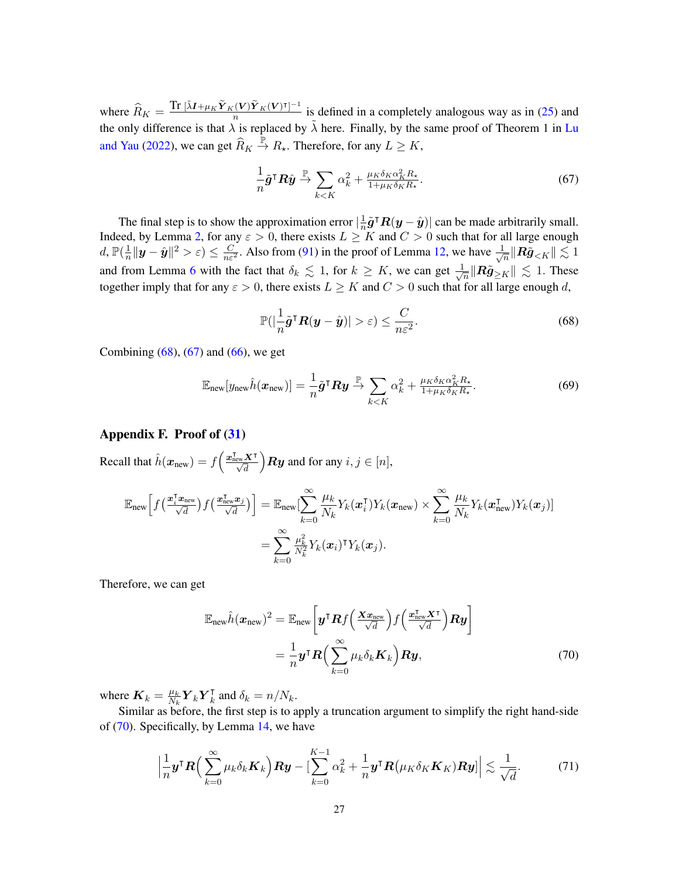where $\widehat{R}_K = \frac{\mathrm{Tr}\,[\tilde{\lambda}\boldsymbol{I}+\mu_K \widetilde{\boldsymbol{Y}}_K(\boldsymbol{V})\widetilde{\boldsymbol{Y}}_K(\boldsymbol{V})^\intercal]^{-1}}{n}$ is defined in a completely analogous way as in (25) and the only difference is that $\lambda$ is replaced by $\tilde{\lambda}$ here. Finally, by the same proof of Theorem 1 in Lu and Yau (2022), we can get $\widehat{R}_K \xrightarrow{\mathbb{P}} R_\star$. Therefore, for any $L \geq K$,

$$
\frac{1}{n}\tilde{\boldsymbol{g}}^\intercal \boldsymbol{R}\hat{\boldsymbol{y}} \xrightarrow{\mathbb{P}} \sum_{k<K} \alpha_k^2 + \tfrac{\mu_K \delta_K \alpha_K^2 R_\star}{1+\mu_K \delta_K R_\star}. \tag{67}
$$

The final step is to show the approximation error $|\frac{1}{n}\tilde{\boldsymbol{g}}^\intercal \boldsymbol{R}(\boldsymbol{y}-\hat{\boldsymbol{y}})|$ can be made arbitrarily small. Indeed, by Lemma 2, for any $\varepsilon > 0$, there exists $L \geq K$ and $C > 0$ such that for all large enough $d$, $\mathbb{P}(\frac{1}{n}\|\boldsymbol{y}-\hat{\boldsymbol{y}}\|^2 > \varepsilon) \leq \frac{C}{n\varepsilon^2}$. Also from (91) in the proof of Lemma 12, we have $\frac{1}{\sqrt{n}}\|\boldsymbol{R}\tilde{\boldsymbol{g}}_{<K}\| \lesssim 1$ and from Lemma 6 with the fact that $\delta_k \lesssim 1$, for $k \geq K$, we can get $\frac{1}{\sqrt{n}}\|\boldsymbol{R}\tilde{\boldsymbol{g}}_{\geq K}\| \lesssim 1$. These together imply that for any $\varepsilon > 0$, there exists $L \geq K$ and $C > 0$ such that for all large enough $d$,

$$
\mathbb{P}(|\frac{1}{n}\tilde{\boldsymbol{g}}^\intercal \boldsymbol{R}(\boldsymbol{y}-\hat{\boldsymbol{y}})| > \varepsilon) \leq \frac{C}{n\varepsilon^2}. \tag{68}
$$

Combining (68), (67) and (66), we get

$$
\mathbb{E}_{\text{new}}[y_{\text{new}}\hat{h}(\boldsymbol{x}_{\text{new}})] = \frac{1}{n}\tilde{\boldsymbol{g}}^\intercal \boldsymbol{R}\boldsymbol{y} \xrightarrow{\mathbb{P}} \sum_{k<K} \alpha_k^2 + \tfrac{\mu_K \delta_K \alpha_K^2 R_\star}{1+\mu_K \delta_K R_\star}. \tag{69}
$$

## Appendix F. Proof of (31)

Recall that $\hat{h}(\boldsymbol{x}_{\text{new}}) = f\Big(\frac{\boldsymbol{x}_{\text{new}}^\intercal \boldsymbol{X}^\intercal}{\sqrt{d}}\Big)\boldsymbol{R}\boldsymbol{y}$ and for any $i, j \in [n]$,

$$
\begin{aligned}
\mathbb{E}_{\text{new}}\Big[f\big(\tfrac{\boldsymbol{x}_i^\intercal \boldsymbol{x}_{\text{new}}}{\sqrt{d}}\big)f\big(\tfrac{\boldsymbol{x}_{\text{new}}^\intercal \boldsymbol{x}_j}{\sqrt{d}}\big)\Big] &= \mathbb{E}_{\text{new}}[\sum_{k=0}^{\infty}\frac{\mu_k}{N_k}Y_k(\boldsymbol{x}_i^\intercal)Y_k(\boldsymbol{x}_{\text{new}}) \times \sum_{k=0}^{\infty}\frac{\mu_k}{N_k}Y_k(\boldsymbol{x}_{\text{new}}^\intercal)Y_k(\boldsymbol{x}_j)] \\
&= \sum_{k=0}^{\infty}\tfrac{\mu_k^2}{N_k^2}Y_k(\boldsymbol{x}_i)^\intercal Y_k(\boldsymbol{x}_j).
\end{aligned}
$$

Therefore, we can get

$$
\begin{aligned}
\mathbb{E}_{\text{new}}\hat{h}(\boldsymbol{x}_{\text{new}})^2 &= \mathbb{E}_{\text{new}}\Big[\boldsymbol{y}^\intercal \boldsymbol{R} f\Big(\tfrac{\boldsymbol{X}\boldsymbol{x}_{\text{new}}}{\sqrt{d}}\Big)f\Big(\tfrac{\boldsymbol{x}_{\text{new}}^\intercal \boldsymbol{X}^\intercal}{\sqrt{d}}\Big)\boldsymbol{R}\boldsymbol{y}\Big] \\
&= \frac{1}{n}\boldsymbol{y}^\intercal \boldsymbol{R}\Big(\sum_{k=0}^{\infty}\mu_k\delta_k \boldsymbol{K}_k\Big)\boldsymbol{R}\boldsymbol{y},
\end{aligned} \tag{70}
$$

where $\boldsymbol{K}_k = \frac{\mu_k}{N_k}\boldsymbol{Y}_k\boldsymbol{Y}_k^\intercal$ and $\delta_k = n/N_k$.

Similar as before, the first step is to apply a truncation argument to simplify the right hand-side of (70). Specifically, by Lemma 14, we have

$$
\Big|\frac{1}{n}\boldsymbol{y}^\intercal \boldsymbol{R}\Big(\sum_{k=0}^{\infty}\mu_k\delta_k \boldsymbol{K}_k\Big)\boldsymbol{R}\boldsymbol{y} - [\sum_{k=0}^{K-1}\alpha_k^2 + \frac{1}{n}\boldsymbol{y}^\intercal \boldsymbol{R}\big(\mu_K\delta_K \boldsymbol{K}_K\big)\boldsymbol{R}\boldsymbol{y}]\Big| \lesssim \frac{1}{\sqrt{d}}. \tag{71}
$$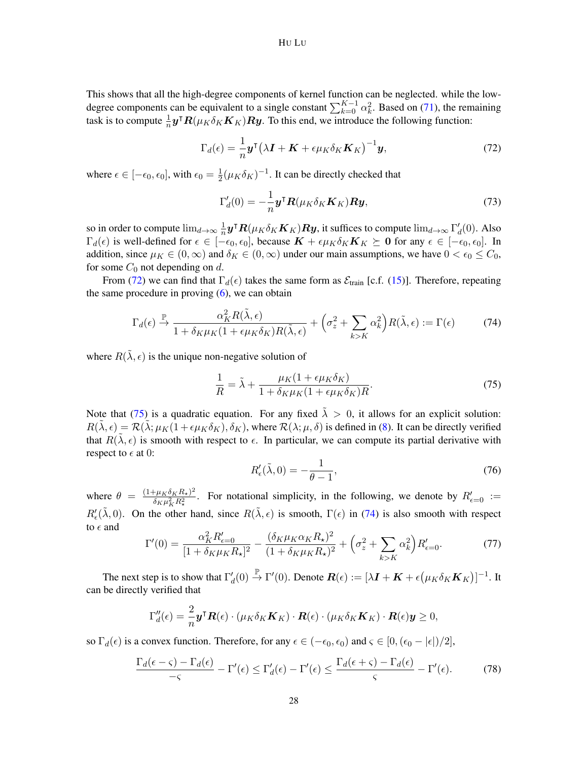This shows that all the high-degree components of kernel function can be neglected. while the low-degree components can be equivalent to a single constant $\sum_{k=0}^{K-1} \alpha_k^2$. Based on (71), the remaining task is to compute $\frac{1}{n}\boldsymbol{y}^\intercal \boldsymbol{R}(\mu_K \delta_K \boldsymbol{K}_K)\boldsymbol{R}\boldsymbol{y}$. To this end, we introduce the following function:

$$
\Gamma_d(\epsilon) = \frac{1}{n}\boldsymbol{y}^\intercal \big(\lambda \boldsymbol{I} + \boldsymbol{K} + \epsilon \mu_K \delta_K \boldsymbol{K}_K\big)^{-1}\boldsymbol{y}, \tag{72}
$$

where $\epsilon \in [-\epsilon_0, \epsilon_0]$, with $\epsilon_0 = \frac{1}{2}(\mu_K \delta_K)^{-1}$. It can be directly checked that

$$
\Gamma_d'(0) = -\frac{1}{n}\boldsymbol{y}^\intercal \boldsymbol{R}(\mu_K \delta_K \boldsymbol{K}_K)\boldsymbol{R}\boldsymbol{y}, \tag{73}
$$

so in order to compute $\lim_{d\to\infty} \frac{1}{n}\boldsymbol{y}^\intercal \boldsymbol{R}(\mu_K \delta_K \boldsymbol{K}_K)\boldsymbol{R}\boldsymbol{y}$, it suffices to compute $\lim_{d\to\infty} \Gamma_d'(0)$. Also $\Gamma_d(\epsilon)$ is well-defined for $\epsilon \in [-\epsilon_0, \epsilon_0]$, because $\boldsymbol{K} + \epsilon \mu_K \delta_K \boldsymbol{K}_K \succeq \boldsymbol{0}$ for any $\epsilon \in [-\epsilon_0, \epsilon_0]$. In addition, since $\mu_K \in (0, \infty)$ and $\delta_K \in (0, \infty)$ under our main assumptions, we have $0 < \epsilon_0 \le C_0$, for some $C_0$ not depending on $d$.

From (72) we can find that $\Gamma_d(\epsilon)$ takes the same form as $\mathcal{E}_{\text{train}}$ [c.f. (15)]. Therefore, repeating the same procedure in proving (6), we can obtain

$$
\Gamma_d(\epsilon) \xrightarrow{\mathbb{P}} \frac{\alpha_K^2 R(\tilde{\lambda}, \epsilon)}{1 + \delta_K \mu_K (1 + \epsilon \mu_K \delta_K) R(\tilde{\lambda}, \epsilon)} + \Big(\sigma_z^2 + \sum_{k>K} \alpha_k^2\Big) R(\tilde{\lambda}, \epsilon) := \Gamma(\epsilon) \tag{74}
$$

where $R(\tilde{\lambda}, \epsilon)$ is the unique non-negative solution of

$$
\frac{1}{R} = \tilde{\lambda} + \frac{\mu_K (1 + \epsilon \mu_K \delta_K)}{1 + \delta_K \mu_K (1 + \epsilon \mu_K \delta_K) R}. \tag{75}
$$

Note that (75) is a quadratic equation. For any fixed $\tilde{\lambda} > 0$, it allows for an explicit solution: $R(\tilde{\lambda}, \epsilon) = \mathcal{R}(\tilde{\lambda}; \mu_K(1 + \epsilon\mu_K\delta_K), \delta_K)$, where $\mathcal{R}(\lambda; \mu, \delta)$ is defined in (8). It can be directly verified that $R(\tilde{\lambda}, \epsilon)$ is smooth with respect to $\epsilon$. In particular, we can compute its partial derivative with respect to $\epsilon$ at 0:

$$
R_\epsilon'(\tilde{\lambda}, 0) = -\frac{1}{\theta - 1}, \tag{76}
$$

where $\theta = \frac{(1+\mu_K \delta_K R_\star)^2}{\delta_K \mu_K^2 R_\star^2}$. For notational simplicity, in the following, we denote by $R'_{\epsilon=0} := R_\epsilon'(\tilde{\lambda}, 0)$. On the other hand, since $R(\tilde{\lambda}, \epsilon)$ is smooth, $\Gamma(\epsilon)$ in (74) is also smooth with respect to $\epsilon$ and

$$
\Gamma'(0) = \frac{\alpha_K^2 R'_{\epsilon=0}}{[1 + \delta_K \mu_K R_\star]^2} - \frac{(\delta_K \mu_K \alpha_K R_\star)^2}{(1 + \delta_K \mu_K R_\star)^2} + \Big(\sigma_z^2 + \sum_{k>K} \alpha_k^2\Big) R'_{\epsilon=0}. \tag{77}
$$

The next step is to show that $\Gamma_d'(0) \xrightarrow{\mathbb{P}} \Gamma'(0)$. Denote $\boldsymbol{R}(\epsilon) := [\lambda \boldsymbol{I} + \boldsymbol{K} + \epsilon\big(\mu_K \delta_K \boldsymbol{K}_K\big)]^{-1}$. It can be directly verified that

$$
\Gamma_d''(\epsilon) = \frac{2}{n}\boldsymbol{y}^\intercal \boldsymbol{R}(\epsilon) \cdot (\mu_K \delta_K \boldsymbol{K}_K) \cdot \boldsymbol{R}(\epsilon) \cdot (\mu_K \delta_K \boldsymbol{K}_K) \cdot \boldsymbol{R}(\epsilon) \boldsymbol{y} \ge 0,
$$

so $\Gamma_d(\epsilon)$ is a convex function. Therefore, for any $\epsilon \in (-\epsilon_0, \epsilon_0)$ and $\varsigma \in [0, (\epsilon_0 - |\epsilon|)/2]$,

$$
\frac{\Gamma_d(\epsilon - \varsigma) - \Gamma_d(\epsilon)}{-\varsigma} - \Gamma'(\epsilon) \le \Gamma_d'(\epsilon) - \Gamma'(\epsilon) \le \frac{\Gamma_d(\epsilon + \varsigma) - \Gamma_d(\epsilon)}{\varsigma} - \Gamma'(\epsilon). \tag{78}
$$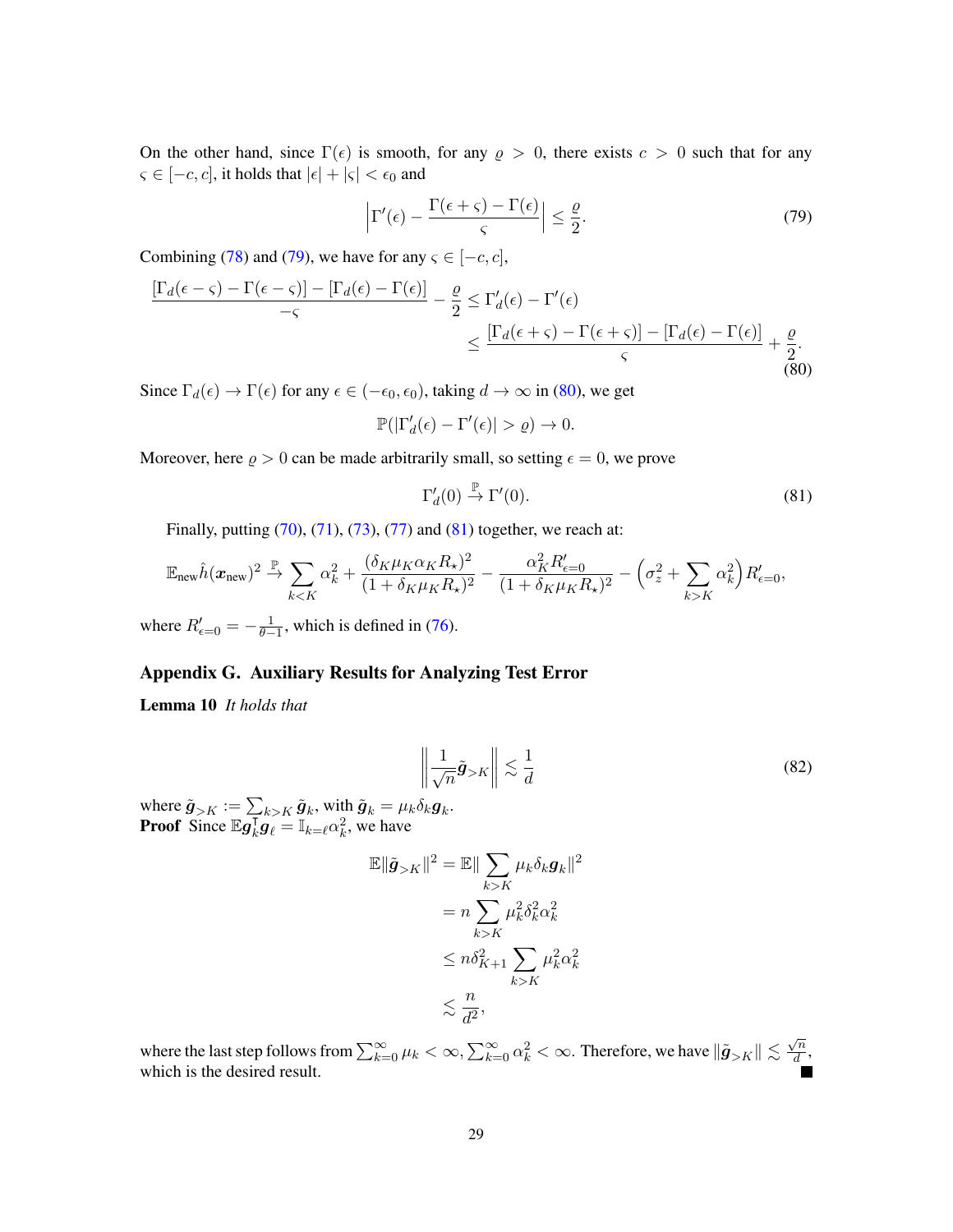On the other hand, since $\Gamma(\epsilon)$ is smooth, for any $\varrho > 0$, there exists $c > 0$ such that for any $\varsigma \in [-c, c]$, it holds that $|\epsilon| + |\varsigma| < \epsilon_0$ and

$$
\left|\Gamma'(\epsilon) - \frac{\Gamma(\epsilon+\varsigma) - \Gamma(\epsilon)}{\varsigma}\right| \le \frac{\varrho}{2}. \tag{79}
$$

Combining (78) and (79), we have for any $\varsigma \in [-c, c]$,

$$
\begin{aligned}
\frac{[\Gamma_d(\epsilon-\varsigma) - \Gamma(\epsilon-\varsigma)] - [\Gamma_d(\epsilon) - \Gamma(\epsilon)]}{-\varsigma} - \frac{\varrho}{2} &\le \Gamma_d'(\epsilon) - \Gamma'(\epsilon) \\
&\le \frac{[\Gamma_d(\epsilon+\varsigma) - \Gamma(\epsilon+\varsigma)] - [\Gamma_d(\epsilon) - \Gamma(\epsilon)]}{\varsigma} + \frac{\varrho}{2}.
\end{aligned} \tag{80}
$$

Since $\Gamma_d(\epsilon) \to \Gamma(\epsilon)$ for any $\epsilon \in (-\epsilon_0, \epsilon_0)$, taking $d \to \infty$ in (80), we get

$$
\mathbb{P}(|\Gamma_d'(\epsilon) - \Gamma'(\epsilon)| > \varrho) \to 0.
$$

Moreover, here $\varrho > 0$ can be made arbitrarily small, so setting $\epsilon = 0$, we prove

$$
\Gamma_d'(0) \xrightarrow{\mathbb{P}} \Gamma'(0). \tag{81}
$$

Finally, putting (70), (71), (73), (77) and (81) together, we reach at:

$$
\mathbb{E}_{\text{new}} \hat{h}(\boldsymbol{x}_{\text{new}})^2 \xrightarrow{\mathbb{P}} \sum_{k<K} \alpha_k^2 + \frac{(\delta_K \mu_K \alpha_K R_\star)^2}{(1+\delta_K \mu_K R_\star)^2} - \frac{\alpha_K^2 R'_{\epsilon=0}}{(1+\delta_K \mu_K R_\star)^2} - \Big(\sigma_z^2 + \sum_{k>K} \alpha_k^2\Big) R'_{\epsilon=0},
$$

where $R'_{\epsilon=0} = -\frac{1}{\theta-1}$, which is defined in (76).

## Appendix G. Auxiliary Results for Analyzing Test Error

**Lemma 10** *It holds that*

$$
\left\| \frac{1}{\sqrt{n}} \tilde{\boldsymbol{g}}_{>K} \right\| \lesssim \frac{1}{d} \tag{82}
$$

where $\tilde{\boldsymbol{g}}_{>K} := \sum_{k>K} \tilde{\boldsymbol{g}}_k$, with $\tilde{\boldsymbol{g}}_k = \mu_k \delta_k \boldsymbol{g}_k$.

**Proof** Since $\mathbb{E}\boldsymbol{g}_k^\intercal \boldsymbol{g}_\ell = \mathbb{I}_{k=\ell}\alpha_k^2$, we have

$$
\begin{aligned}
\mathbb{E}\|\tilde{\boldsymbol{g}}_{>K}\|^2 &= \mathbb{E}\|\sum_{k>K} \mu_k \delta_k \boldsymbol{g}_k\|^2 \\
&= n \sum_{k>K} \mu_k^2 \delta_k^2 \alpha_k^2 \\
&\le n \delta_{K+1}^2 \sum_{k>K} \mu_k^2 \alpha_k^2 \\
&\lesssim \frac{n}{d^2},
\end{aligned}
$$

where the last step follows from $\sum_{k=0}^\infty \mu_k < \infty, \sum_{k=0}^\infty \alpha_k^2 < \infty$. Therefore, we have $\|\tilde{\boldsymbol{g}}_{>K}\| \lesssim \frac{\sqrt{n}}{d}$, which is the desired result. ■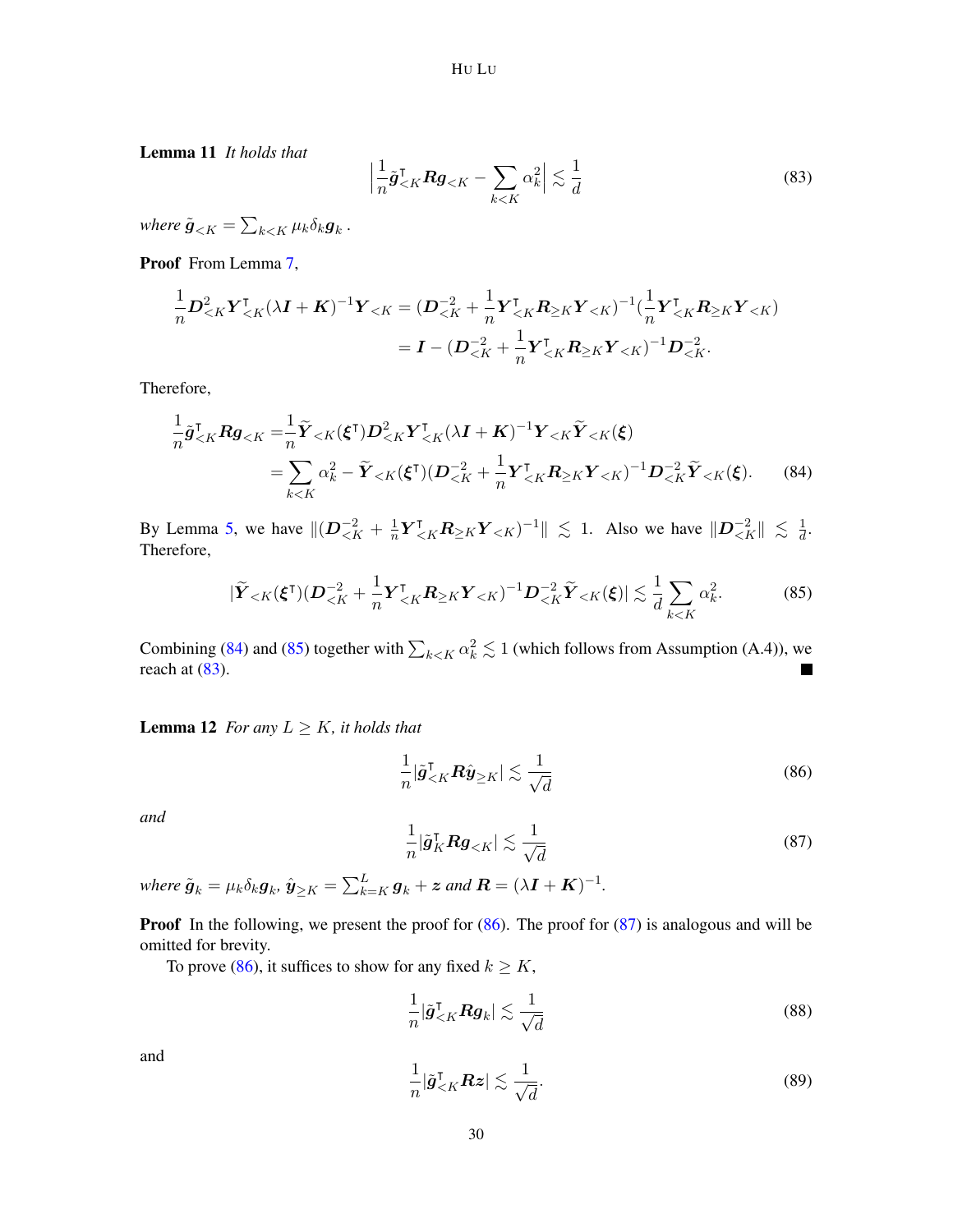**Lemma 11** *It holds that*

$$\Big|\frac{1}{n}\tilde{\boldsymbol{g}}_{<K}^{\intercal}\boldsymbol{R}\boldsymbol{g}_{<K} - \sum_{k<K}\alpha_k^2\Big| \lesssim \frac{1}{d} \tag{83}$$

*where* $\tilde{\boldsymbol{g}}_{<K} = \sum_{k<K}\mu_k\delta_k\boldsymbol{g}_k$ *.*

**Proof** From Lemma 7,

$$\begin{aligned}\frac{1}{n}\boldsymbol{D}_{<K}^2\boldsymbol{Y}_{<K}^{\intercal}(\lambda\boldsymbol{I}+\boldsymbol{K})^{-1}\boldsymbol{Y}_{<K} &= (\boldsymbol{D}_{<K}^{-2} + \frac{1}{n}\boldsymbol{Y}_{<K}^{\intercal}\boldsymbol{R}_{\geq K}\boldsymbol{Y}_{<K})^{-1}(\frac{1}{n}\boldsymbol{Y}_{<K}^{\intercal}\boldsymbol{R}_{\geq K}\boldsymbol{Y}_{<K})\\ &= \boldsymbol{I} - (\boldsymbol{D}_{<K}^{-2} + \frac{1}{n}\boldsymbol{Y}_{<K}^{\intercal}\boldsymbol{R}_{\geq K}\boldsymbol{Y}_{<K})^{-1}\boldsymbol{D}_{<K}^{-2}.\end{aligned}$$

Therefore,

$$\begin{aligned}\frac{1}{n}\tilde{\boldsymbol{g}}_{<K}^{\intercal}\boldsymbol{R}\boldsymbol{g}_{<K} =& \frac{1}{n}\widetilde{\boldsymbol{Y}}_{<K}(\boldsymbol{\xi}^{\intercal})\boldsymbol{D}_{<K}^2\boldsymbol{Y}_{<K}^{\intercal}(\lambda\boldsymbol{I}+\boldsymbol{K})^{-1}\boldsymbol{Y}_{<K}\widetilde{\boldsymbol{Y}}_{<K}(\boldsymbol{\xi})\\ =& \sum_{k<K}\alpha_k^2 - \widetilde{\boldsymbol{Y}}_{<K}(\boldsymbol{\xi}^{\intercal})(\boldsymbol{D}_{<K}^{-2} + \frac{1}{n}\boldsymbol{Y}_{<K}^{\intercal}\boldsymbol{R}_{\geq K}\boldsymbol{Y}_{<K})^{-1}\boldsymbol{D}_{<K}^{-2}\widetilde{\boldsymbol{Y}}_{<K}(\boldsymbol{\xi}).\end{aligned} \tag{84}$$

By Lemma 5, we have $\|(\boldsymbol{D}_{<K}^{-2} + \frac{1}{n}\boldsymbol{Y}_{<K}^{\intercal}\boldsymbol{R}_{\geq K}\boldsymbol{Y}_{<K})^{-1}\| \lesssim 1$. Also we have $\|\boldsymbol{D}_{<K}^{-2}\| \lesssim \frac{1}{d}$. Therefore,

$$|\widetilde{\boldsymbol{Y}}_{<K}(\boldsymbol{\xi}^{\intercal})(\boldsymbol{D}_{<K}^{-2} + \frac{1}{n}\boldsymbol{Y}_{<K}^{\intercal}\boldsymbol{R}_{\geq K}\boldsymbol{Y}_{<K})^{-1}\boldsymbol{D}_{<K}^{-2}\widetilde{\boldsymbol{Y}}_{<K}(\boldsymbol{\xi})| \lesssim \frac{1}{d}\sum_{k<K}\alpha_k^2. \tag{85}$$

Combining (84) and (85) together with $\sum_{k<K}\alpha_k^2 \lesssim 1$ (which follows from Assumption (A.4)), we reach at (83). ∎

**Lemma 12** *For any $L \geq K$, it holds that*

$$\frac{1}{n}|\tilde{\boldsymbol{g}}_{<K}^{\intercal}\boldsymbol{R}\hat{\boldsymbol{y}}_{\geq K}| \lesssim \frac{1}{\sqrt{d}} \tag{86}$$

*and*

$$\frac{1}{n}|\tilde{\boldsymbol{g}}_{K}^{\intercal}\boldsymbol{R}\boldsymbol{g}_{<K}| \lesssim \frac{1}{\sqrt{d}} \tag{87}$$

*where* $\tilde{\boldsymbol{g}}_k = \mu_k\delta_k\boldsymbol{g}_k$, $\hat{\boldsymbol{y}}_{\geq K} = \sum_{k=K}^{L}\boldsymbol{g}_k + \boldsymbol{z}$ *and* $\boldsymbol{R} = (\lambda\boldsymbol{I}+\boldsymbol{K})^{-1}$.

**Proof** In the following, we present the proof for (86). The proof for (87) is analogous and will be omitted for brevity.

To prove (86), it suffices to show for any fixed $k \geq K$,

$$\frac{1}{n}|\tilde{\boldsymbol{g}}_{<K}^{\intercal}\boldsymbol{R}\boldsymbol{g}_k| \lesssim \frac{1}{\sqrt{d}} \tag{88}$$

and

$$\frac{1}{n}|\tilde{\boldsymbol{g}}_{<K}^{\intercal}\boldsymbol{R}\boldsymbol{z}| \lesssim \frac{1}{\sqrt{d}}. \tag{89}$$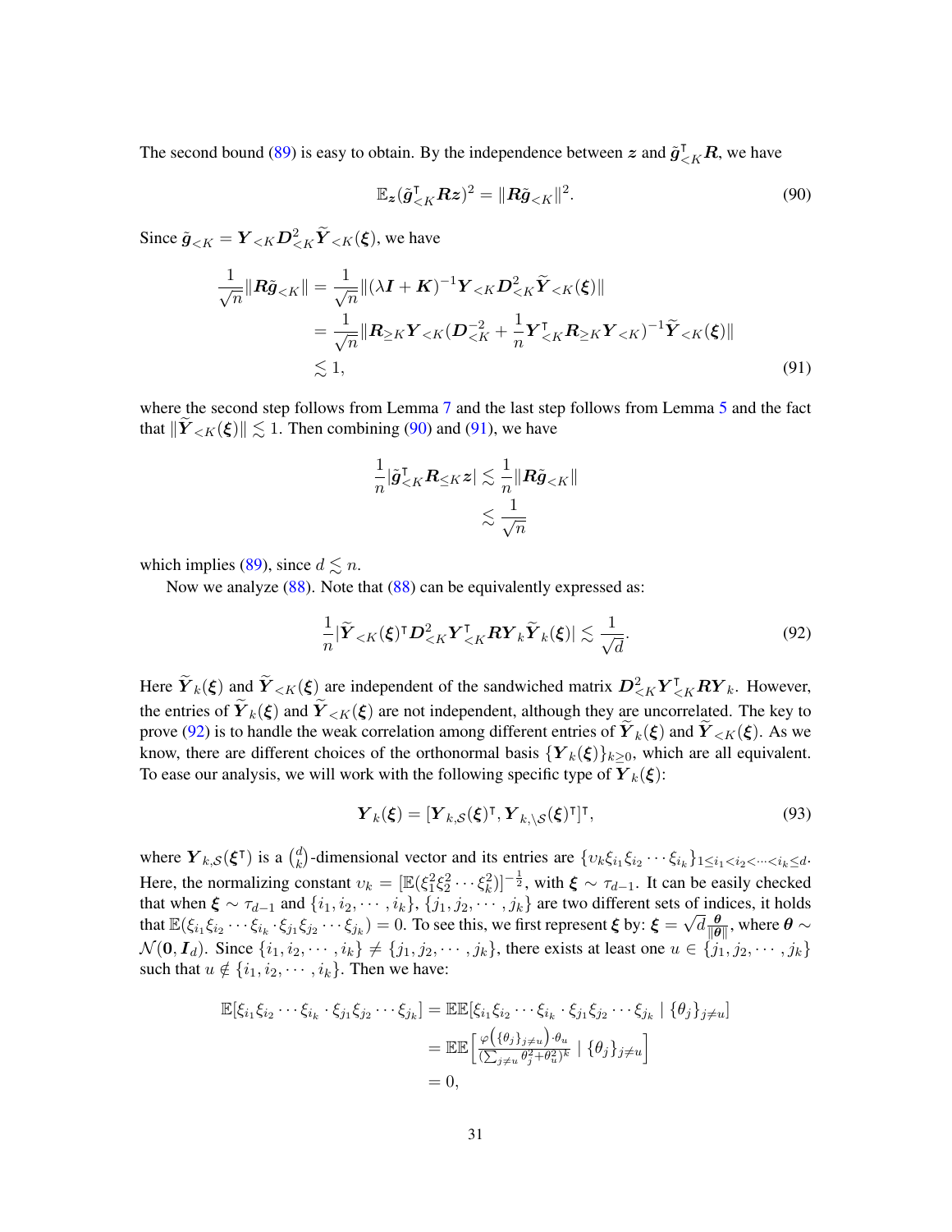The second bound (89) is easy to obtain. By the independence between $\boldsymbol{z}$ and $\tilde{\boldsymbol{g}}_{<K}^{\intercal}\boldsymbol{R}$, we have

$$
\mathbb{E}_{\boldsymbol{z}}(\tilde{\boldsymbol{g}}_{<K}^{\intercal}\boldsymbol{R}\boldsymbol{z})^2 = \|\boldsymbol{R}\tilde{\boldsymbol{g}}_{<K}\|^2. \tag{90}
$$

Since $\tilde{\boldsymbol{g}}_{<K} = \boldsymbol{Y}_{<K}\boldsymbol{D}_{<K}^2\widetilde{\boldsymbol{Y}}_{<K}(\boldsymbol{\xi})$, we have

$$
\begin{aligned}
\frac{1}{\sqrt{n}}\|\boldsymbol{R}\tilde{\boldsymbol{g}}_{<K}\| &= \frac{1}{\sqrt{n}}\|(\lambda\boldsymbol{I}+\boldsymbol{K})^{-1}\boldsymbol{Y}_{<K}\boldsymbol{D}_{<K}^2\widetilde{\boldsymbol{Y}}_{<K}(\boldsymbol{\xi})\| \\
&= \frac{1}{\sqrt{n}}\|\boldsymbol{R}_{\geq K}\boldsymbol{Y}_{<K}(\boldsymbol{D}_{<K}^{-2}+\frac{1}{n}\boldsymbol{Y}_{<K}^{\intercal}\boldsymbol{R}_{\geq K}\boldsymbol{Y}_{<K})^{-1}\widetilde{\boldsymbol{Y}}_{<K}(\boldsymbol{\xi})\| \\
&\lesssim 1,
\end{aligned} \tag{91}
$$

where the second step follows from Lemma 7 and the last step follows from Lemma 5 and the fact that $\|\widetilde{\boldsymbol{Y}}_{<K}(\boldsymbol{\xi})\| \lesssim 1$. Then combining (90) and (91), we have

$$
\begin{aligned}
\frac{1}{n}|\tilde{\boldsymbol{g}}_{<K}^{\intercal}\boldsymbol{R}_{\leq K}\boldsymbol{z}| &\lesssim \frac{1}{n}\|\boldsymbol{R}\tilde{\boldsymbol{g}}_{<K}\| \\
&\lesssim \frac{1}{\sqrt{n}}
\end{aligned}
$$

which implies (89), since $d \lesssim n$.

Now we analyze (88). Note that (88) can be equivalently expressed as:

$$
\frac{1}{n}|\widetilde{\boldsymbol{Y}}_{<K}(\boldsymbol{\xi})^{\intercal}\boldsymbol{D}_{<K}^2\boldsymbol{Y}_{<K}^{\intercal}\boldsymbol{R}\boldsymbol{Y}_k\widetilde{\boldsymbol{Y}}_k(\boldsymbol{\xi})| \lesssim \frac{1}{\sqrt{d}}. \tag{92}
$$

Here $\widetilde{\boldsymbol{Y}}_k(\boldsymbol{\xi})$ and $\widetilde{\boldsymbol{Y}}_{<K}(\boldsymbol{\xi})$ are independent of the sandwiched matrix $\boldsymbol{D}_{<K}^2\boldsymbol{Y}_{<K}^{\intercal}\boldsymbol{R}\boldsymbol{Y}_k$. However, the entries of $\widetilde{\boldsymbol{Y}}_k(\boldsymbol{\xi})$ and $\widetilde{\boldsymbol{Y}}_{<K}(\boldsymbol{\xi})$ are not independent, although they are uncorrelated. The key to prove (92) is to handle the weak correlation among different entries of $\widetilde{\boldsymbol{Y}}_k(\boldsymbol{\xi})$ and $\widetilde{\boldsymbol{Y}}_{<K}(\boldsymbol{\xi})$. As we know, there are different choices of the orthonormal basis $\{\boldsymbol{Y}_k(\boldsymbol{\xi})\}_{k\geq 0}$, which are all equivalent. To ease our analysis, we will work with the following specific type of $\boldsymbol{Y}_k(\boldsymbol{\xi})$:

$$
\boldsymbol{Y}_k(\boldsymbol{\xi}) = [\boldsymbol{Y}_{k,\mathcal{S}}(\boldsymbol{\xi})^{\intercal}, \boldsymbol{Y}_{k,\backslash\mathcal{S}}(\boldsymbol{\xi})^{\intercal}]^{\intercal}, \tag{93}
$$

where $\boldsymbol{Y}_{k,\mathcal{S}}(\boldsymbol{\xi}^{\intercal})$ is a $\binom{d}{k}$-dimensional vector and its entries are $\{\upsilon_k\xi_{i_1}\xi_{i_2}\cdots\xi_{i_k}\}_{1\leq i_1<i_2<\cdots<i_k\leq d}$. Here, the normalizing constant $\upsilon_k = [\mathbb{E}(\xi_1^2\xi_2^2\cdots\xi_k^2)]^{-\frac{1}{2}}$, with $\boldsymbol{\xi}\sim\tau_{d-1}$. It can be easily checked that when $\boldsymbol{\xi}\sim\tau_{d-1}$ and $\{i_1,i_2,\cdots,i_k\}$, $\{j_1,j_2,\cdots,j_k\}$ are two different sets of indices, it holds that $\mathbb{E}(\xi_{i_1}\xi_{i_2}\cdots\xi_{i_k}\cdot\xi_{j_1}\xi_{j_2}\cdots\xi_{j_k}) = 0$. To see this, we first represent $\boldsymbol{\xi}$ by: $\boldsymbol{\xi} = \sqrt{d}\frac{\boldsymbol{\theta}}{\|\boldsymbol{\theta}\|}$, where $\boldsymbol{\theta}\sim\mathcal{N}(\boldsymbol{0},\boldsymbol{I}_d)$. Since $\{i_1,i_2,\cdots,i_k\}\neq\{j_1,j_2,\cdots,j_k\}$, there exists at least one $u\in\{j_1,j_2,\cdots,j_k\}$ such that $u\notin\{i_1,i_2,\cdots,i_k\}$. Then we have:

$$
\begin{aligned}
\mathbb{E}[\xi_{i_1}\xi_{i_2}\cdots\xi_{i_k}\cdot\xi_{j_1}\xi_{j_2}\cdots\xi_{j_k}] &= \mathbb{E}\mathbb{E}[\xi_{i_1}\xi_{i_2}\cdots\xi_{i_k}\cdot\xi_{j_1}\xi_{j_2}\cdots\xi_{j_k} \mid \{\theta_j\}_{j\neq u}] \\
&= \mathbb{E}\mathbb{E}\Big[\tfrac{\varphi\left(\{\theta_j\}_{j\neq u}\right)\cdot\theta_u}{(\sum_{j\neq u}\theta_j^2+\theta_u^2)^k} \mid \{\theta_j\}_{j\neq u}\Big] \\
&= 0,
\end{aligned}
$$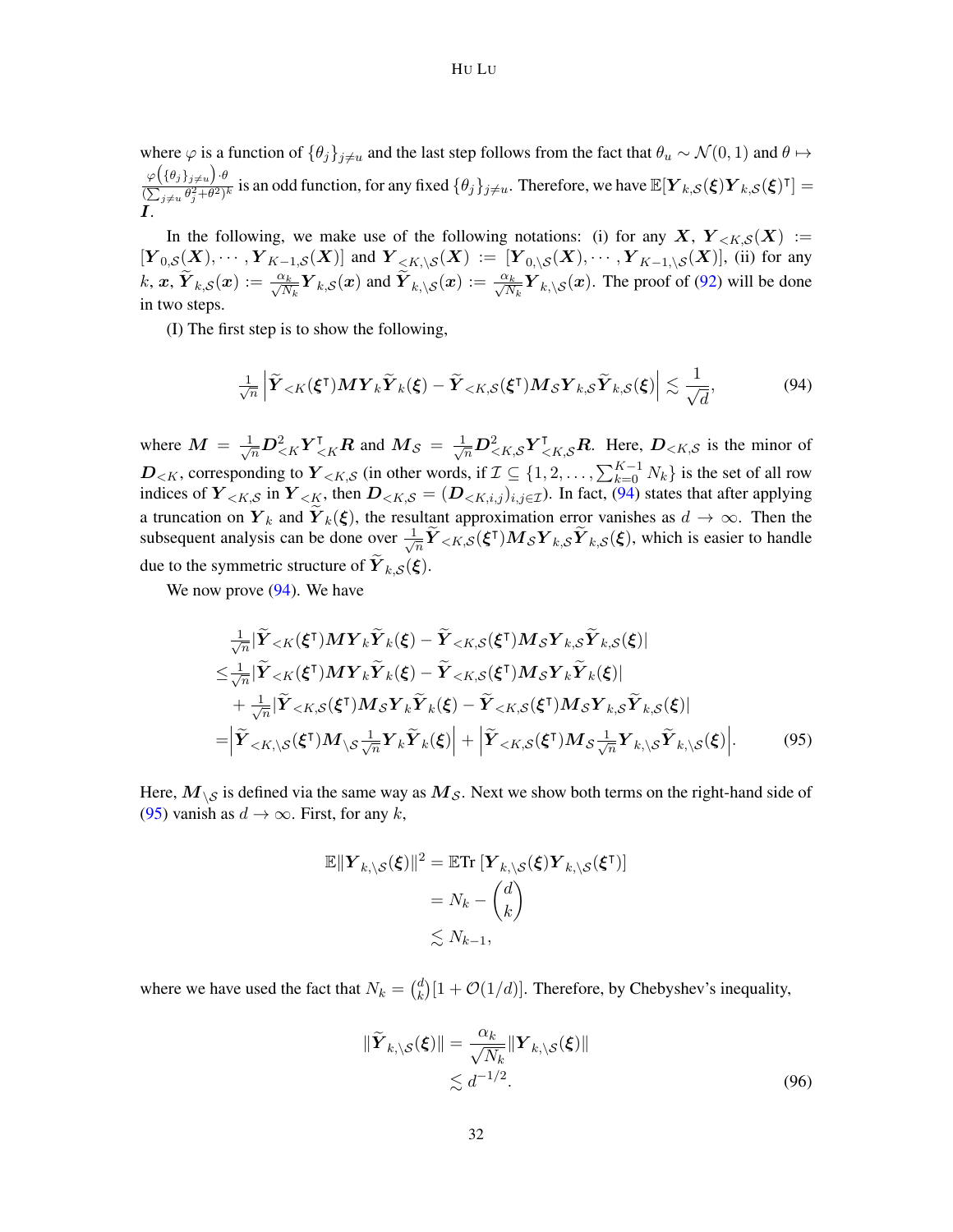where $\varphi$ is a function of $\{\theta_j\}_{j\neq u}$ and the last step follows from the fact that $\theta_u \sim \mathcal{N}(0,1)$ and $\theta \mapsto \frac{\varphi\left(\{\theta_j\}_{j\neq u}\right)\cdot\theta}{(\sum_{j\neq u}\theta_j^2+\theta^2)^k}$ is an odd function, for any fixed $\{\theta_j\}_{j\neq u}$. Therefore, we have $\mathbb{E}[\boldsymbol{Y}_{k,\mathcal{S}}(\boldsymbol{\xi})\boldsymbol{Y}_{k,\mathcal{S}}(\boldsymbol{\xi})^\intercal] = \boldsymbol{I}$.

In the following, we make use of the following notations: (i) for any $\boldsymbol{X}$, $\boldsymbol{Y}_{<K,\mathcal{S}}(\boldsymbol{X}) := [\boldsymbol{Y}_{0,\mathcal{S}}(\boldsymbol{X}), \cdots, \boldsymbol{Y}_{K-1,\mathcal{S}}(\boldsymbol{X})]$ and $\boldsymbol{Y}_{<K,\backslash\mathcal{S}}(\boldsymbol{X}) := [\boldsymbol{Y}_{0,\backslash\mathcal{S}}(\boldsymbol{X}), \cdots, \boldsymbol{Y}_{K-1,\backslash\mathcal{S}}(\boldsymbol{X})]$, (ii) for any $k$, $\boldsymbol{x}$, $\widetilde{\boldsymbol{Y}}_{k,\mathcal{S}}(\boldsymbol{x}) := \frac{\alpha_k}{\sqrt{N_k}}\boldsymbol{Y}_{k,\mathcal{S}}(\boldsymbol{x})$ and $\widetilde{\boldsymbol{Y}}_{k,\backslash\mathcal{S}}(\boldsymbol{x}) := \frac{\alpha_k}{\sqrt{N_k}}\boldsymbol{Y}_{k,\backslash\mathcal{S}}(\boldsymbol{x})$. The proof of (92) will be done in two steps.

(I) The first step is to show the following,

$$\tfrac{1}{\sqrt{n}}\left|\widetilde{\boldsymbol{Y}}_{<K}(\boldsymbol{\xi}^\intercal)\boldsymbol{M}\boldsymbol{Y}_k\widetilde{\boldsymbol{Y}}_k(\boldsymbol{\xi}) - \widetilde{\boldsymbol{Y}}_{<K,\mathcal{S}}(\boldsymbol{\xi}^\intercal)\boldsymbol{M}_{\mathcal{S}}\boldsymbol{Y}_{k,\mathcal{S}}\widetilde{\boldsymbol{Y}}_{k,\mathcal{S}}(\boldsymbol{\xi})\right| \lesssim \frac{1}{\sqrt{d}}, \tag{94}$$

where $\boldsymbol{M} = \frac{1}{\sqrt{n}}\boldsymbol{D}_{<K}^2\boldsymbol{Y}_{<K}^\intercal\boldsymbol{R}$ and $\boldsymbol{M}_{\mathcal{S}} = \frac{1}{\sqrt{n}}\boldsymbol{D}_{<K,\mathcal{S}}^2\boldsymbol{Y}_{<K,\mathcal{S}}^\intercal\boldsymbol{R}$. Here, $\boldsymbol{D}_{<K,\mathcal{S}}$ is the minor of $\boldsymbol{D}_{<K}$, corresponding to $\boldsymbol{Y}_{<K,\mathcal{S}}$ (in other words, if $\mathcal{I} \subseteq \{1,2,\ldots,\sum_{k=0}^{K-1}N_k\}$ is the set of all row indices of $\boldsymbol{Y}_{<K,\mathcal{S}}$ in $\boldsymbol{Y}_{<K}$, then $\boldsymbol{D}_{<K,\mathcal{S}} = (\boldsymbol{D}_{<K,i,j})_{i,j\in\mathcal{I}}$). In fact, (94) states that after applying a truncation on $\boldsymbol{Y}_k$ and $\widetilde{\boldsymbol{Y}}_k(\boldsymbol{\xi})$, the resultant approximation error vanishes as $d \to \infty$. Then the subsequent analysis can be done over $\frac{1}{\sqrt{n}}\widetilde{\boldsymbol{Y}}_{<K,\mathcal{S}}(\boldsymbol{\xi}^\intercal)\boldsymbol{M}_{\mathcal{S}}\boldsymbol{Y}_{k,\mathcal{S}}\widetilde{\boldsymbol{Y}}_{k,\mathcal{S}}(\boldsymbol{\xi})$, which is easier to handle due to the symmetric structure of $\widetilde{\boldsymbol{Y}}_{k,\mathcal{S}}(\boldsymbol{\xi})$.

We now prove (94). We have

$$\begin{aligned}
&\tfrac{1}{\sqrt{n}}|\widetilde{\boldsymbol{Y}}_{<K}(\boldsymbol{\xi}^\intercal)\boldsymbol{M}\boldsymbol{Y}_k\widetilde{\boldsymbol{Y}}_k(\boldsymbol{\xi}) - \widetilde{\boldsymbol{Y}}_{<K,\mathcal{S}}(\boldsymbol{\xi}^\intercal)\boldsymbol{M}_{\mathcal{S}}\boldsymbol{Y}_{k,\mathcal{S}}\widetilde{\boldsymbol{Y}}_{k,\mathcal{S}}(\boldsymbol{\xi})| \\
\leq& \tfrac{1}{\sqrt{n}}|\widetilde{\boldsymbol{Y}}_{<K}(\boldsymbol{\xi}^\intercal)\boldsymbol{M}\boldsymbol{Y}_k\widetilde{\boldsymbol{Y}}_k(\boldsymbol{\xi}) - \widetilde{\boldsymbol{Y}}_{<K,\mathcal{S}}(\boldsymbol{\xi}^\intercal)\boldsymbol{M}_{\mathcal{S}}\boldsymbol{Y}_k\widetilde{\boldsymbol{Y}}_k(\boldsymbol{\xi})| \\
&+ \tfrac{1}{\sqrt{n}}|\widetilde{\boldsymbol{Y}}_{<K,\mathcal{S}}(\boldsymbol{\xi}^\intercal)\boldsymbol{M}_{\mathcal{S}}\boldsymbol{Y}_k\widetilde{\boldsymbol{Y}}_k(\boldsymbol{\xi}) - \widetilde{\boldsymbol{Y}}_{<K,\mathcal{S}}(\boldsymbol{\xi}^\intercal)\boldsymbol{M}_{\mathcal{S}}\boldsymbol{Y}_{k,\mathcal{S}}\widetilde{\boldsymbol{Y}}_{k,\mathcal{S}}(\boldsymbol{\xi})| \\
=& \left|\widetilde{\boldsymbol{Y}}_{<K,\backslash\mathcal{S}}(\boldsymbol{\xi}^\intercal)\boldsymbol{M}_{\backslash\mathcal{S}}\tfrac{1}{\sqrt{n}}\boldsymbol{Y}_k\widetilde{\boldsymbol{Y}}_k(\boldsymbol{\xi})\right| + \left|\widetilde{\boldsymbol{Y}}_{<K,\mathcal{S}}(\boldsymbol{\xi}^\intercal)\boldsymbol{M}_{\mathcal{S}}\tfrac{1}{\sqrt{n}}\boldsymbol{Y}_{k,\backslash\mathcal{S}}\widetilde{\boldsymbol{Y}}_{k,\backslash\mathcal{S}}(\boldsymbol{\xi})\right|.
\end{aligned} \tag{95}$$

Here, $\boldsymbol{M}_{\backslash\mathcal{S}}$ is defined via the same way as $\boldsymbol{M}_{\mathcal{S}}$. Next we show both terms on the right-hand side of (95) vanish as $d \to \infty$. First, for any $k$,

$$\begin{aligned}
\mathbb{E}\|\boldsymbol{Y}_{k,\backslash\mathcal{S}}(\boldsymbol{\xi})\|^2 &= \mathbb{E}\mathrm{Tr}\,[\boldsymbol{Y}_{k,\backslash\mathcal{S}}(\boldsymbol{\xi})\boldsymbol{Y}_{k,\backslash\mathcal{S}}(\boldsymbol{\xi}^\intercal)] \\
&= N_k - \binom{d}{k} \\
&\lesssim N_{k-1},
\end{aligned}$$

where we have used the fact that $N_k = \binom{d}{k}[1+\mathcal{O}(1/d)]$. Therefore, by Chebyshev's inequality,

$$\begin{aligned}
\|\widetilde{\boldsymbol{Y}}_{k,\backslash\mathcal{S}}(\boldsymbol{\xi})\| &= \frac{\alpha_k}{\sqrt{N_k}}\|\boldsymbol{Y}_{k,\backslash\mathcal{S}}(\boldsymbol{\xi})\| \\
&\lesssim d^{-1/2}.
\end{aligned} \tag{96}$$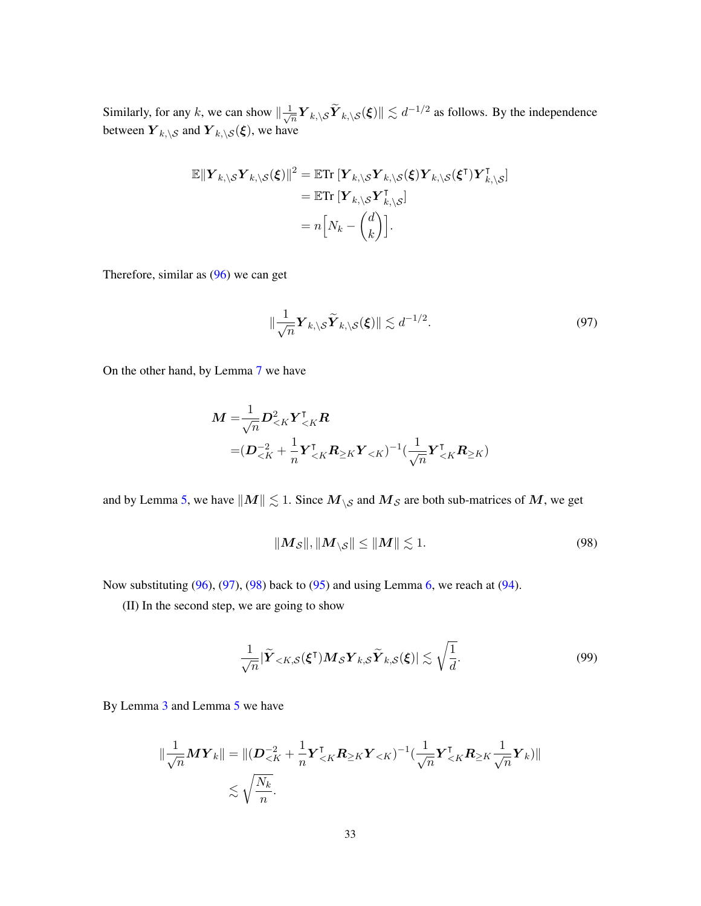Similarly, for any $k$, we can show $\|\frac{1}{\sqrt{n}}\boldsymbol{Y}_{k,\setminus\mathcal{S}}\widetilde{\boldsymbol{Y}}_{k,\setminus\mathcal{S}}(\boldsymbol{\xi})\| \lesssim d^{-1/2}$ as follows. By the independence between $\boldsymbol{Y}_{k,\setminus\mathcal{S}}$ and $\boldsymbol{Y}_{k,\setminus\mathcal{S}}(\boldsymbol{\xi})$, we have

$$
\begin{aligned}
\mathbb{E}\|\boldsymbol{Y}_{k,\setminus\mathcal{S}}\boldsymbol{Y}_{k,\setminus\mathcal{S}}(\boldsymbol{\xi})\|^2 &= \mathbb{E}\mathrm{Tr}\left[\boldsymbol{Y}_{k,\setminus\mathcal{S}}\boldsymbol{Y}_{k,\setminus\mathcal{S}}(\boldsymbol{\xi})\boldsymbol{Y}_{k,\setminus\mathcal{S}}(\boldsymbol{\xi}^{\intercal})\boldsymbol{Y}_{k,\setminus\mathcal{S}}^{\intercal}\right] \\
&= \mathbb{E}\mathrm{Tr}\left[\boldsymbol{Y}_{k,\setminus\mathcal{S}}\boldsymbol{Y}_{k,\setminus\mathcal{S}}^{\intercal}\right] \\
&= n\Big[N_k - \binom{d}{k}\Big].
\end{aligned}
$$

Therefore, similar as (96) we can get

$$
\|\frac{1}{\sqrt{n}}\boldsymbol{Y}_{k,\setminus\mathcal{S}}\widetilde{\boldsymbol{Y}}_{k,\setminus\mathcal{S}}(\boldsymbol{\xi})\| \lesssim d^{-1/2}. \tag{97}
$$

On the other hand, by Lemma 7 we have

$$
\begin{aligned}
\boldsymbol{M} =& \frac{1}{\sqrt{n}}\boldsymbol{D}_{<K}^2\boldsymbol{Y}_{<K}^{\intercal}\boldsymbol{R} \\
=& (\boldsymbol{D}_{<K}^{-2} + \frac{1}{n}\boldsymbol{Y}_{<K}^{\intercal}\boldsymbol{R}_{\geq K}\boldsymbol{Y}_{<K})^{-1}(\frac{1}{\sqrt{n}}\boldsymbol{Y}_{<K}^{\intercal}\boldsymbol{R}_{\geq K})
\end{aligned}
$$

and by Lemma 5, we have $\|\boldsymbol{M}\| \lesssim 1$. Since $\boldsymbol{M}_{\setminus\mathcal{S}}$ and $\boldsymbol{M}_{\mathcal{S}}$ are both sub-matrices of $\boldsymbol{M}$, we get

$$
\|\boldsymbol{M}_{\mathcal{S}}\|, \|\boldsymbol{M}_{\setminus\mathcal{S}}\| \leq \|\boldsymbol{M}\| \lesssim 1. \tag{98}
$$

Now substituting (96), (97), (98) back to (95) and using Lemma 6, we reach at (94).

(II) In the second step, we are going to show

$$
\frac{1}{\sqrt{n}}|\widetilde{\boldsymbol{Y}}_{<K,\mathcal{S}}(\boldsymbol{\xi}^{\intercal})\boldsymbol{M}_{\mathcal{S}}\boldsymbol{Y}_{k,\mathcal{S}}\widetilde{\boldsymbol{Y}}_{k,\mathcal{S}}(\boldsymbol{\xi})| \lesssim \sqrt{\frac{1}{d}}. \tag{99}
$$

By Lemma 3 and Lemma 5 we have

$$
\begin{aligned}
\|\frac{1}{\sqrt{n}}\boldsymbol{M}\boldsymbol{Y}_k\| &= \|(\boldsymbol{D}_{<K}^{-2} + \frac{1}{n}\boldsymbol{Y}_{<K}^{\intercal}\boldsymbol{R}_{\geq K}\boldsymbol{Y}_{<K})^{-1}(\frac{1}{\sqrt{n}}\boldsymbol{Y}_{<K}^{\intercal}\boldsymbol{R}_{\geq K}\frac{1}{\sqrt{n}}\boldsymbol{Y}_k)\| \\
&\lesssim \sqrt{\frac{N_k}{n}}.
\end{aligned}
$$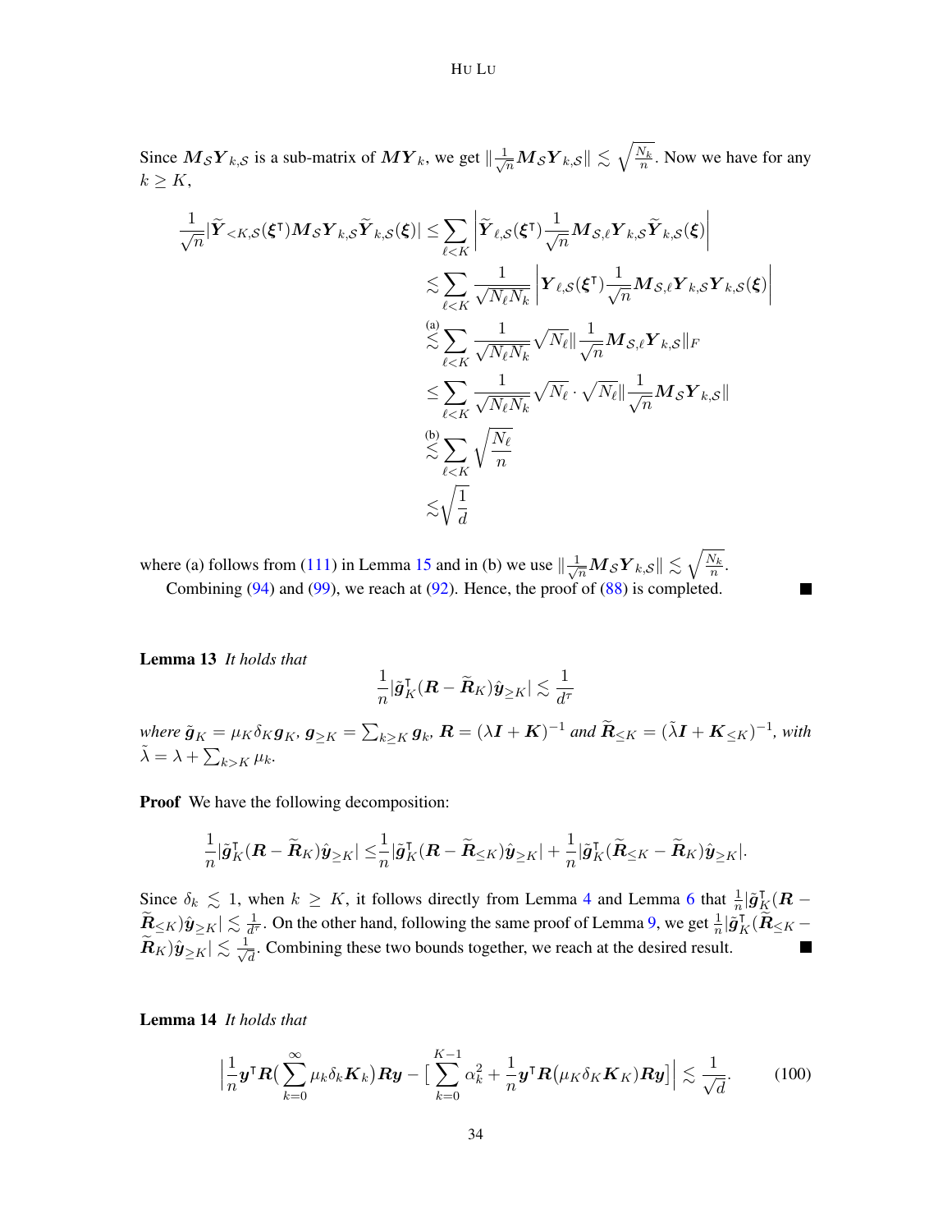Since $\boldsymbol{M}_{\mathcal{S}}\boldsymbol{Y}_{k,\mathcal{S}}$ is a sub-matrix of $\boldsymbol{M}\boldsymbol{Y}_k$, we get $\|\frac{1}{\sqrt{n}}\boldsymbol{M}_{\mathcal{S}}\boldsymbol{Y}_{k,\mathcal{S}}\| \lesssim \sqrt{\frac{N_k}{n}}$. Now we have for any $k \geq K$,

$$
\begin{aligned}
\frac{1}{\sqrt{n}}|\widetilde{\boldsymbol{Y}}_{<K,\mathcal{S}}(\boldsymbol{\xi}^{\mathsf{T}})\boldsymbol{M}_{\mathcal{S}}\boldsymbol{Y}_{k,\mathcal{S}}\widetilde{\boldsymbol{Y}}_{k,\mathcal{S}}(\boldsymbol{\xi})| &\leq \sum_{\ell<K}\left|\widetilde{\boldsymbol{Y}}_{\ell,\mathcal{S}}(\boldsymbol{\xi}^{\mathsf{T}})\frac{1}{\sqrt{n}}\boldsymbol{M}_{\mathcal{S},\ell}\boldsymbol{Y}_{k,\mathcal{S}}\widetilde{\boldsymbol{Y}}_{k,\mathcal{S}}(\boldsymbol{\xi})\right| \\
&\lesssim \sum_{\ell<K}\frac{1}{\sqrt{N_\ell N_k}}\left|\boldsymbol{Y}_{\ell,\mathcal{S}}(\boldsymbol{\xi}^{\mathsf{T}})\frac{1}{\sqrt{n}}\boldsymbol{M}_{\mathcal{S},\ell}\boldsymbol{Y}_{k,\mathcal{S}}\boldsymbol{Y}_{k,\mathcal{S}}(\boldsymbol{\xi})\right| \\
&\overset{\text{(a)}}{\lesssim} \sum_{\ell<K}\frac{1}{\sqrt{N_\ell N_k}}\sqrt{N_\ell}\|\frac{1}{\sqrt{n}}\boldsymbol{M}_{\mathcal{S},\ell}\boldsymbol{Y}_{k,\mathcal{S}}\|_F \\
&\leq \sum_{\ell<K}\frac{1}{\sqrt{N_\ell N_k}}\sqrt{N_\ell}\cdot\sqrt{N_\ell}\|\frac{1}{\sqrt{n}}\boldsymbol{M}_{\mathcal{S}}\boldsymbol{Y}_{k,\mathcal{S}}\| \\
&\overset{\text{(b)}}{\lesssim} \sum_{\ell<K}\sqrt{\frac{N_\ell}{n}} \\
&\lesssim \sqrt{\frac{1}{d}}
\end{aligned}
$$

where (a) follows from (111) in Lemma 15 and in (b) we use $\|\frac{1}{\sqrt{n}}\boldsymbol{M}_{\mathcal{S}}\boldsymbol{Y}_{k,\mathcal{S}}\| \lesssim \sqrt{\frac{N_k}{n}}$.

Combining (94) and (99), we reach at (92). Hence, the proof of (88) is completed. ■

**Lemma 13** *It holds that*

$$
\frac{1}{n}|\tilde{\boldsymbol{g}}_K^{\mathsf{T}}(\boldsymbol{R}-\widetilde{\boldsymbol{R}}_K)\hat{\boldsymbol{y}}_{\geq K}| \lesssim \frac{1}{d^\tau}
$$

*where* $\tilde{\boldsymbol{g}}_K = \mu_K\delta_K\boldsymbol{g}_K$, $\boldsymbol{g}_{\geq K} = \sum_{k\geq K}\boldsymbol{g}_k$, $\boldsymbol{R} = (\lambda\boldsymbol{I}+\boldsymbol{K})^{-1}$ *and* $\widetilde{\boldsymbol{R}}_{\leq K} = (\tilde{\lambda}\boldsymbol{I}+\boldsymbol{K}_{\leq K})^{-1}$, *with* $\tilde{\lambda} = \lambda + \sum_{k>K}\mu_k$.

**Proof** We have the following decomposition:

$$
\frac{1}{n}|\tilde{\boldsymbol{g}}_K^{\mathsf{T}}(\boldsymbol{R}-\widetilde{\boldsymbol{R}}_K)\hat{\boldsymbol{y}}_{\geq K}| \leq \frac{1}{n}|\tilde{\boldsymbol{g}}_K^{\mathsf{T}}(\boldsymbol{R}-\widetilde{\boldsymbol{R}}_{\leq K})\hat{\boldsymbol{y}}_{\geq K}| + \frac{1}{n}|\tilde{\boldsymbol{g}}_K^{\mathsf{T}}(\widetilde{\boldsymbol{R}}_{\leq K}-\widetilde{\boldsymbol{R}}_K)\hat{\boldsymbol{y}}_{\geq K}|.
$$

Since $\delta_k \lesssim 1$, when $k \geq K$, it follows directly from Lemma 4 and Lemma 6 that $\frac{1}{n}|\tilde{\boldsymbol{g}}_K^{\mathsf{T}}(\boldsymbol{R}-\widetilde{\boldsymbol{R}}_{\leq K})\hat{\boldsymbol{y}}_{\geq K}| \lesssim \frac{1}{d^\tau}$. On the other hand, following the same proof of Lemma 9, we get $\frac{1}{n}|\tilde{\boldsymbol{g}}_K^{\mathsf{T}}(\widetilde{\boldsymbol{R}}_{\leq K}-\widetilde{\boldsymbol{R}}_K)\hat{\boldsymbol{y}}_{\geq K}| \lesssim \frac{1}{\sqrt{d}}$. Combining these two bounds together, we reach at the desired result. ■

**Lemma 14** *It holds that*

$$
\Big|\frac{1}{n}\boldsymbol{y}^{\mathsf{T}}\boldsymbol{R}(\sum_{k=0}^{\infty}\mu_k\delta_k\boldsymbol{K}_k)\boldsymbol{R}\boldsymbol{y} - \big[\sum_{k=0}^{K-1}\alpha_k^2 + \frac{1}{n}\boldsymbol{y}^{\mathsf{T}}\boldsymbol{R}\big(\mu_K\delta_K\boldsymbol{K}_K\big)\boldsymbol{R}\boldsymbol{y}\big]\Big| \lesssim \frac{1}{\sqrt{d}}. \tag{100}
$$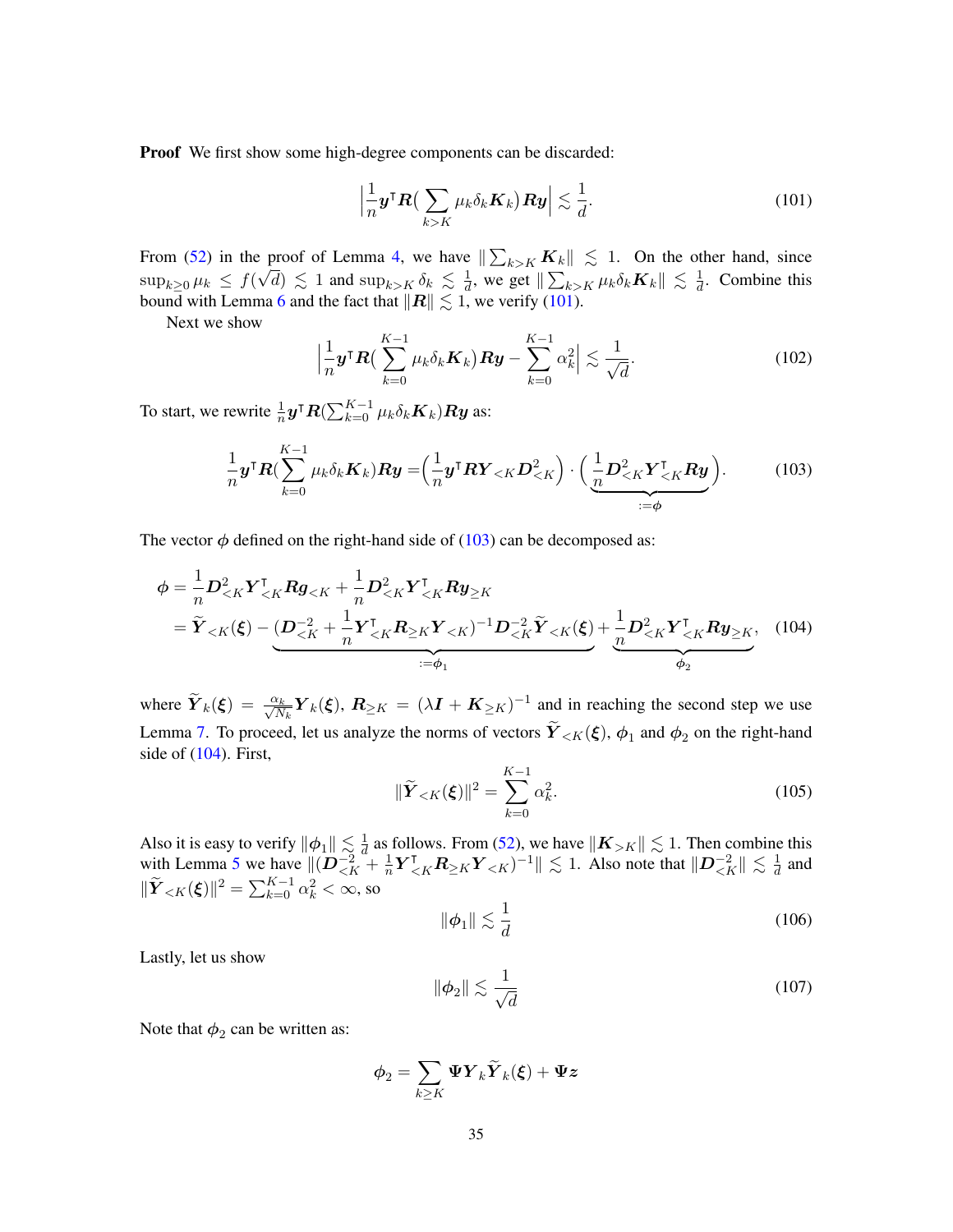**Proof** We first show some high-degree components can be discarded:

$$\Big|\frac{1}{n}\boldsymbol{y}^\intercal \boldsymbol{R}\big(\sum_{k>K}\mu_k\delta_k\boldsymbol{K}_k\big)\boldsymbol{R}\boldsymbol{y}\Big| \lesssim \frac{1}{d}. \tag{101}$$

From (52) in the proof of Lemma 4, we have $\|\sum_{k>K}\boldsymbol{K}_k\| \lesssim 1$. On the other hand, since $\sup_{k\geq 0}\mu_k \leq f(\sqrt{d}) \lesssim 1$ and $\sup_{k>K}\delta_k \lesssim \frac{1}{d}$, we get $\|\sum_{k>K}\mu_k\delta_k\boldsymbol{K}_k\| \lesssim \frac{1}{d}$. Combine this bound with Lemma 6 and the fact that $\|\boldsymbol{R}\| \lesssim 1$, we verify (101).

Next we show

$$\Big|\frac{1}{n}\boldsymbol{y}^\intercal \boldsymbol{R}\big(\sum_{k=0}^{K-1}\mu_k\delta_k\boldsymbol{K}_k\big)\boldsymbol{R}\boldsymbol{y} - \sum_{k=0}^{K-1}\alpha_k^2\Big| \lesssim \frac{1}{\sqrt{d}}. \tag{102}$$

To start, we rewrite $\frac{1}{n}\boldsymbol{y}^\intercal \boldsymbol{R}(\sum_{k=0}^{K-1}\mu_k\delta_k\boldsymbol{K}_k)\boldsymbol{R}\boldsymbol{y}$ as:

$$\frac{1}{n}\boldsymbol{y}^\intercal \boldsymbol{R}\big(\sum_{k=0}^{K-1}\mu_k\delta_k\boldsymbol{K}_k\big)\boldsymbol{R}\boldsymbol{y} = \Big(\frac{1}{n}\boldsymbol{y}^\intercal\boldsymbol{R}\boldsymbol{Y}_{<K}\boldsymbol{D}_{<K}^2\Big)\cdot\Big(\underbrace{\frac{1}{n}\boldsymbol{D}_{<K}^2\boldsymbol{Y}_{<K}^\intercal\boldsymbol{R}\boldsymbol{y}}_{:=\boldsymbol{\phi}}\Big). \tag{103}$$

The vector $\boldsymbol{\phi}$ defined on the right-hand side of (103) can be decomposed as:

$$\begin{aligned}\boldsymbol{\phi} &= \frac{1}{n}\boldsymbol{D}_{<K}^2\boldsymbol{Y}_{<K}^\intercal\boldsymbol{R}\boldsymbol{g}_{<K} + \frac{1}{n}\boldsymbol{D}_{<K}^2\boldsymbol{Y}_{<K}^\intercal\boldsymbol{R}\boldsymbol{y}_{\geq K}\\ &= \widetilde{\boldsymbol{Y}}_{<K}(\boldsymbol{\xi}) - \underbrace{(\boldsymbol{D}_{<K}^{-2} + \frac{1}{n}\boldsymbol{Y}_{<K}^\intercal\boldsymbol{R}_{\geq K}\boldsymbol{Y}_{<K})^{-1}\boldsymbol{D}_{<K}^{-2}\widetilde{\boldsymbol{Y}}_{<K}(\boldsymbol{\xi})}_{:=\boldsymbol{\phi}_1} + \underbrace{\frac{1}{n}\boldsymbol{D}_{<K}^2\boldsymbol{Y}_{<K}^\intercal\boldsymbol{R}\boldsymbol{y}_{\geq K}}_{\boldsymbol{\phi}_2},\end{aligned} \tag{104}$$

where $\widetilde{\boldsymbol{Y}}_k(\boldsymbol{\xi}) = \frac{\alpha_k}{\sqrt{N_k}}\boldsymbol{Y}_k(\boldsymbol{\xi})$, $\boldsymbol{R}_{\geq K} = (\lambda\boldsymbol{I} + \boldsymbol{K}_{\geq K})^{-1}$ and in reaching the second step we use Lemma 7. To proceed, let us analyze the norms of vectors $\widetilde{\boldsymbol{Y}}_{<K}(\boldsymbol{\xi})$, $\boldsymbol{\phi}_1$ and $\boldsymbol{\phi}_2$ on the right-hand side of (104). First,

$$\|\widetilde{\boldsymbol{Y}}_{<K}(\boldsymbol{\xi})\|^2 = \sum_{k=0}^{K-1}\alpha_k^2. \tag{105}$$

Also it is easy to verify $\|\boldsymbol{\phi}_1\| \lesssim \frac{1}{d}$ as follows. From (52), we have $\|\boldsymbol{K}_{>K}\| \lesssim 1$. Then combine this with Lemma 5 we have $\|(\boldsymbol{D}_{<K}^{-2} + \frac{1}{n}\boldsymbol{Y}_{<K}^\intercal\boldsymbol{R}_{\geq K}\boldsymbol{Y}_{<K})^{-1}\| \lesssim 1$. Also note that $\|\boldsymbol{D}_{<K}^{-2}\| \lesssim \frac{1}{d}$ and $\|\widetilde{\boldsymbol{Y}}_{<K}(\boldsymbol{\xi})\|^2 = \sum_{k=0}^{K-1}\alpha_k^2 < \infty$, so

$$\|\boldsymbol{\phi}_1\| \lesssim \frac{1}{d} \tag{106}$$

Lastly, let us show

$$\|\boldsymbol{\phi}_2\| \lesssim \frac{1}{\sqrt{d}} \tag{107}$$

Note that $\boldsymbol{\phi}_2$ can be written as:

$$\boldsymbol{\phi}_2 = \sum_{k\geq K}\boldsymbol{\Psi}\boldsymbol{Y}_k\widetilde{\boldsymbol{Y}}_k(\boldsymbol{\xi}) + \boldsymbol{\Psi}\boldsymbol{z}$$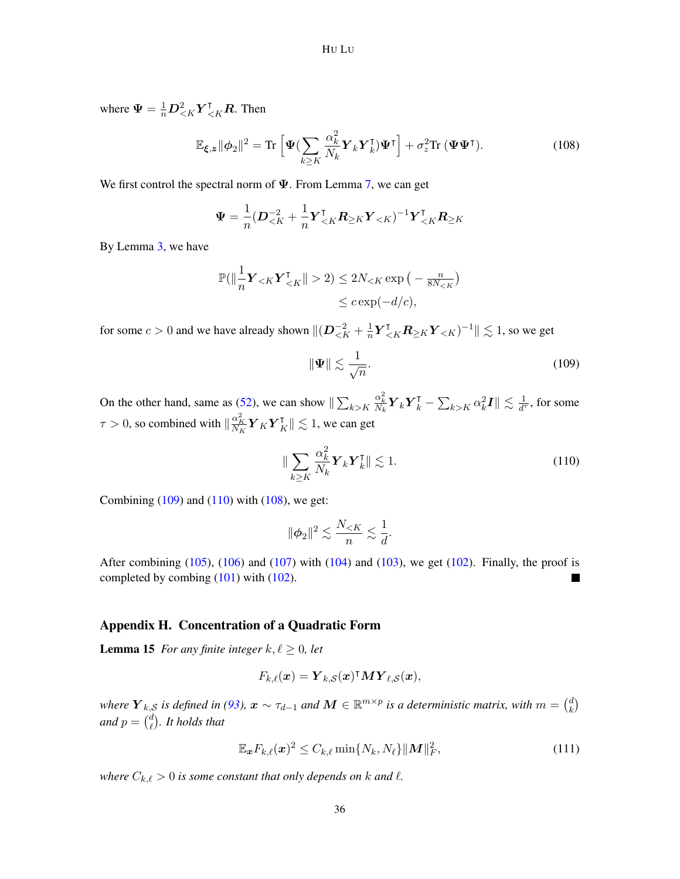where $\boldsymbol{\Psi} = \frac{1}{n}\boldsymbol{D}_{<K}^2 \boldsymbol{Y}_{<K}^\intercal \boldsymbol{R}$. Then

$$\mathbb{E}_{\boldsymbol{\xi},\boldsymbol{z}}\|\boldsymbol{\phi}_2\|^2 = \text{Tr}\left[\boldsymbol{\Psi}(\sum_{k\geq K}\frac{\alpha_k^2}{N_k}\boldsymbol{Y}_k\boldsymbol{Y}_k^\intercal)\boldsymbol{\Psi}^\intercal\right] + \sigma_z^2\text{Tr}\,(\boldsymbol{\Psi}\boldsymbol{\Psi}^\intercal). \tag{108}$$

We first control the spectral norm of $\boldsymbol{\Psi}$. From Lemma 7, we can get

$$\boldsymbol{\Psi} = \frac{1}{n}(\boldsymbol{D}_{<K}^{-2} + \frac{1}{n}\boldsymbol{Y}_{<K}^\intercal \boldsymbol{R}_{\geq K}\boldsymbol{Y}_{<K})^{-1}\boldsymbol{Y}_{<K}^\intercal \boldsymbol{R}_{\geq K}$$

By Lemma 3, we have

$$\begin{aligned}\mathbb{P}(\|\frac{1}{n}\boldsymbol{Y}_{<K}\boldsymbol{Y}_{<K}^\intercal\| > 2) &\leq 2N_{<K}\exp\left(-\tfrac{n}{8N_{<K}}\right)\\ &\leq c\exp(-d/c),\end{aligned}$$

for some $c>0$ and we have already shown $\|(\boldsymbol{D}_{<K}^{-2} + \frac{1}{n}\boldsymbol{Y}_{<K}^\intercal \boldsymbol{R}_{\geq K}\boldsymbol{Y}_{<K})^{-1}\| \lesssim 1$, so we get

$$\|\boldsymbol{\Psi}\| \lesssim \frac{1}{\sqrt{n}}. \tag{109}$$

On the other hand, same as (52), we can show $\|\sum_{k>K}\frac{\alpha_k^2}{N_k}\boldsymbol{Y}_k\boldsymbol{Y}_k^\intercal - \sum_{k>K}\alpha_k^2\boldsymbol{I}\| \lesssim \frac{1}{d^\tau}$, for some $\tau > 0$, so combined with $\|\frac{\alpha_K^2}{N_K}\boldsymbol{Y}_K\boldsymbol{Y}_K^\intercal\| \lesssim 1$, we can get

$$\|\sum_{k\geq K}\frac{\alpha_k^2}{N_k}\boldsymbol{Y}_k\boldsymbol{Y}_k^\intercal\| \lesssim 1. \tag{110}$$

Combining (109) and (110) with (108), we get:

$$\|\boldsymbol{\phi}_2\|^2 \lesssim \frac{N_{<K}}{n} \lesssim \frac{1}{d}.$$

After combining (105), (106) and (107) with (104) and (103), we get (102). Finally, the proof is completed by combing (101) with (102). ■

## Appendix H. Concentration of a Quadratic Form

**Lemma 15** *For any finite integer $k,\ell \geq 0$, let*

$$F_{k,\ell}(\boldsymbol{x}) = \boldsymbol{Y}_{k,\mathcal{S}}(\boldsymbol{x})^\intercal \boldsymbol{M}\boldsymbol{Y}_{\ell,\mathcal{S}}(\boldsymbol{x}),$$

*where $\boldsymbol{Y}_{k,\mathcal{S}}$ is defined in (93), $\boldsymbol{x}\sim\tau_{d-1}$ and $\boldsymbol{M}\in\mathbb{R}^{m\times p}$ is a deterministic matrix, with $m=\binom{d}{k}$ and $p=\binom{d}{\ell}$. It holds that*

$$\mathbb{E}_{\boldsymbol{x}}F_{k,\ell}(\boldsymbol{x})^2 \leq C_{k,\ell}\min\{N_k,N_\ell\}\|\boldsymbol{M}\|_F^2, \tag{111}$$

*where $C_{k,\ell}>0$ is some constant that only depends on $k$ and $\ell$.*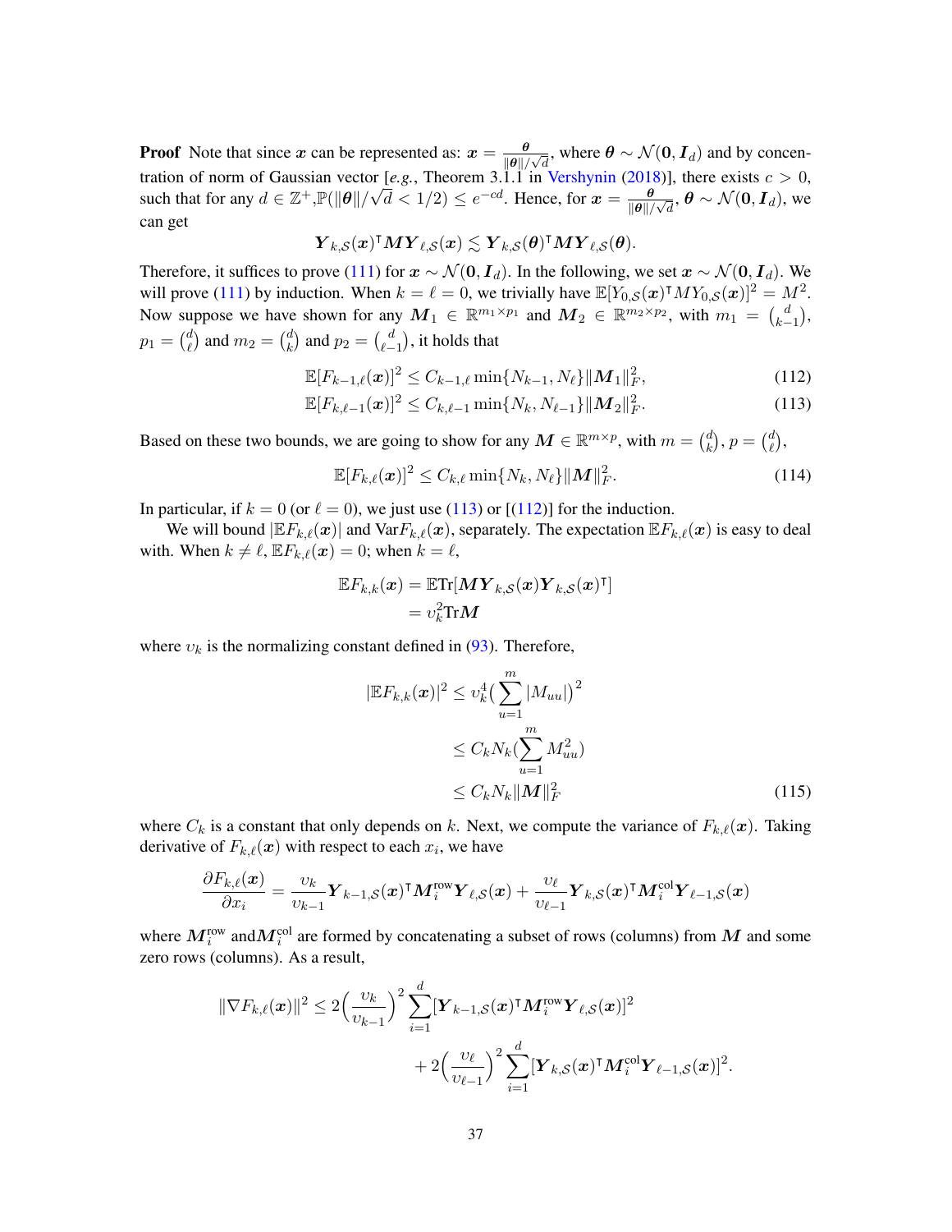**Proof** Note that since $\boldsymbol{x}$ can be represented as: $\boldsymbol{x} = \frac{\boldsymbol{\theta}}{\|\boldsymbol{\theta}\|/\sqrt{d}}$, where $\boldsymbol{\theta} \sim \mathcal{N}(\boldsymbol{0}, \boldsymbol{I}_d)$ and by concentration of norm of Gaussian vector [*e.g.*, Theorem 3.1.1 in Vershynin (2018)], there exists $c > 0$, such that for any $d \in \mathbb{Z}^+$, $\mathbb{P}(\|\boldsymbol{\theta}\|/\sqrt{d} < 1/2) \leq e^{-cd}$. Hence, for $\boldsymbol{x} = \frac{\boldsymbol{\theta}}{\|\boldsymbol{\theta}\|/\sqrt{d}}$, $\boldsymbol{\theta} \sim \mathcal{N}(\boldsymbol{0}, \boldsymbol{I}_d)$, we can get

$$\boldsymbol{Y}_{k,\mathcal{S}}(\boldsymbol{x})^\intercal \boldsymbol{M} \boldsymbol{Y}_{\ell,\mathcal{S}}(\boldsymbol{x}) \lesssim \boldsymbol{Y}_{k,\mathcal{S}}(\boldsymbol{\theta})^\intercal \boldsymbol{M} \boldsymbol{Y}_{\ell,\mathcal{S}}(\boldsymbol{\theta}).$$

Therefore, it suffices to prove (111) for $\boldsymbol{x} \sim \mathcal{N}(\boldsymbol{0}, \boldsymbol{I}_d)$. In the following, we set $\boldsymbol{x} \sim \mathcal{N}(\boldsymbol{0}, \boldsymbol{I}_d)$. We will prove (111) by induction. When $k = \ell = 0$, we trivially have $\mathbb{E}[Y_{0,\mathcal{S}}(\boldsymbol{x})^\intercal M Y_{0,\mathcal{S}}(\boldsymbol{x})]^2 = M^2$. Now suppose we have shown for any $\boldsymbol{M}_1 \in \mathbb{R}^{m_1 \times p_1}$ and $\boldsymbol{M}_2 \in \mathbb{R}^{m_2 \times p_2}$, with $m_1 = \binom{d}{k-1}$, $p_1 = \binom{d}{\ell}$ and $m_2 = \binom{d}{k}$ and $p_2 = \binom{d}{\ell-1}$, it holds that

$$\mathbb{E}[F_{k-1,\ell}(\boldsymbol{x})]^2 \leq C_{k-1,\ell} \min\{N_{k-1}, N_\ell\} \|\boldsymbol{M}_1\|_F^2, \tag{112}$$

$$\mathbb{E}[F_{k,\ell-1}(\boldsymbol{x})]^2 \leq C_{k,\ell-1} \min\{N_k, N_{\ell-1}\} \|\boldsymbol{M}_2\|_F^2. \tag{113}$$

Based on these two bounds, we are going to show for any $\boldsymbol{M} \in \mathbb{R}^{m \times p}$, with $m = \binom{d}{k}$, $p = \binom{d}{\ell}$,

$$\mathbb{E}[F_{k,\ell}(\boldsymbol{x})]^2 \leq C_{k,\ell} \min\{N_k, N_\ell\} \|\boldsymbol{M}\|_F^2. \tag{114}$$

In particular, if $k = 0$ (or $\ell = 0$), we just use (113) or [(112)] for the induction.

We will bound $|\mathbb{E}F_{k,\ell}(\boldsymbol{x})|$ and $\text{Var}F_{k,\ell}(\boldsymbol{x})$, separately. The expectation $\mathbb{E}F_{k,\ell}(\boldsymbol{x})$ is easy to deal with. When $k \neq \ell$, $\mathbb{E}F_{k,\ell}(\boldsymbol{x}) = 0$; when $k = \ell$,

$$\begin{aligned}
\mathbb{E}F_{k,k}(\boldsymbol{x}) &= \mathbb{E}\text{Tr}[\boldsymbol{M}\boldsymbol{Y}_{k,\mathcal{S}}(\boldsymbol{x})\boldsymbol{Y}_{k,\mathcal{S}}(\boldsymbol{x})^\intercal] \\
&= \upsilon_k^2 \text{Tr}\boldsymbol{M}
\end{aligned}$$

where $\upsilon_k$ is the normalizing constant defined in (93). Therefore,

$$\begin{aligned}
|\mathbb{E}F_{k,k}(\boldsymbol{x})|^2 &\leq \upsilon_k^4 \Big(\sum_{u=1}^m |M_{uu}|\Big)^2 \\
&\leq C_k N_k \Big(\sum_{u=1}^m M_{uu}^2\Big) \\
&\leq C_k N_k \|\boldsymbol{M}\|_F^2
\end{aligned} \tag{115}$$

where $C_k$ is a constant that only depends on $k$. Next, we compute the variance of $F_{k,\ell}(\boldsymbol{x})$. Taking derivative of $F_{k,\ell}(\boldsymbol{x})$ with respect to each $x_i$, we have

$$\frac{\partial F_{k,\ell}(\boldsymbol{x})}{\partial x_i} = \frac{\upsilon_k}{\upsilon_{k-1}} \boldsymbol{Y}_{k-1,\mathcal{S}}(\boldsymbol{x})^\intercal \boldsymbol{M}_i^{\text{row}} \boldsymbol{Y}_{\ell,\mathcal{S}}(\boldsymbol{x}) + \frac{\upsilon_\ell}{\upsilon_{\ell-1}} \boldsymbol{Y}_{k,\mathcal{S}}(\boldsymbol{x})^\intercal \boldsymbol{M}_i^{\text{col}} \boldsymbol{Y}_{\ell-1,\mathcal{S}}(\boldsymbol{x})$$

where $\boldsymbol{M}_i^{\text{row}}$ and $\boldsymbol{M}_i^{\text{col}}$ are formed by concatenating a subset of rows (columns) from $\boldsymbol{M}$ and some zero rows (columns). As a result,

$$\begin{aligned}
\|\nabla F_{k,\ell}(\boldsymbol{x})\|^2 \leq\ & 2\Big(\frac{\upsilon_k}{\upsilon_{k-1}}\Big)^2 \sum_{i=1}^d [\boldsymbol{Y}_{k-1,\mathcal{S}}(\boldsymbol{x})^\intercal \boldsymbol{M}_i^{\text{row}} \boldsymbol{Y}_{\ell,\mathcal{S}}(\boldsymbol{x})]^2 \\
&+ 2\Big(\frac{\upsilon_\ell}{\upsilon_{\ell-1}}\Big)^2 \sum_{i=1}^d [\boldsymbol{Y}_{k,\mathcal{S}}(\boldsymbol{x})^\intercal \boldsymbol{M}_i^{\text{col}} \boldsymbol{Y}_{\ell-1,\mathcal{S}}(\boldsymbol{x})]^2.
\end{aligned}$$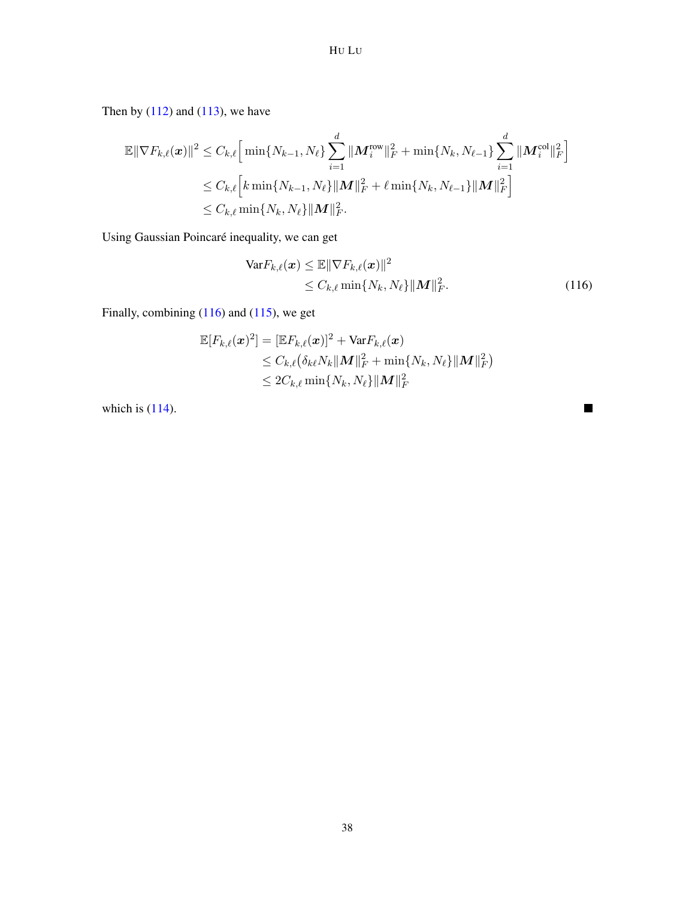Then by (112) and (113), we have

$$
\begin{aligned}
\mathbb{E}\|\nabla F_{k,\ell}(\boldsymbol{x})\|^2 &\le C_{k,\ell}\Big[\min\{N_{k-1}, N_\ell\}\sum_{i=1}^{d}\|\boldsymbol{M}_i^{\text{row}}\|_F^2 + \min\{N_k, N_{\ell-1}\}\sum_{i=1}^{d}\|\boldsymbol{M}_i^{\text{col}}\|_F^2\Big] \\
&\le C_{k,\ell}\Big[k\min\{N_{k-1}, N_\ell\}\|\boldsymbol{M}\|_F^2 + \ell\min\{N_k, N_{\ell-1}\}\|\boldsymbol{M}\|_F^2\Big] \\
&\le C_{k,\ell}\min\{N_k, N_\ell\}\|\boldsymbol{M}\|_F^2.
\end{aligned}
$$

Using Gaussian Poincaré inequality, we can get

$$
\begin{aligned}
\text{Var}F_{k,\ell}(\boldsymbol{x}) &\le \mathbb{E}\|\nabla F_{k,\ell}(\boldsymbol{x})\|^2 \\
&\le C_{k,\ell}\min\{N_k, N_\ell\}\|\boldsymbol{M}\|_F^2.
\end{aligned} \tag{116}
$$

Finally, combining (116) and (115), we get

$$
\begin{aligned}
\mathbb{E}[F_{k,\ell}(\boldsymbol{x})^2] &= [\mathbb{E}F_{k,\ell}(\boldsymbol{x})]^2 + \text{Var}F_{k,\ell}(\boldsymbol{x}) \\
&\le C_{k,\ell}\big(\delta_{k\ell}N_k\|\boldsymbol{M}\|_F^2 + \min\{N_k, N_\ell\}\|\boldsymbol{M}\|_F^2\big) \\
&\le 2C_{k,\ell}\min\{N_k, N_\ell\}\|\boldsymbol{M}\|_F^2
\end{aligned}
$$

which is (114). ■